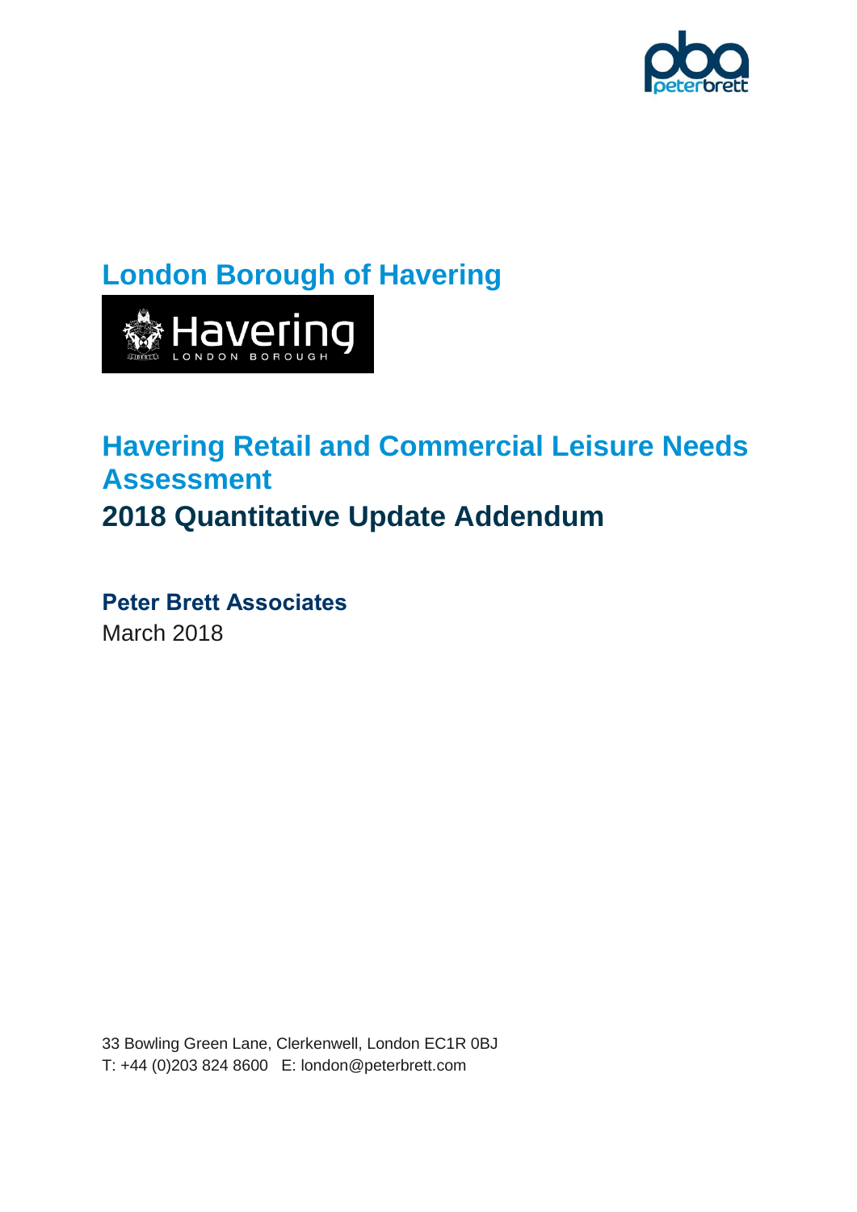# London Borough of Havering

# Havering Retail and Commercial Leisure Needs Assessment

## 2018 Quantitative Update Addendum

**Peter Brett Associates**

March 2018

33 Bowling Green Lane, Clerkenwell, London EC1R 0BJ

T: +44 (0)203 824 8600 E: london@peterbrett.com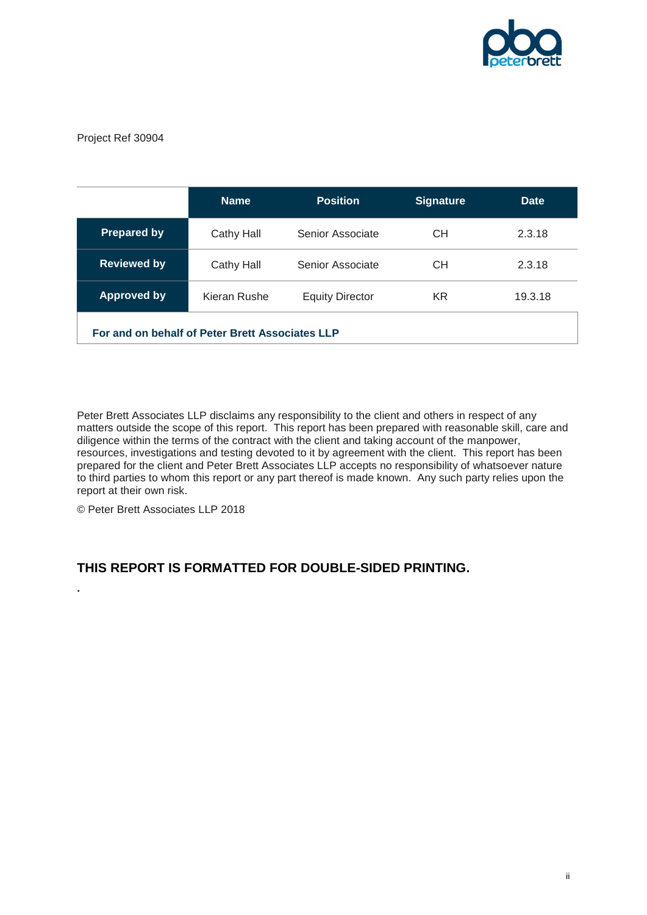Project Ref 30904

| | Name | Position | Signature | Date |
|---|---|---|---|---|
| **Prepared by** | Cathy Hall | Senior Associate | CH | 2.3.18 |
| **Reviewed by** | Cathy Hall | Senior Associate | CH | 2.3.18 |
| **Approved by** | Kieran Rushe | Equity Director | KR | 19.3.18 |
| **For and on behalf of Peter Brett Associates LLP** | | | | |

Peter Brett Associates LLP disclaims any responsibility to the client and others in respect of any matters outside the scope of this report. This report has been prepared with reasonable skill, care and diligence within the terms of the contract with the client and taking account of the manpower, resources, investigations and testing devoted to it by agreement with the client. This report has been prepared for the client and Peter Brett Associates LLP accepts no responsibility of whatsoever nature to third parties to whom this report or any part thereof is made known. Any such party relies upon the report at their own risk.

© Peter Brett Associates LLP 2018

**THIS REPORT IS FORMATTED FOR DOUBLE-SIDED PRINTING.**

.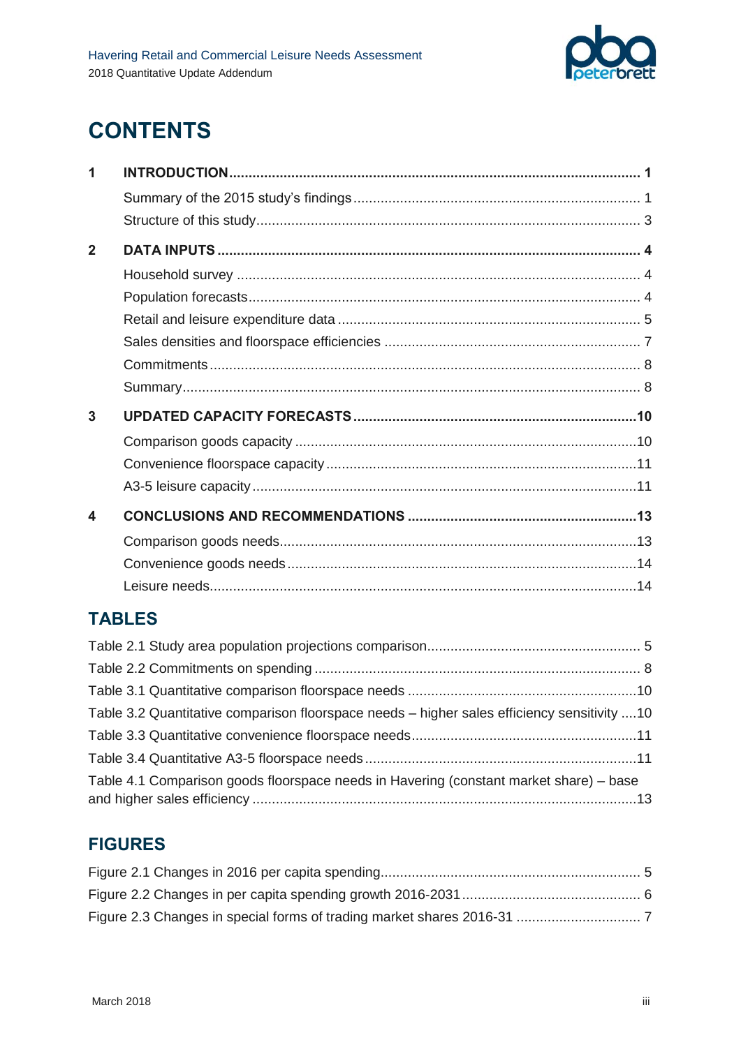# CONTENTS

**1 INTRODUCTION** ........................................................ **1**

- Summary of the 2015 study's findings ........................................................ 1
- Structure of this study ........................................................ 3

**2 DATA INPUTS** ........................................................ **4**

- Household survey ........................................................ 4
- Population forecasts ........................................................ 4
- Retail and leisure expenditure data ........................................................ 5
- Sales densities and floorspace efficiencies ........................................................ 7
- Commitments ........................................................ 8
- Summary ........................................................ 8

**3 UPDATED CAPACITY FORECASTS** ........................................................ **10**

- Comparison goods capacity ........................................................ 10
- Convenience floorspace capacity ........................................................ 11
- A3-5 leisure capacity ........................................................ 11

**4 CONCLUSIONS AND RECOMMENDATIONS** ........................................................ **13**

- Comparison goods needs ........................................................ 13
- Convenience goods needs ........................................................ 14
- Leisure needs ........................................................ 14

## TABLES

Table 2.1 Study area population projections comparison ........................................................ 5
Table 2.2 Commitments on spending ........................................................ 8
Table 3.1 Quantitative comparison floorspace needs ........................................................ 10
Table 3.2 Quantitative comparison floorspace needs – higher sales efficiency sensitivity .... 10
Table 3.3 Quantitative convenience floorspace needs ........................................................ 11
Table 3.4 Quantitative A3-5 floorspace needs ........................................................ 11
Table 4.1 Comparison goods floorspace needs in Havering (constant market share) – base and higher sales efficiency ........................................................ 13

## FIGURES

Figure 2.1 Changes in 2016 per capita spending ........................................................ 5
Figure 2.2 Changes in per capita spending growth 2016-2031 ........................................................ 6
Figure 2.3 Changes in special forms of trading market shares 2016-31 ........................................................ 7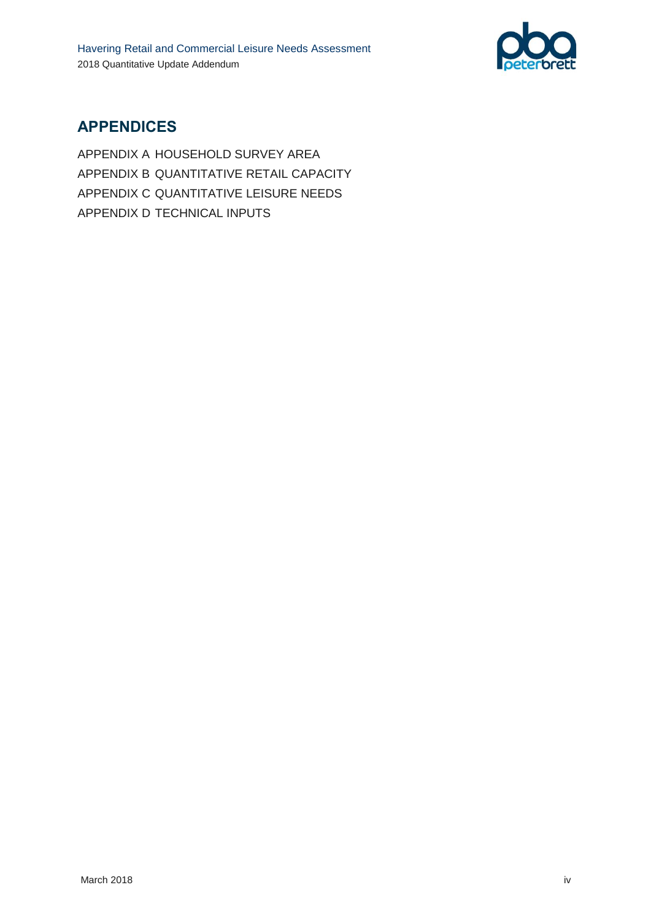## APPENDICES

APPENDIX A HOUSEHOLD SURVEY AREA
APPENDIX B QUANTITATIVE RETAIL CAPACITY
APPENDIX C QUANTITATIVE LEISURE NEEDS
APPENDIX D TECHNICAL INPUTS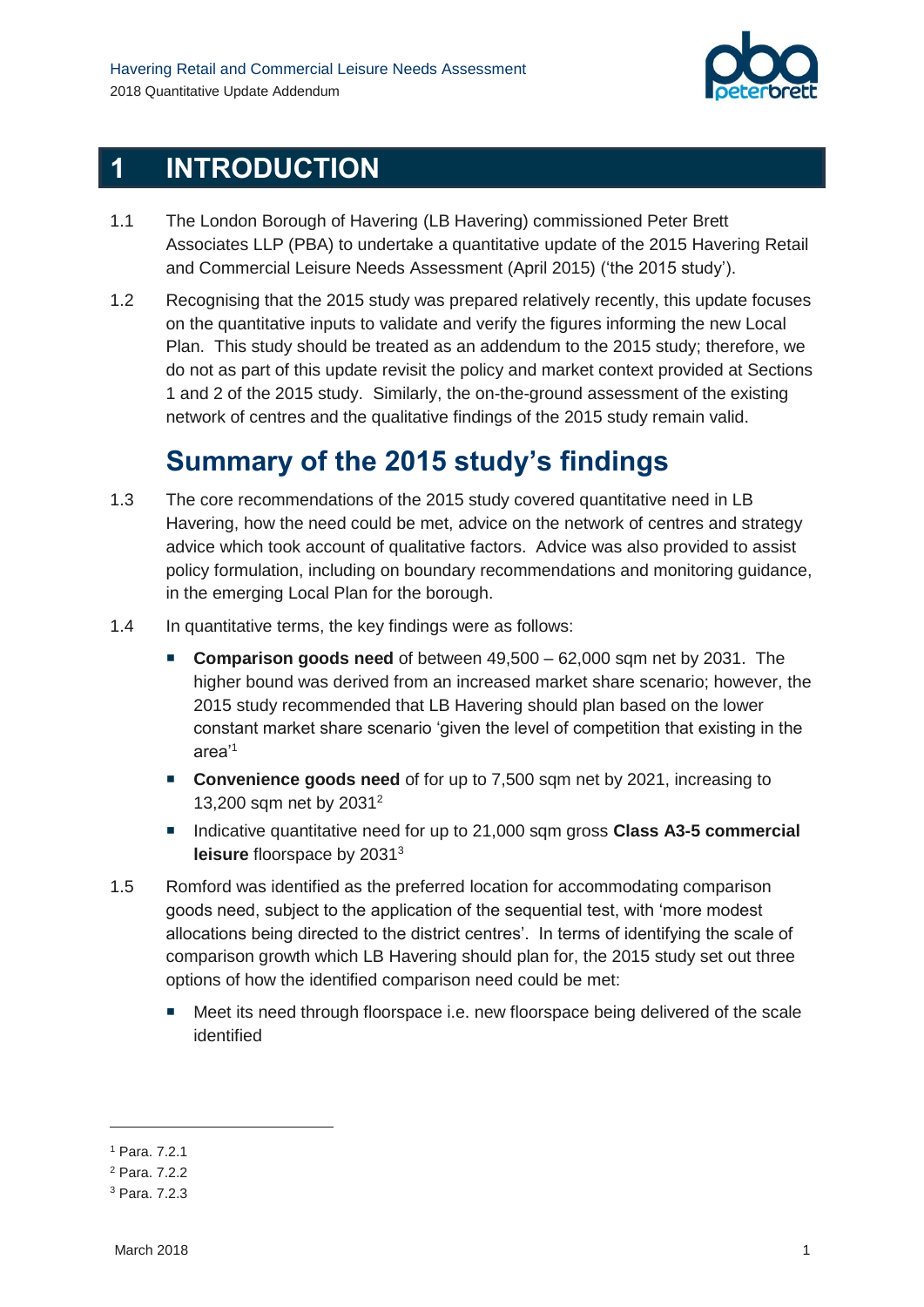# 1 INTRODUCTION

1.1 The London Borough of Havering (LB Havering) commissioned Peter Brett Associates LLP (PBA) to undertake a quantitative update of the 2015 Havering Retail and Commercial Leisure Needs Assessment (April 2015) ('the 2015 study').

1.2 Recognising that the 2015 study was prepared relatively recently, this update focuses on the quantitative inputs to validate and verify the figures informing the new Local Plan. This study should be treated as an addendum to the 2015 study; therefore, we do not as part of this update revisit the policy and market context provided at Sections 1 and 2 of the 2015 study. Similarly, the on-the-ground assessment of the existing network of centres and the qualitative findings of the 2015 study remain valid.

## Summary of the 2015 study's findings

1.3 The core recommendations of the 2015 study covered quantitative need in LB Havering, how the need could be met, advice on the network of centres and strategy advice which took account of qualitative factors. Advice was also provided to assist policy formulation, including on boundary recommendations and monitoring guidance, in the emerging Local Plan for the borough.

1.4 In quantitative terms, the key findings were as follows:

- **Comparison goods need** of between 49,500 – 62,000 sqm net by 2031. The higher bound was derived from an increased market share scenario; however, the 2015 study recommended that LB Havering should plan based on the lower constant market share scenario 'given the level of competition that existing in the area'[1]
- **Convenience goods need** of for up to 7,500 sqm net by 2021, increasing to 13,200 sqm net by 2031[2]
- Indicative quantitative need for up to 21,000 sqm gross **Class A3-5 commercial leisure** floorspace by 2031[3]

1.5 Romford was identified as the preferred location for accommodating comparison goods need, subject to the application of the sequential test, with 'more modest allocations being directed to the district centres'. In terms of identifying the scale of comparison growth which LB Havering should plan for, the 2015 study set out three options of how the identified comparison need could be met:

- Meet its need through floorspace i.e. new floorspace being delivered of the scale identified

---

[1] Para. 7.2.1

[2] Para. 7.2.2

[3] Para. 7.2.3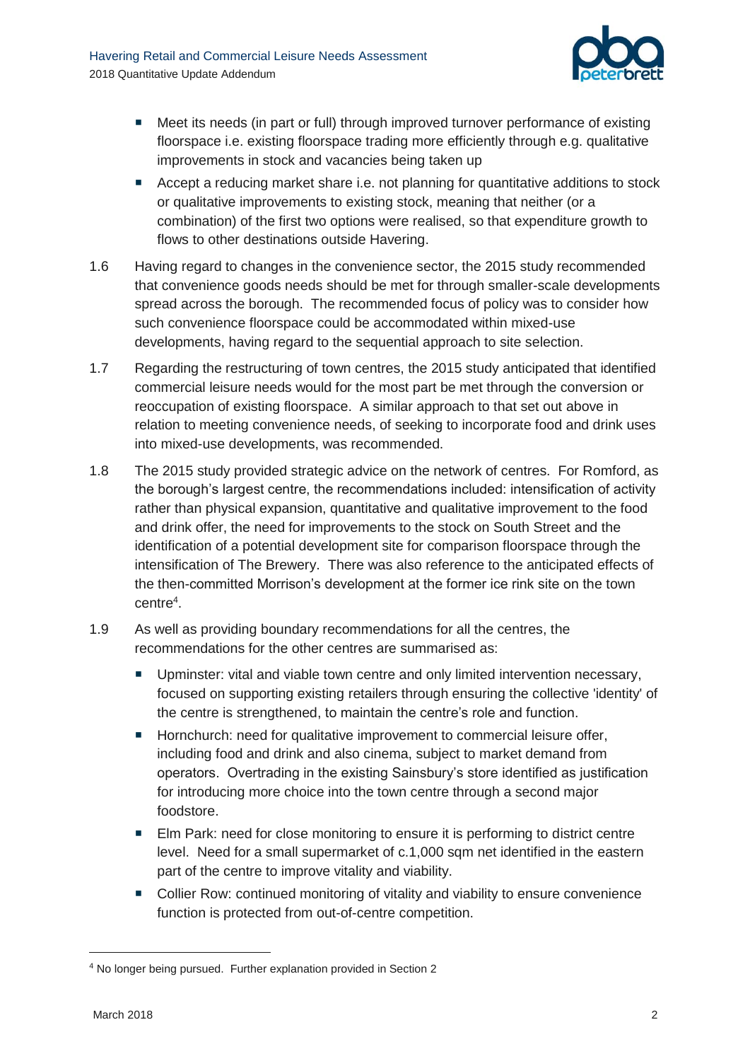- Meet its needs (in part or full) through improved turnover performance of existing floorspace i.e. existing floorspace trading more efficiently through e.g. qualitative improvements in stock and vacancies being taken up
- Accept a reducing market share i.e. not planning for quantitative additions to stock or qualitative improvements to existing stock, meaning that neither (or a combination) of the first two options were realised, so that expenditure growth to flows to other destinations outside Havering.

1.6 Having regard to changes in the convenience sector, the 2015 study recommended that convenience goods needs should be met for through smaller-scale developments spread across the borough. The recommended focus of policy was to consider how such convenience floorspace could be accommodated within mixed-use developments, having regard to the sequential approach to site selection.

1.7 Regarding the restructuring of town centres, the 2015 study anticipated that identified commercial leisure needs would for the most part be met through the conversion or reoccupation of existing floorspace. A similar approach to that set out above in relation to meeting convenience needs, of seeking to incorporate food and drink uses into mixed-use developments, was recommended.

1.8 The 2015 study provided strategic advice on the network of centres. For Romford, as the borough's largest centre, the recommendations included: intensification of activity rather than physical expansion, quantitative and qualitative improvement to the food and drink offer, the need for improvements to the stock on South Street and the identification of a potential development site for comparison floorspace through the intensification of The Brewery. There was also reference to the anticipated effects of the then-committed Morrison's development at the former ice rink site on the town centre[4].

1.9 As well as providing boundary recommendations for all the centres, the recommendations for the other centres are summarised as:

- Upminster: vital and viable town centre and only limited intervention necessary, focused on supporting existing retailers through ensuring the collective 'identity' of the centre is strengthened, to maintain the centre's role and function.
- Hornchurch: need for qualitative improvement to commercial leisure offer, including food and drink and also cinema, subject to market demand from operators. Overtrading in the existing Sainsbury's store identified as justification for introducing more choice into the town centre through a second major foodstore.
- Elm Park: need for close monitoring to ensure it is performing to district centre level. Need for a small supermarket of c.1,000 sqm net identified in the eastern part of the centre to improve vitality and viability.
- Collier Row: continued monitoring of vitality and viability to ensure convenience function is protected from out-of-centre competition.

[4] No longer being pursued. Further explanation provided in Section 2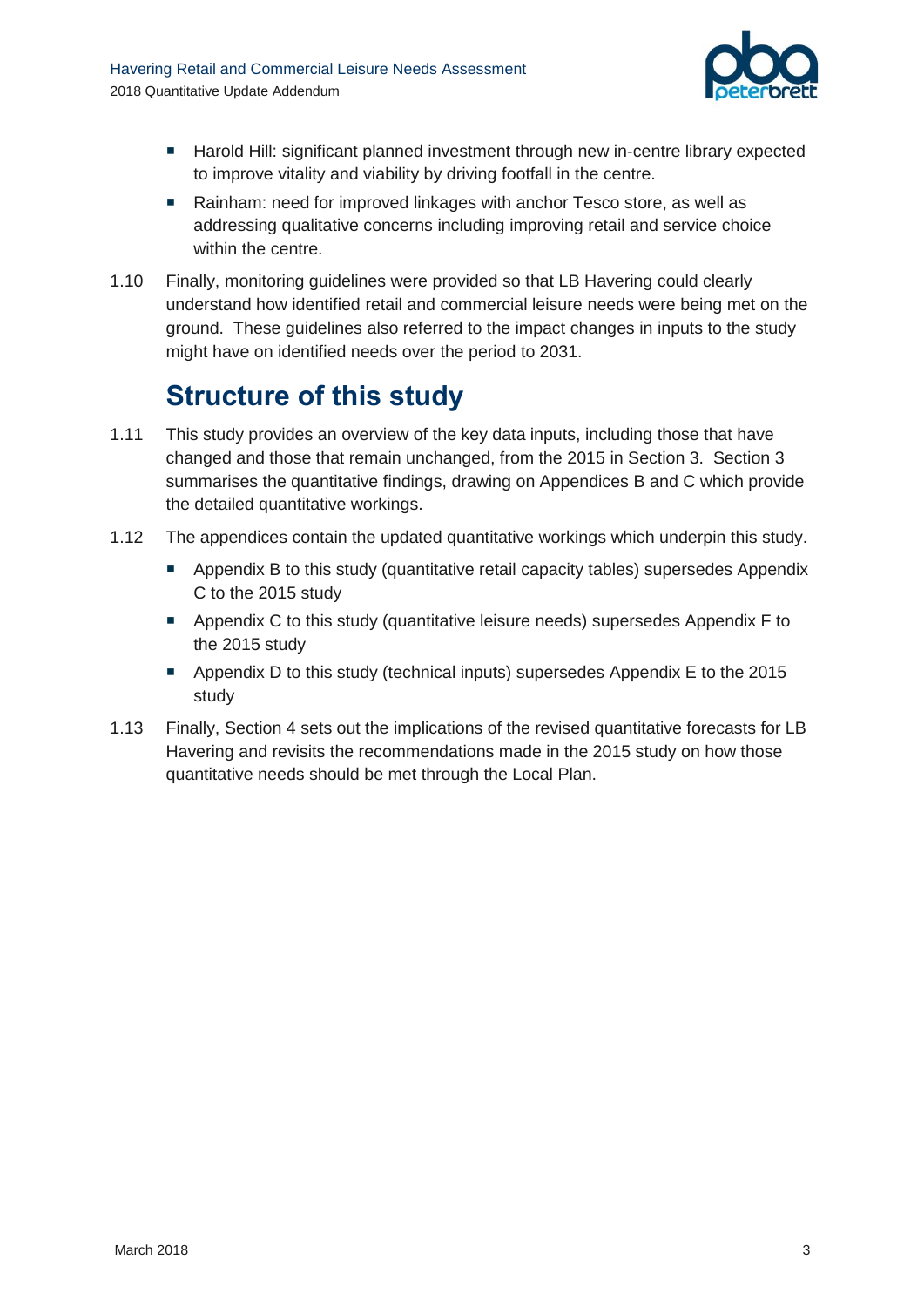- Harold Hill: significant planned investment through new in-centre library expected to improve vitality and viability by driving footfall in the centre.
- Rainham: need for improved linkages with anchor Tesco store, as well as addressing qualitative concerns including improving retail and service choice within the centre.

1.10 Finally, monitoring guidelines were provided so that LB Havering could clearly understand how identified retail and commercial leisure needs were being met on the ground. These guidelines also referred to the impact changes in inputs to the study might have on identified needs over the period to 2031.

## Structure of this study

1.11 This study provides an overview of the key data inputs, including those that have changed and those that remain unchanged, from the 2015 in Section 3. Section 3 summarises the quantitative findings, drawing on Appendices B and C which provide the detailed quantitative workings.

1.12 The appendices contain the updated quantitative workings which underpin this study.

- Appendix B to this study (quantitative retail capacity tables) supersedes Appendix C to the 2015 study
- Appendix C to this study (quantitative leisure needs) supersedes Appendix F to the 2015 study
- Appendix D to this study (technical inputs) supersedes Appendix E to the 2015 study

1.13 Finally, Section 4 sets out the implications of the revised quantitative forecasts for LB Havering and revisits the recommendations made in the 2015 study on how those quantitative needs should be met through the Local Plan.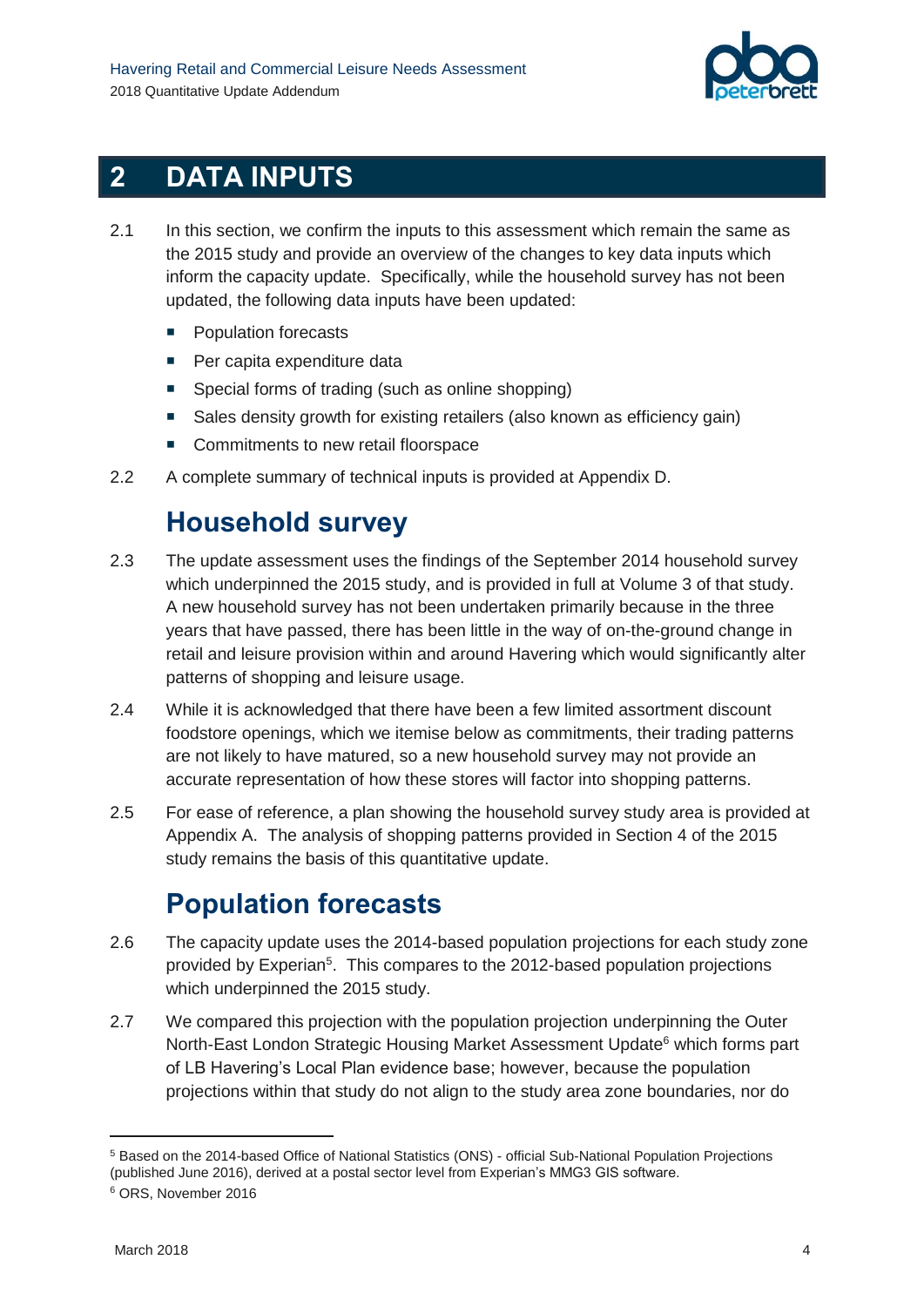# 2 DATA INPUTS

2.1 In this section, we confirm the inputs to this assessment which remain the same as the 2015 study and provide an overview of the changes to key data inputs which inform the capacity update. Specifically, while the household survey has not been updated, the following data inputs have been updated:

- Population forecasts
- Per capita expenditure data
- Special forms of trading (such as online shopping)
- Sales density growth for existing retailers (also known as efficiency gain)
- Commitments to new retail floorspace

2.2 A complete summary of technical inputs is provided at Appendix D.

## Household survey

2.3 The update assessment uses the findings of the September 2014 household survey which underpinned the 2015 study, and is provided in full at Volume 3 of that study. A new household survey has not been undertaken primarily because in the three years that have passed, there has been little in the way of on-the-ground change in retail and leisure provision within and around Havering which would significantly alter patterns of shopping and leisure usage.

2.4 While it is acknowledged that there have been a few limited assortment discount foodstore openings, which we itemise below as commitments, their trading patterns are not likely to have matured, so a new household survey may not provide an accurate representation of how these stores will factor into shopping patterns.

2.5 For ease of reference, a plan showing the household survey study area is provided at Appendix A. The analysis of shopping patterns provided in Section 4 of the 2015 study remains the basis of this quantitative update.

## Population forecasts

2.6 The capacity update uses the 2014-based population projections for each study zone provided by Experian[5]. This compares to the 2012-based population projections which underpinned the 2015 study.

2.7 We compared this projection with the population projection underpinning the Outer North-East London Strategic Housing Market Assessment Update[6] which forms part of LB Havering's Local Plan evidence base; however, because the population projections within that study do not align to the study area zone boundaries, nor do

---

[5] Based on the 2014-based Office of National Statistics (ONS) - official Sub-National Population Projections (published June 2016), derived at a postal sector level from Experian's MMG3 GIS software.

[6] ORS, November 2016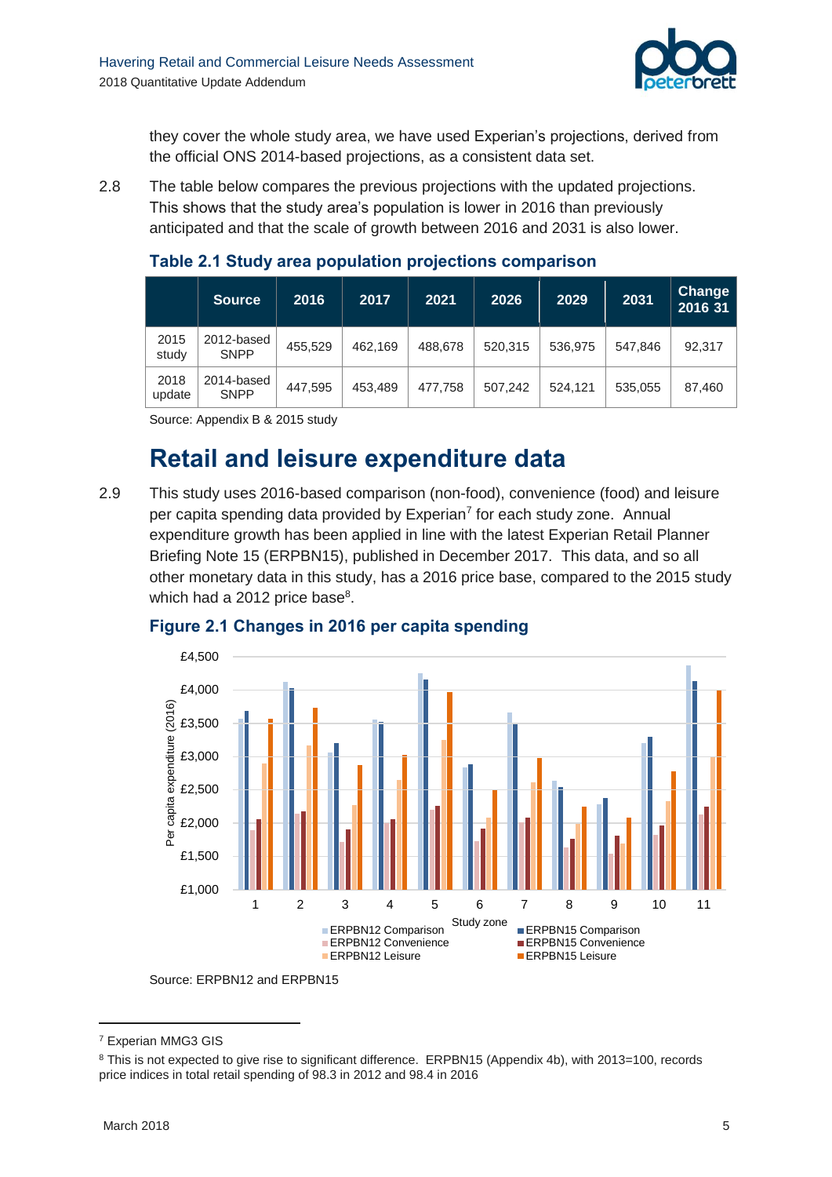they cover the whole study area, we have used Experian's projections, derived from the official ONS 2014-based projections, as a consistent data set.

2.8 The table below compares the previous projections with the updated projections. This shows that the study area's population is lower in 2016 than previously anticipated and that the scale of growth between 2016 and 2031 is also lower.

**Table 2.1 Study area population projections comparison**

| | Source | 2016 | 2017 | 2021 | 2026 | 2029 | 2031 | Change 2016 31 |
|---|---|---|---|---|---|---|---|---|
| 2015 study | 2012-based SNPP | 455,529 | 462,169 | 488,678 | 520,315 | 536,975 | 547,846 | 92,317 |
| 2018 update | 2014-based SNPP | 447,595 | 453,489 | 477,758 | 507,242 | 524,121 | 535,055 | 87,460 |

Source: Appendix B & 2015 study

## Retail and leisure expenditure data

2.9 This study uses 2016-based comparison (non-food), convenience (food) and leisure per capita spending data provided by Experian[7] for each study zone. Annual expenditure growth has been applied in line with the latest Experian Retail Planner Briefing Note 15 (ERPBN15), published in December 2017. This data, and so all other monetary data in this study, has a 2016 price base, compared to the 2015 study which had a 2012 price base[8].

**Figure 2.1 Changes in 2016 per capita spending**

Source: ERPBN12 and ERPBN15

[7] Experian MMG3 GIS

[8] This is not expected to give rise to significant difference. ERPBN15 (Appendix 4b), with 2013=100, records price indices in total retail spending of 98.3 in 2012 and 98.4 in 2016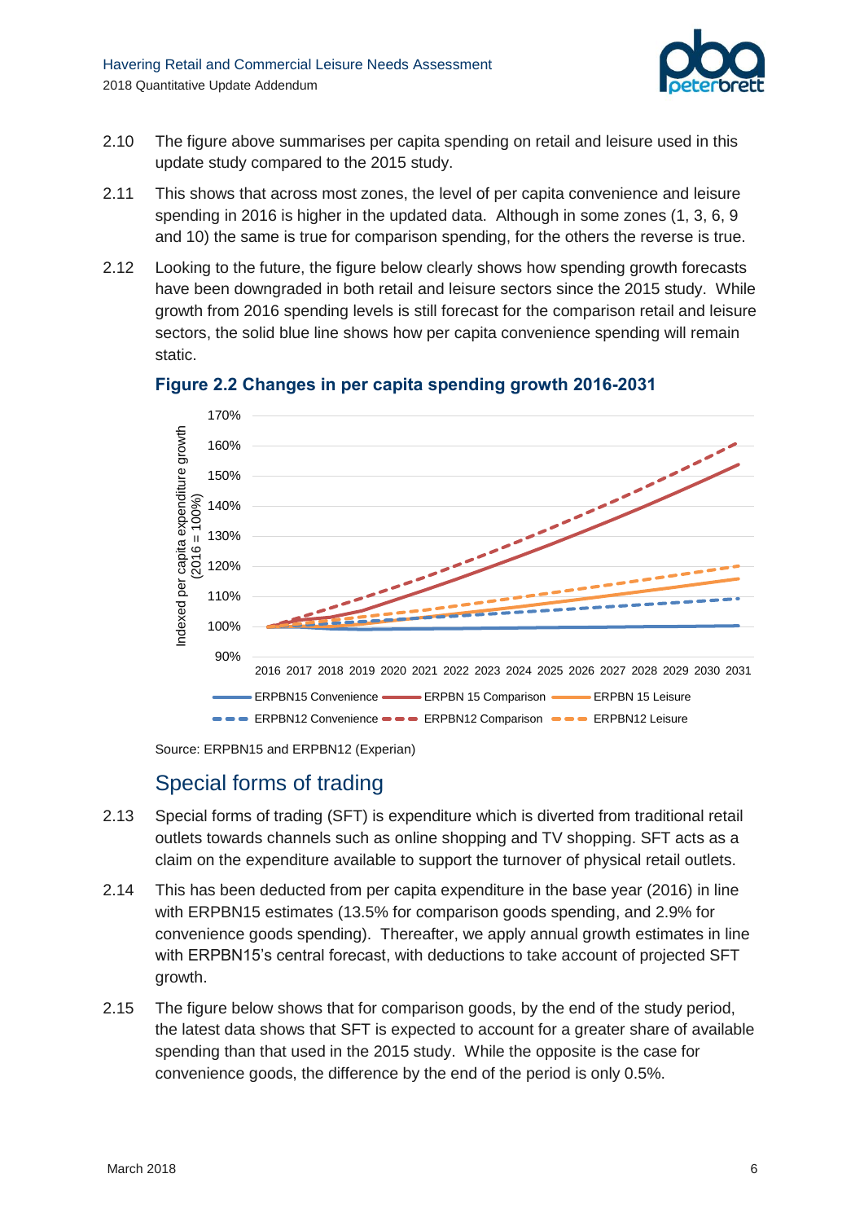2.10 The figure above summarises per capita spending on retail and leisure used in this update study compared to the 2015 study.

2.11 This shows that across most zones, the level of per capita convenience and leisure spending in 2016 is higher in the updated data. Although in some zones (1, 3, 6, 9 and 10) the same is true for comparison spending, for the others the reverse is true.

2.12 Looking to the future, the figure below clearly shows how spending growth forecasts have been downgraded in both retail and leisure sectors since the 2015 study. While growth from 2016 spending levels is still forecast for the comparison retail and leisure sectors, the solid blue line shows how per capita convenience spending will remain static.

**Figure 2.2 Changes in per capita spending growth 2016-2031**

Source: ERPBN15 and ERPBN12 (Experian)

## Special forms of trading

2.13 Special forms of trading (SFT) is expenditure which is diverted from traditional retail outlets towards channels such as online shopping and TV shopping. SFT acts as a claim on the expenditure available to support the turnover of physical retail outlets.

2.14 This has been deducted from per capita expenditure in the base year (2016) in line with ERPBN15 estimates (13.5% for comparison goods spending, and 2.9% for convenience goods spending). Thereafter, we apply annual growth estimates in line with ERPBN15's central forecast, with deductions to take account of projected SFT growth.

2.15 The figure below shows that for comparison goods, by the end of the study period, the latest data shows that SFT is expected to account for a greater share of available spending than that used in the 2015 study. While the opposite is the case for convenience goods, the difference by the end of the period is only 0.5%.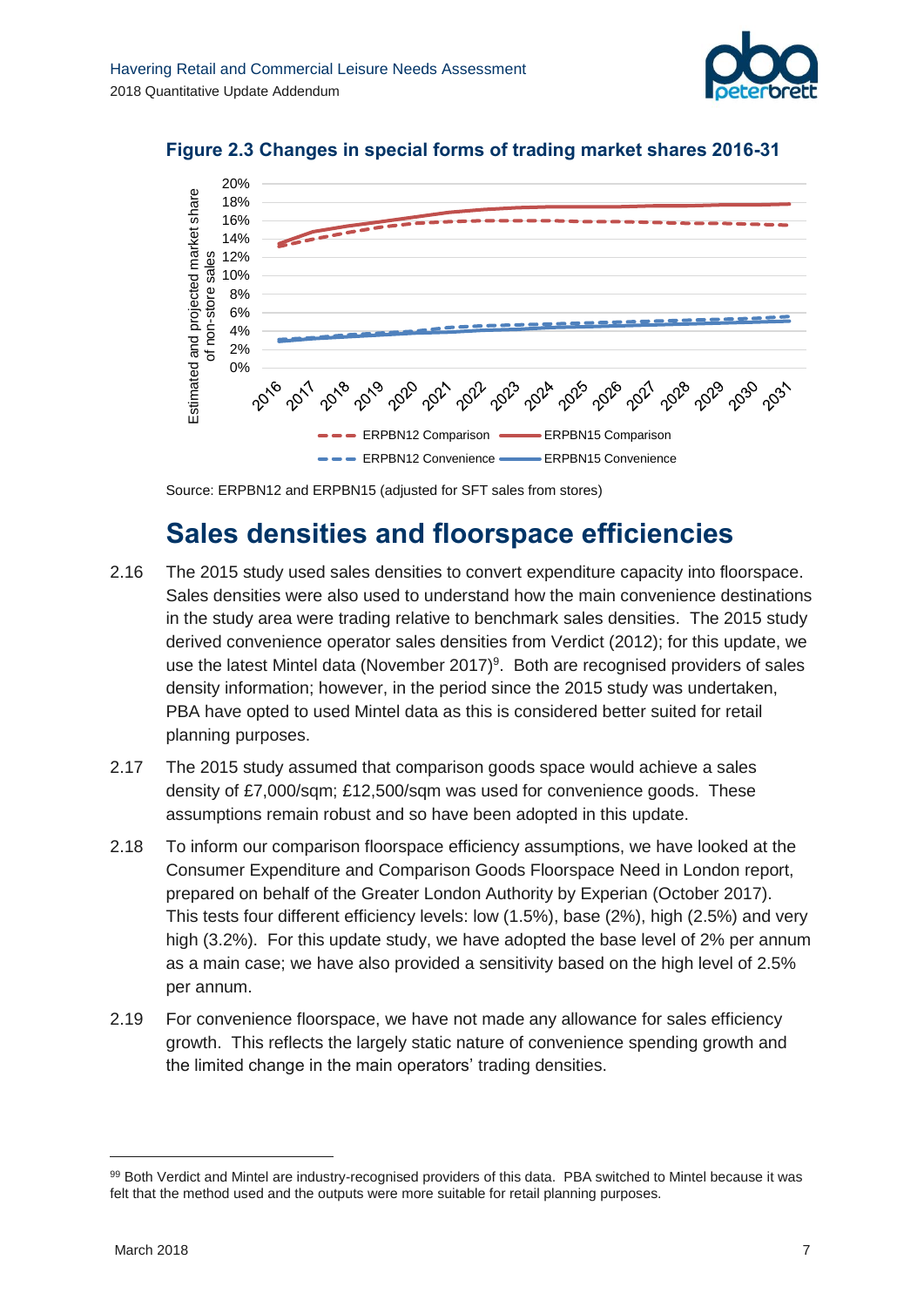**Figure 2.3 Changes in special forms of trading market shares 2016-31**

Source: ERPBN12 and ERPBN15 (adjusted for SFT sales from stores)

## Sales densities and floorspace efficiencies

2.16 The 2015 study used sales densities to convert expenditure capacity into floorspace. Sales densities were also used to understand how the main convenience destinations in the study area were trading relative to benchmark sales densities. The 2015 study derived convenience operator sales densities from Verdict (2012); for this update, we use the latest Mintel data (November 2017)[9]. Both are recognised providers of sales density information; however, in the period since the 2015 study was undertaken, PBA have opted to used Mintel data as this is considered better suited for retail planning purposes.

2.17 The 2015 study assumed that comparison goods space would achieve a sales density of £7,000/sqm; £12,500/sqm was used for convenience goods. These assumptions remain robust and so have been adopted in this update.

2.18 To inform our comparison floorspace efficiency assumptions, we have looked at the Consumer Expenditure and Comparison Goods Floorspace Need in London report, prepared on behalf of the Greater London Authority by Experian (October 2017). This tests four different efficiency levels: low (1.5%), base (2%), high (2.5%) and very high (3.2%). For this update study, we have adopted the base level of 2% per annum as a main case; we have also provided a sensitivity based on the high level of 2.5% per annum.

2.19 For convenience floorspace, we have not made any allowance for sales efficiency growth. This reflects the largely static nature of convenience spending growth and the limited change in the main operators' trading densities.

[9] Both Verdict and Mintel are industry-recognised providers of this data. PBA switched to Mintel because it was felt that the method used and the outputs were more suitable for retail planning purposes.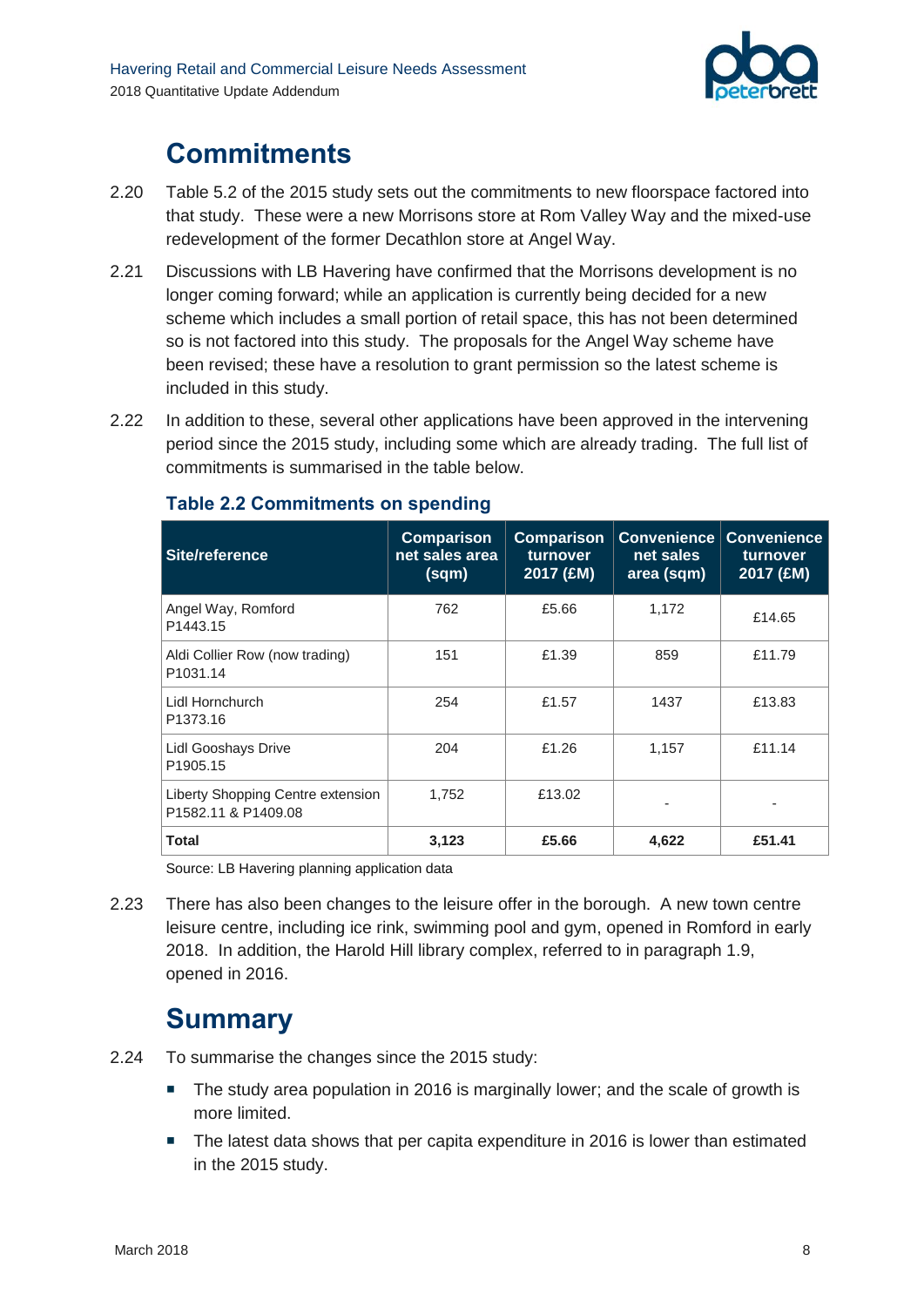## Commitments

2.20 Table 5.2 of the 2015 study sets out the commitments to new floorspace factored into that study. These were a new Morrisons store at Rom Valley Way and the mixed-use redevelopment of the former Decathlon store at Angel Way.

2.21 Discussions with LB Havering have confirmed that the Morrisons development is no longer coming forward; while an application is currently being decided for a new scheme which includes a small portion of retail space, this has not been determined so is not factored into this study. The proposals for the Angel Way scheme have been revised; these have a resolution to grant permission so the latest scheme is included in this study.

2.22 In addition to these, several other applications have been approved in the intervening period since the 2015 study, including some which are already trading. The full list of commitments is summarised in the table below.

### Table 2.2 Commitments on spending

| Site/reference | Comparison net sales area (sqm) | Comparison turnover 2017 (£M) | Convenience net sales area (sqm) | Convenience turnover 2017 (£M) |
|---|---|---|---|---|
| Angel Way, Romford P1443.15 | 762 | £5.66 | 1,172 | £14.65 |
| Aldi Collier Row (now trading) P1031.14 | 151 | £1.39 | 859 | £11.79 |
| Lidl Hornchurch P1373.16 | 254 | £1.57 | 1437 | £13.83 |
| Lidl Gooshays Drive P1905.15 | 204 | £1.26 | 1,157 | £11.14 |
| Liberty Shopping Centre extension P1582.11 & P1409.08 | 1,752 | £13.02 | - | - |
| **Total** | **3,123** | **£5.66** | **4,622** | **£51.41** |

Source: LB Havering planning application data

2.23 There has also been changes to the leisure offer in the borough. A new town centre leisure centre, including ice rink, swimming pool and gym, opened in Romford in early 2018. In addition, the Harold Hill library complex, referred to in paragraph 1.9, opened in 2016.

## Summary

2.24 To summarise the changes since the 2015 study:

- The study area population in 2016 is marginally lower; and the scale of growth is more limited.
- The latest data shows that per capita expenditure in 2016 is lower than estimated in the 2015 study.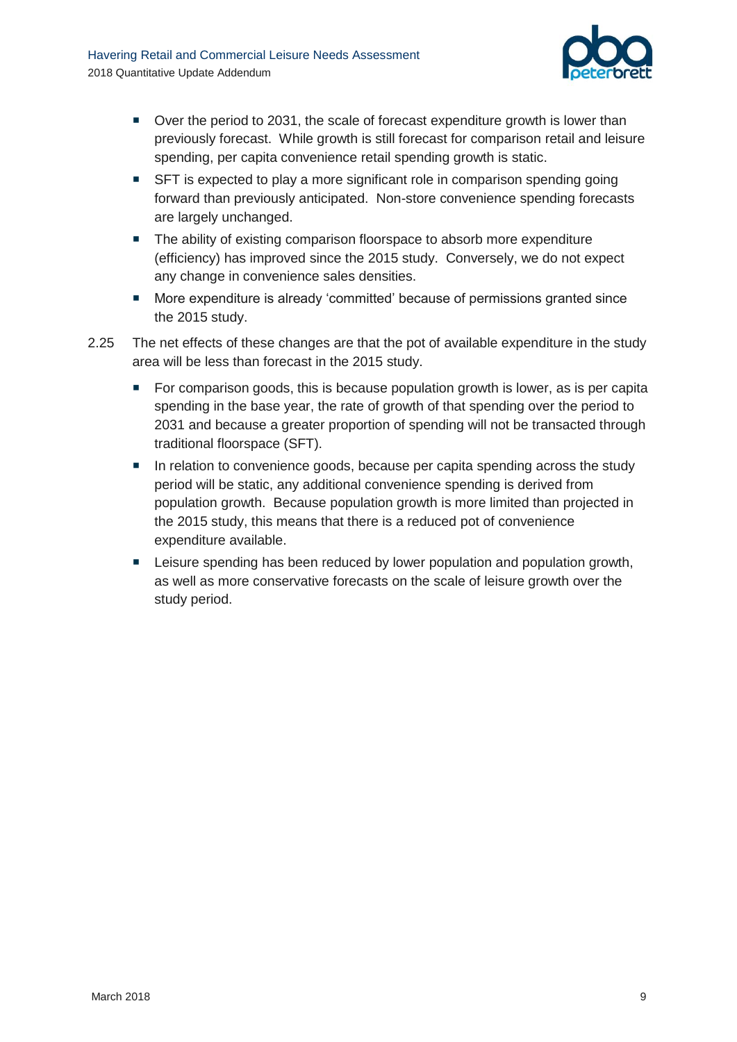- Over the period to 2031, the scale of forecast expenditure growth is lower than previously forecast. While growth is still forecast for comparison retail and leisure spending, per capita convenience retail spending growth is static.
- SFT is expected to play a more significant role in comparison spending going forward than previously anticipated. Non-store convenience spending forecasts are largely unchanged.
- The ability of existing comparison floorspace to absorb more expenditure (efficiency) has improved since the 2015 study. Conversely, we do not expect any change in convenience sales densities.
- More expenditure is already 'committed' because of permissions granted since the 2015 study.

2.25 The net effects of these changes are that the pot of available expenditure in the study area will be less than forecast in the 2015 study.

- For comparison goods, this is because population growth is lower, as is per capita spending in the base year, the rate of growth of that spending over the period to 2031 and because a greater proportion of spending will not be transacted through traditional floorspace (SFT).
- In relation to convenience goods, because per capita spending across the study period will be static, any additional convenience spending is derived from population growth. Because population growth is more limited than projected in the 2015 study, this means that there is a reduced pot of convenience expenditure available.
- Leisure spending has been reduced by lower population and population growth, as well as more conservative forecasts on the scale of leisure growth over the study period.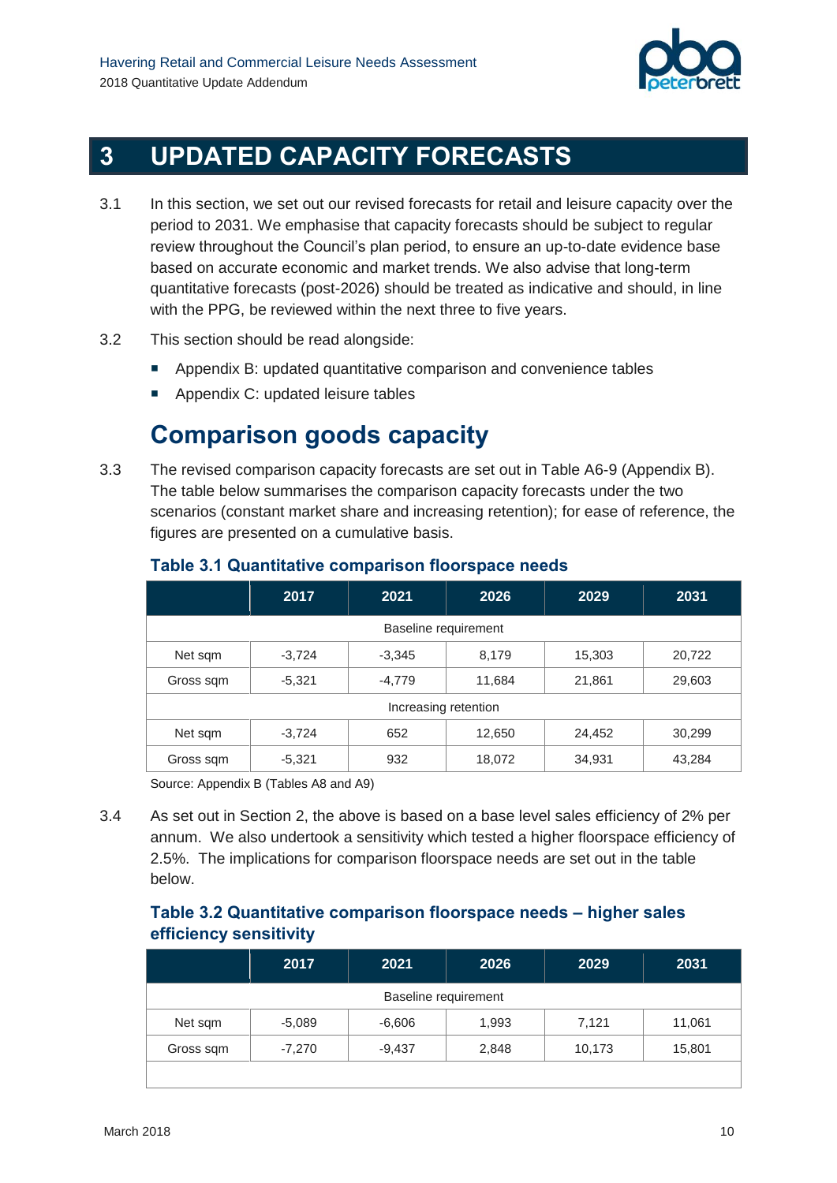# 3 UPDATED CAPACITY FORECASTS

3.1 In this section, we set out our revised forecasts for retail and leisure capacity over the period to 2031. We emphasise that capacity forecasts should be subject to regular review throughout the Council's plan period, to ensure an up-to-date evidence base based on accurate economic and market trends. We also advise that long-term quantitative forecasts (post-2026) should be treated as indicative and should, in line with the PPG, be reviewed within the next three to five years.

3.2 This section should be read alongside:

- Appendix B: updated quantitative comparison and convenience tables
- Appendix C: updated leisure tables

## Comparison goods capacity

3.3 The revised comparison capacity forecasts are set out in Table A6-9 (Appendix B). The table below summarises the comparison capacity forecasts under the two scenarios (constant market share and increasing retention); for ease of reference, the figures are presented on a cumulative basis.

### Table 3.1 Quantitative comparison floorspace needs

| | 2017 | 2021 | 2026 | 2029 | 2031 |
|---|---|---|---|---|---|
| Baseline requirement | | | | | |
| Net sqm | -3,724 | -3,345 | 8,179 | 15,303 | 20,722 |
| Gross sqm | -5,321 | -4,779 | 11,684 | 21,861 | 29,603 |
| Increasing retention | | | | | |
| Net sqm | -3,724 | 652 | 12,650 | 24,452 | 30,299 |
| Gross sqm | -5,321 | 932 | 18,072 | 34,931 | 43,284 |

Source: Appendix B (Tables A8 and A9)

3.4 As set out in Section 2, the above is based on a base level sales efficiency of 2% per annum. We also undertook a sensitivity which tested a higher floorspace efficiency of 2.5%. The implications for comparison floorspace needs are set out in the table below.

### Table 3.2 Quantitative comparison floorspace needs – higher sales efficiency sensitivity

| | 2017 | 2021 | 2026 | 2029 | 2031 |
|---|---|---|---|---|---|
| Baseline requirement | | | | | |
| Net sqm | -5,089 | -6,606 | 1,993 | 7,121 | 11,061 |
| Gross sqm | -7,270 | -9,437 | 2,848 | 10,173 | 15,801 |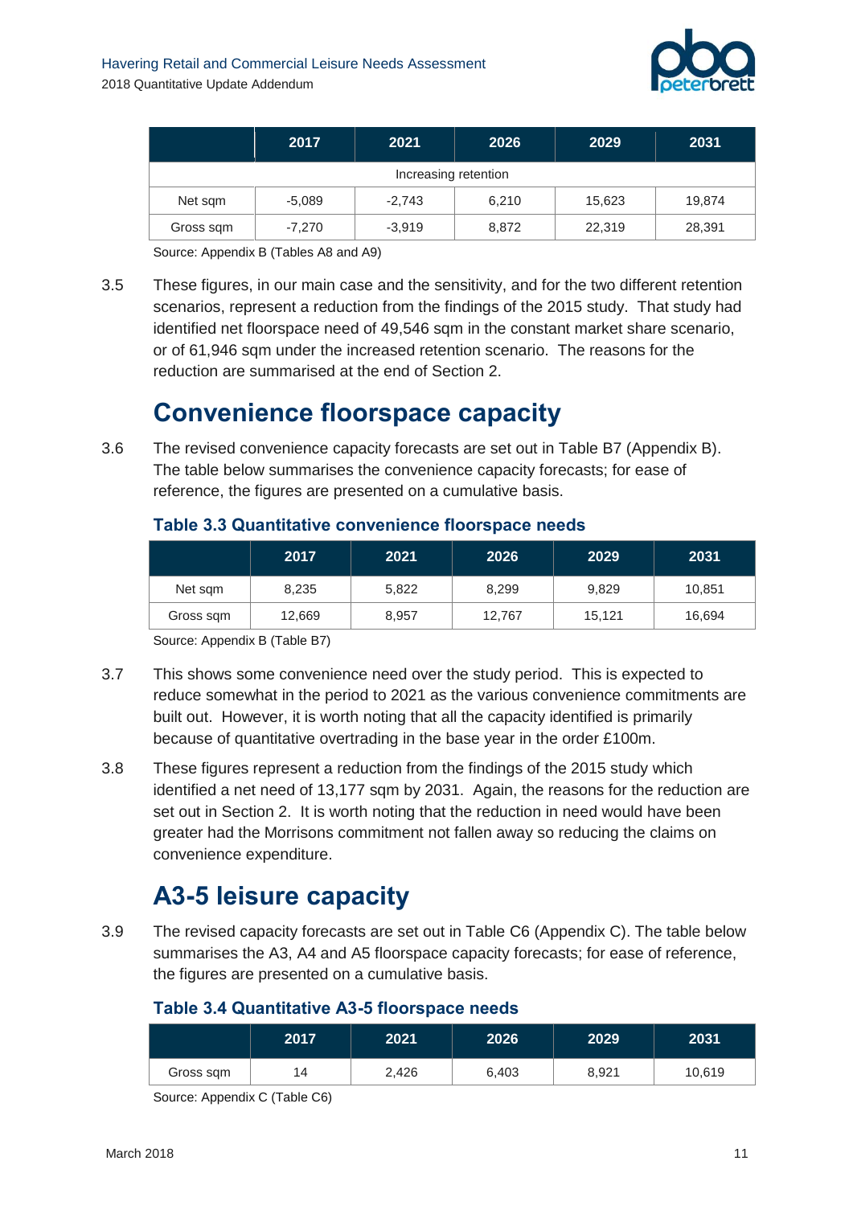| | 2017 | 2021 | 2026 | 2029 | 2031 |
|---|---|---|---|---|---|
| Increasing retention | | | | | |
| Net sqm | -5,089 | -2,743 | 6,210 | 15,623 | 19,874 |
| Gross sqm | -7,270 | -3,919 | 8,872 | 22,319 | 28,391 |

Source: Appendix B (Tables A8 and A9)

3.5 These figures, in our main case and the sensitivity, and for the two different retention scenarios, represent a reduction from the findings of the 2015 study. That study had identified net floorspace need of 49,546 sqm in the constant market share scenario, or of 61,946 sqm under the increased retention scenario. The reasons for the reduction are summarised at the end of Section 2.

## Convenience floorspace capacity

3.6 The revised convenience capacity forecasts are set out in Table B7 (Appendix B). The table below summarises the convenience capacity forecasts; for ease of reference, the figures are presented on a cumulative basis.

### Table 3.3 Quantitative convenience floorspace needs

| | 2017 | 2021 | 2026 | 2029 | 2031 |
|---|---|---|---|---|---|
| Net sqm | 8,235 | 5,822 | 8,299 | 9,829 | 10,851 |
| Gross sqm | 12,669 | 8,957 | 12,767 | 15,121 | 16,694 |

Source: Appendix B (Table B7)

3.7 This shows some convenience need over the study period. This is expected to reduce somewhat in the period to 2021 as the various convenience commitments are built out. However, it is worth noting that all the capacity identified is primarily because of quantitative overtrading in the base year in the order £100m.

3.8 These figures represent a reduction from the findings of the 2015 study which identified a net need of 13,177 sqm by 2031. Again, the reasons for the reduction are set out in Section 2. It is worth noting that the reduction in need would have been greater had the Morrisons commitment not fallen away so reducing the claims on convenience expenditure.

## A3-5 leisure capacity

3.9 The revised capacity forecasts are set out in Table C6 (Appendix C). The table below summarises the A3, A4 and A5 floorspace capacity forecasts; for ease of reference, the figures are presented on a cumulative basis.

### Table 3.4 Quantitative A3-5 floorspace needs

| | 2017 | 2021 | 2026 | 2029 | 2031 |
|---|---|---|---|---|---|
| Gross sqm | 14 | 2,426 | 6,403 | 8,921 | 10,619 |

Source: Appendix C (Table C6)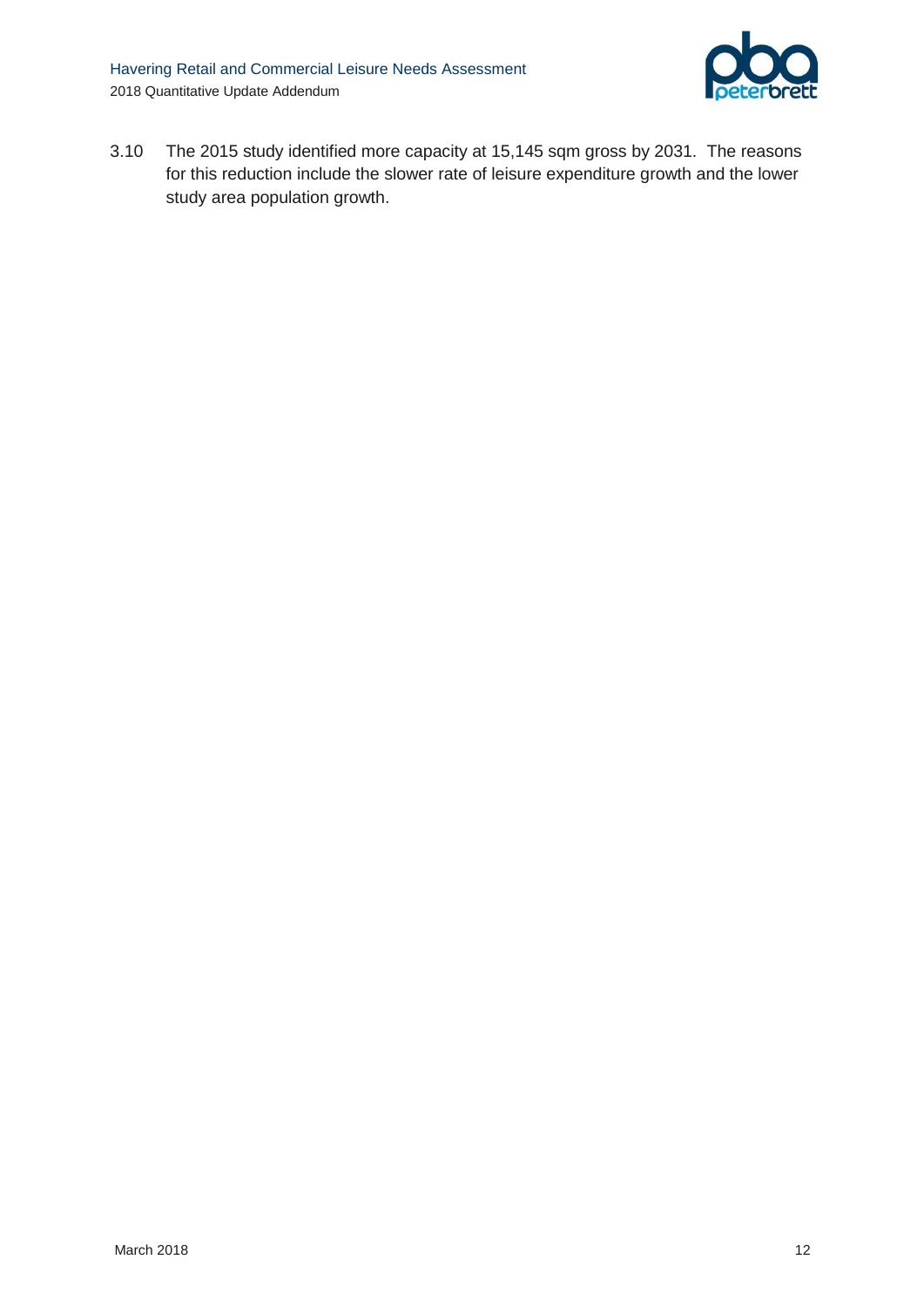3.10 The 2015 study identified more capacity at 15,145 sqm gross by 2031. The reasons for this reduction include the slower rate of leisure expenditure growth and the lower study area population growth.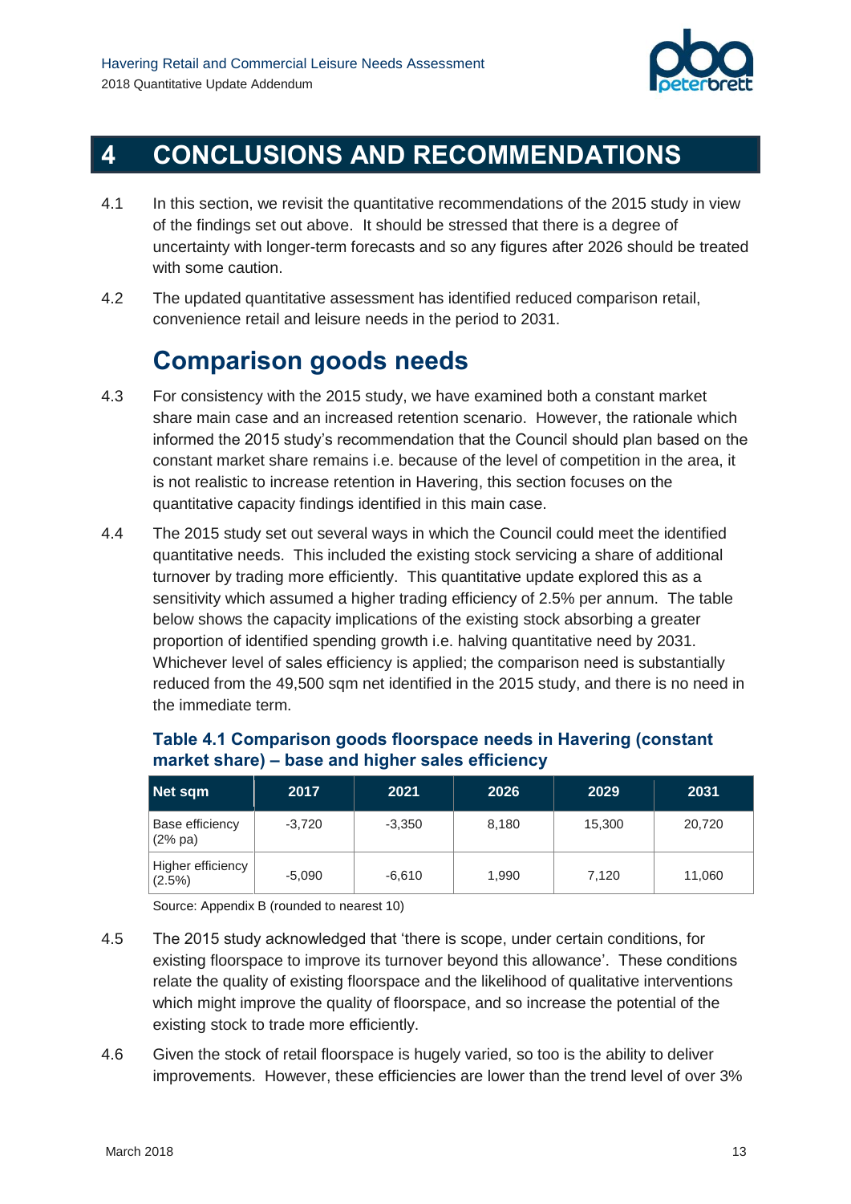# 4 CONCLUSIONS AND RECOMMENDATIONS

4.1 In this section, we revisit the quantitative recommendations of the 2015 study in view of the findings set out above. It should be stressed that there is a degree of uncertainty with longer-term forecasts and so any figures after 2026 should be treated with some caution.

4.2 The updated quantitative assessment has identified reduced comparison retail, convenience retail and leisure needs in the period to 2031.

## Comparison goods needs

4.3 For consistency with the 2015 study, we have examined both a constant market share main case and an increased retention scenario. However, the rationale which informed the 2015 study's recommendation that the Council should plan based on the constant market share remains i.e. because of the level of competition in the area, it is not realistic to increase retention in Havering, this section focuses on the quantitative capacity findings identified in this main case.

4.4 The 2015 study set out several ways in which the Council could meet the identified quantitative needs. This included the existing stock servicing a share of additional turnover by trading more efficiently. This quantitative update explored this as a sensitivity which assumed a higher trading efficiency of 2.5% per annum. The table below shows the capacity implications of the existing stock absorbing a greater proportion of identified spending growth i.e. halving quantitative need by 2031. Whichever level of sales efficiency is applied; the comparison need is substantially reduced from the 49,500 sqm net identified in the 2015 study, and there is no need in the immediate term.

### Table 4.1 Comparison goods floorspace needs in Havering (constant market share) – base and higher sales efficiency

| Net sqm | 2017 | 2021 | 2026 | 2029 | 2031 |
|---|---|---|---|---|---|
| Base efficiency (2% pa) | -3,720 | -3,350 | 8,180 | 15,300 | 20,720 |
| Higher efficiency (2.5%) | -5,090 | -6,610 | 1,990 | 7,120 | 11,060 |

Source: Appendix B (rounded to nearest 10)

4.5 The 2015 study acknowledged that 'there is scope, under certain conditions, for existing floorspace to improve its turnover beyond this allowance'. These conditions relate the quality of existing floorspace and the likelihood of qualitative interventions which might improve the quality of floorspace, and so increase the potential of the existing stock to trade more efficiently.

4.6 Given the stock of retail floorspace is hugely varied, so too is the ability to deliver improvements. However, these efficiencies are lower than the trend level of over 3%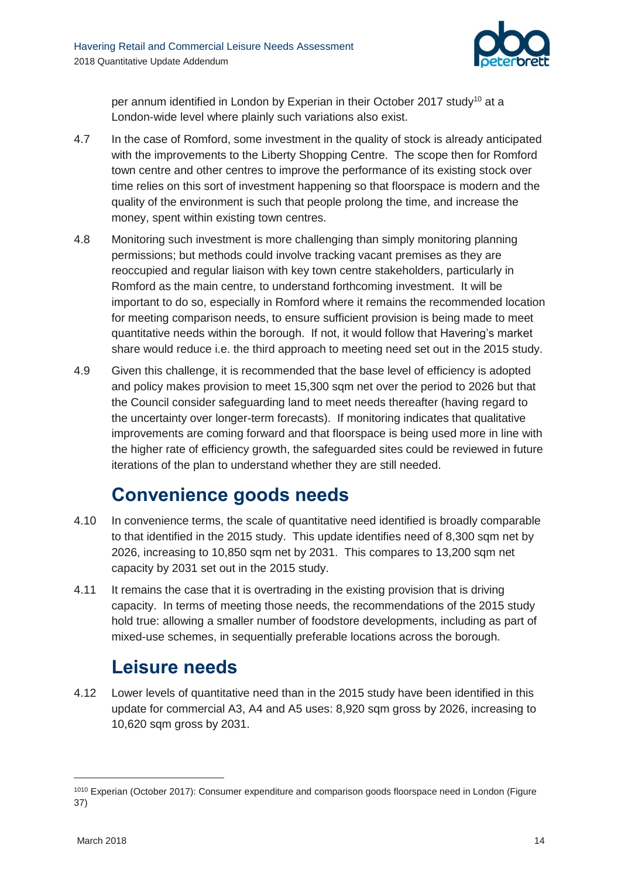per annum identified in London by Experian in their October 2017 study[10] at a London-wide level where plainly such variations also exist.

4.7 In the case of Romford, some investment in the quality of stock is already anticipated with the improvements to the Liberty Shopping Centre. The scope then for Romford town centre and other centres to improve the performance of its existing stock over time relies on this sort of investment happening so that floorspace is modern and the quality of the environment is such that people prolong the time, and increase the money, spent within existing town centres.

4.8 Monitoring such investment is more challenging than simply monitoring planning permissions; but methods could involve tracking vacant premises as they are reoccupied and regular liaison with key town centre stakeholders, particularly in Romford as the main centre, to understand forthcoming investment. It will be important to do so, especially in Romford where it remains the recommended location for meeting comparison needs, to ensure sufficient provision is being made to meet quantitative needs within the borough. If not, it would follow that Havering's market share would reduce i.e. the third approach to meeting need set out in the 2015 study.

4.9 Given this challenge, it is recommended that the base level of efficiency is adopted and policy makes provision to meet 15,300 sqm net over the period to 2026 but that the Council consider safeguarding land to meet needs thereafter (having regard to the uncertainty over longer-term forecasts). If monitoring indicates that qualitative improvements are coming forward and that floorspace is being used more in line with the higher rate of efficiency growth, the safeguarded sites could be reviewed in future iterations of the plan to understand whether they are still needed.

## Convenience goods needs

4.10 In convenience terms, the scale of quantitative need identified is broadly comparable to that identified in the 2015 study. This update identifies need of 8,300 sqm net by 2026, increasing to 10,850 sqm net by 2031. This compares to 13,200 sqm net capacity by 2031 set out in the 2015 study.

4.11 It remains the case that it is overtrading in the existing provision that is driving capacity. In terms of meeting those needs, the recommendations of the 2015 study hold true: allowing a smaller number of foodstore developments, including as part of mixed-use schemes, in sequentially preferable locations across the borough.

## Leisure needs

4.12 Lower levels of quantitative need than in the 2015 study have been identified in this update for commercial A3, A4 and A5 uses: 8,920 sqm gross by 2026, increasing to 10,620 sqm gross by 2031.

---

[10] Experian (October 2017): Consumer expenditure and comparison goods floorspace need in London (Figure 37)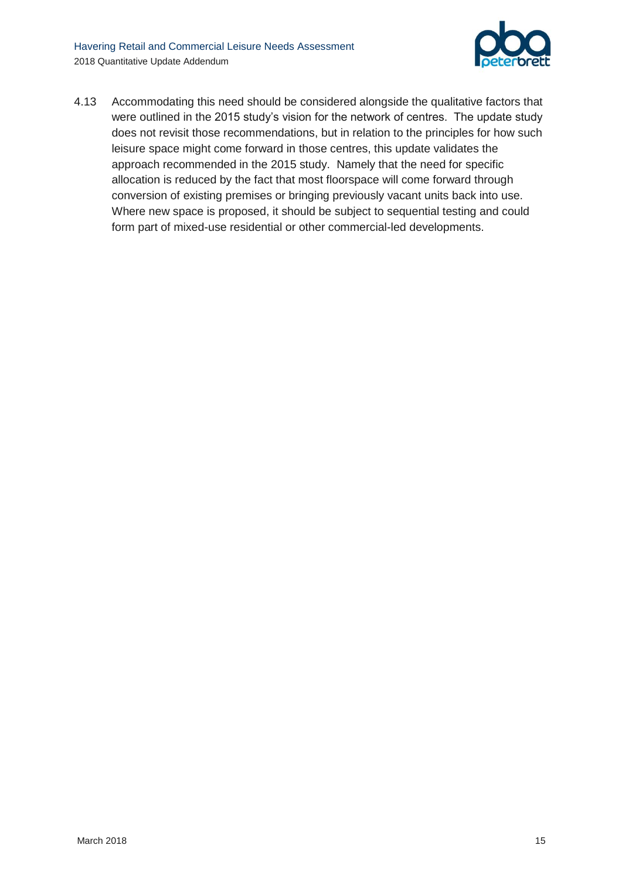4.13 Accommodating this need should be considered alongside the qualitative factors that were outlined in the 2015 study's vision for the network of centres. The update study does not revisit those recommendations, but in relation to the principles for how such leisure space might come forward in those centres, this update validates the approach recommended in the 2015 study. Namely that the need for specific allocation is reduced by the fact that most floorspace will come forward through conversion of existing premises or bringing previously vacant units back into use. Where new space is proposed, it should be subject to sequential testing and could form part of mixed-use residential or other commercial-led developments.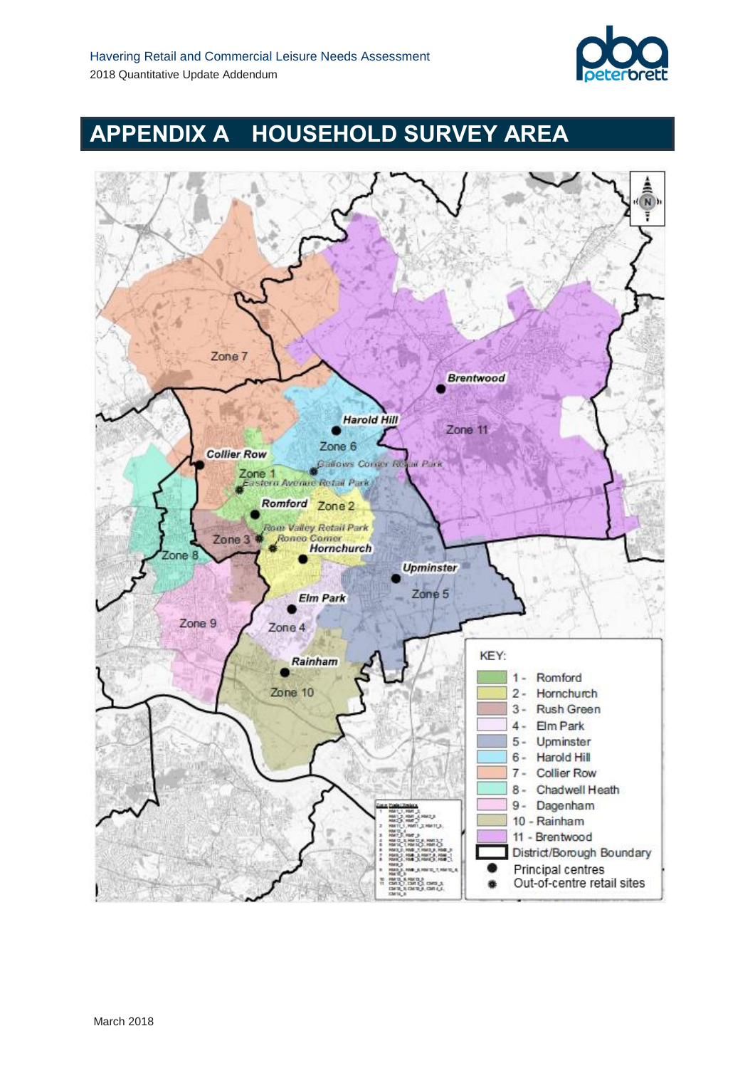# APPENDIX A HOUSEHOLD SURVEY AREA

Zone 7

Brentwood

Harold Hill

Zone 11

Zone 6

Collier Row

Gallows Corner Retail Park

Zone 1

Eastern Avenue Retail Park

Romford

Zone 2

Rom Valley Retail Park

Zone 3

Roneo Corner

Hornchurch

Zone 8

Upminster

Zone 5

Elm Park

Zone 9

Zone 4

Rainham

Zone 10

KEY:

- 1 - Romford
- 2 - Hornchurch
- 3 - Rush Green
- 4 - Elm Park
- 5 - Upminster
- 6 - Harold Hill
- 7 - Collier Row
- 8 - Chadwell Heath
- 9 - Dagenham
- 10 - Rainham
- 11 - Brentwood
- District/Borough Boundary
- Principal centres
- Out-of-centre retail sites

March 2018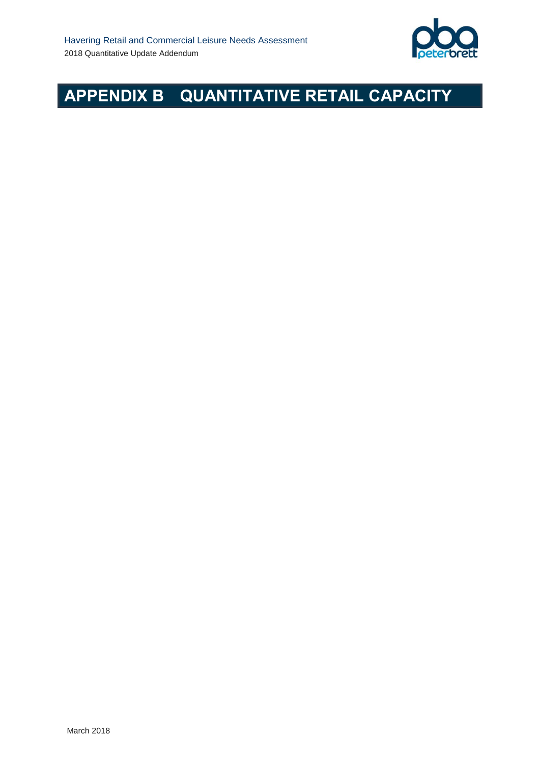# APPENDIX B QUANTITATIVE RETAIL CAPACITY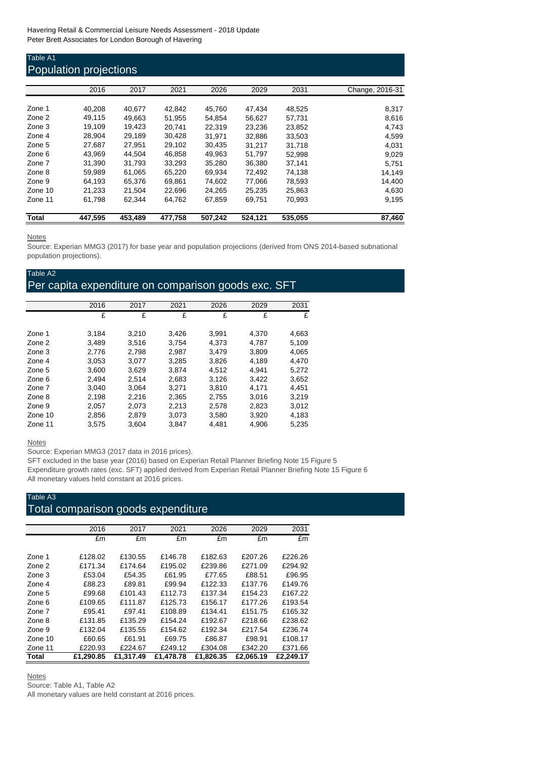Havering Retail & Commercial Leisure Needs Assessment - 2018 Update
Peter Brett Associates for London Borough of Havering

## Table A1
## Population projections

| | 2016 | 2017 | 2021 | 2026 | 2029 | 2031 | Change, 2016-31 |
|---|---|---|---|---|---|---|---|
| Zone 1 | 40,208 | 40,677 | 42,842 | 45,760 | 47,434 | 48,525 | 8,317 |
| Zone 2 | 49,115 | 49,663 | 51,955 | 54,854 | 56,627 | 57,731 | 8,616 |
| Zone 3 | 19,109 | 19,423 | 20,741 | 22,319 | 23,236 | 23,852 | 4,743 |
| Zone 4 | 28,904 | 29,189 | 30,428 | 31,971 | 32,886 | 33,503 | 4,599 |
| Zone 5 | 27,687 | 27,951 | 29,102 | 30,435 | 31,217 | 31,718 | 4,031 |
| Zone 6 | 43,969 | 44,504 | 46,858 | 49,963 | 51,797 | 52,998 | 9,029 |
| Zone 7 | 31,390 | 31,793 | 33,293 | 35,280 | 36,380 | 37,141 | 5,751 |
| Zone 8 | 59,989 | 61,065 | 65,220 | 69,934 | 72,492 | 74,138 | 14,149 |
| Zone 9 | 64,193 | 65,376 | 69,861 | 74,602 | 77,066 | 78,593 | 14,400 |
| Zone 10 | 21,233 | 21,504 | 22,696 | 24,265 | 25,235 | 25,863 | 4,630 |
| Zone 11 | 61,798 | 62,344 | 64,762 | 67,859 | 69,751 | 70,993 | 9,195 |
| **Total** | **447,595** | **453,489** | **477,758** | **507,242** | **524,121** | **535,055** | **87,460** |

Notes

Source: Experian MMG3 (2017) for base year and population projections (derived from ONS 2014-based subnational population projections).

## Table A2
## Per capita expenditure on comparison goods exc. SFT

| | 2016 | 2017 | 2021 | 2026 | 2029 | 2031 |
|---|---|---|---|---|---|---|
| | £ | £ | £ | £ | £ | £ |
| Zone 1 | 3,184 | 3,210 | 3,426 | 3,991 | 4,370 | 4,663 |
| Zone 2 | 3,489 | 3,516 | 3,754 | 4,373 | 4,787 | 5,109 |
| Zone 3 | 2,776 | 2,798 | 2,987 | 3,479 | 3,809 | 4,065 |
| Zone 4 | 3,053 | 3,077 | 3,285 | 3,826 | 4,189 | 4,470 |
| Zone 5 | 3,600 | 3,629 | 3,874 | 4,512 | 4,941 | 5,272 |
| Zone 6 | 2,494 | 2,514 | 2,683 | 3,126 | 3,422 | 3,652 |
| Zone 7 | 3,040 | 3,064 | 3,271 | 3,810 | 4,171 | 4,451 |
| Zone 8 | 2,198 | 2,216 | 2,365 | 2,755 | 3,016 | 3,219 |
| Zone 9 | 2,057 | 2,073 | 2,213 | 2,578 | 2,823 | 3,012 |
| Zone 10 | 2,856 | 2,879 | 3,073 | 3,580 | 3,920 | 4,183 |
| Zone 11 | 3,575 | 3,604 | 3,847 | 4,481 | 4,906 | 5,235 |

Notes

Source: Experian MMG3 (2017 data in 2016 prices).
SFT excluded in the base year (2016) based on Experian Retail Planner Briefing Note 15 Figure 5
Expenditure growth rates (exc. SFT) applied derived from Experian Retail Planner Briefing Note 15 Figure 6
All monetary values held constant at 2016 prices.

## Table A3
## Total comparison goods expenditure

| | 2016 | 2017 | 2021 | 2026 | 2029 | 2031 |
|---|---|---|---|---|---|---|
| | £m | £m | £m | £m | £m | £m |
| Zone 1 | £128.02 | £130.55 | £146.78 | £182.63 | £207.26 | £226.26 |
| Zone 2 | £171.34 | £174.64 | £195.02 | £239.86 | £271.09 | £294.92 |
| Zone 3 | £53.04 | £54.35 | £61.95 | £77.65 | £88.51 | £96.95 |
| Zone 4 | £88.23 | £89.81 | £99.94 | £122.33 | £137.76 | £149.76 |
| Zone 5 | £99.68 | £101.43 | £112.73 | £137.34 | £154.23 | £167.22 |
| Zone 6 | £109.65 | £111.87 | £125.73 | £156.17 | £177.26 | £193.54 |
| Zone 7 | £95.41 | £97.41 | £108.89 | £134.41 | £151.75 | £165.32 |
| Zone 8 | £131.85 | £135.29 | £154.24 | £192.67 | £218.66 | £238.62 |
| Zone 9 | £132.04 | £135.55 | £154.62 | £192.34 | £217.54 | £236.74 |
| Zone 10 | £60.65 | £61.91 | £69.75 | £86.87 | £98.91 | £108.17 |
| Zone 11 | £220.93 | £224.67 | £249.12 | £304.08 | £342.20 | £371.66 |
| **Total** | **£1,290.85** | **£1,317.49** | **£1,478.78** | **£1,826.35** | **£2,065.19** | **£2,249.17** |

Notes

Source: Table A1, Table A2
All monetary values are held constant at 2016 prices.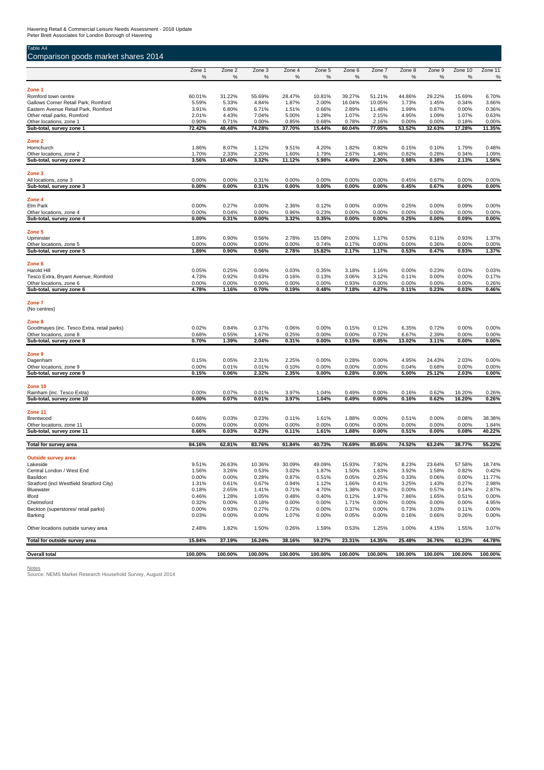Havering Retail & Commercial Leisure Needs Assessment - 2018 Update
Peter Brett Associates for London Borough of Havering

Table A4

## Comparison goods market shares 2014

| | Zone 1 % | Zone 2 % | Zone 3 % | Zone 4 % | Zone 5 % | Zone 6 % | Zone 7 % | Zone 8 % | Zone 9 % | Zone 10 % | Zone 11 % |
|---|---|---|---|---|---|---|---|---|---|---|---|
| **Zone 1** | | | | | | | | | | | |
| Romford town centre | 60.01% | 31.22% | 55.69% | 28.47% | 10.81% | 39.27% | 51.21% | 44.86% | 29.22% | 15.69% | 6.70% |
| Gallows Corner Retail Park, Romford | 5.59% | 5.33% | 4.84% | 1.87% | 2.00% | 16.04% | 10.05% | 1.73% | 1.45% | 0.34% | 3.66% |
| Eastern Avenue Retail Park, Romford | 3.91% | 6.80% | 6.71% | 1.51% | 0.66% | 2.89% | 11.48% | 1.99% | 0.87% | 0.00% | 0.36% |
| Other retail parks, Romford | 2.01% | 4.43% | 7.04% | 5.00% | 1.28% | 1.07% | 2.15% | 4.95% | 1.09% | 1.07% | 0.63% |
| Other locations, zone 1 | 0.90% | 0.71% | 0.00% | 0.85% | 0.68% | 0.78% | 2.16% | 0.00% | 0.00% | 0.18% | 0.00% |
| **Sub-total, survey zone 1** | **72.42%** | **48.48%** | **74.28%** | **37.70%** | **15.44%** | **60.04%** | **77.05%** | **53.52%** | **32.63%** | **17.28%** | **11.35%** |
| **Zone 2** | | | | | | | | | | | |
| Hornchurch | 1.86% | 8.07% | 1.12% | 9.51% | 4.20% | 1.82% | 0.82% | 0.15% | 0.10% | 1.79% | 0.48% |
| Other locations, zone 2 | 1.70% | 2.33% | 2.20% | 1.60% | 1.79% | 2.67% | 1.48% | 0.82% | 0.28% | 0.34% | 1.09% |
| **Sub-total, survey zone 2** | **3.56%** | **10.40%** | **3.32%** | **11.12%** | **5.98%** | **4.49%** | **2.30%** | **0.98%** | **0.38%** | **2.13%** | **1.56%** |
| **Zone 3** | | | | | | | | | | | |
| All locations, zone 3 | 0.00% | 0.00% | 0.31% | 0.00% | 0.00% | 0.00% | 0.00% | 0.45% | 0.67% | 0.00% | 0.00% |
| **Sub-total, survey zone 3** | **0.00%** | **0.00%** | **0.31%** | **0.00%** | **0.00%** | **0.00%** | **0.00%** | **0.45%** | **0.67%** | **0.00%** | **0.00%** |
| **Zone 4** | | | | | | | | | | | |
| Elm Park | 0.00% | 0.27% | 0.00% | 2.36% | 0.12% | 0.00% | 0.00% | 0.25% | 0.00% | 0.09% | 0.00% |
| Other locations, zone 4 | 0.00% | 0.04% | 0.00% | 0.96% | 0.23% | 0.00% | 0.00% | 0.00% | 0.00% | 0.00% | 0.00% |
| **Sub-total, survey zone 4** | **0.00%** | **0.31%** | **0.00%** | **3.32%** | **0.35%** | **0.00%** | **0.00%** | **0.25%** | **0.00%** | **0.09%** | **0.00%** |
| **Zone 5** | | | | | | | | | | | |
| Upminster | 1.89% | 0.90% | 0.56% | 2.78% | 15.08% | 2.00% | 1.17% | 0.53% | 0.11% | 0.93% | 1.37% |
| Other locations, zone 5 | 0.00% | 0.00% | 0.00% | 0.00% | 0.74% | 0.17% | 0.00% | 0.00% | 0.36% | 0.00% | 0.00% |
| **Sub-total, survey zone 5** | **1.89%** | **0.90%** | **0.56%** | **2.78%** | **15.82%** | **2.17%** | **1.17%** | **0.53%** | **0.47%** | **0.93%** | **1.37%** |
| **Zone 6** | | | | | | | | | | | |
| Harold Hill | 0.05% | 0.25% | 0.06% | 0.03% | 0.35% | 3.18% | 1.16% | 0.00% | 0.23% | 0.03% | 0.03% |
| Tesco Extra, Bryant Avenue, Romford | 4.73% | 0.92% | 0.63% | 0.16% | 0.13% | 3.06% | 3.12% | 0.11% | 0.00% | 0.00% | 0.17% |
| Other locations, zone 6 | 0.00% | 0.00% | 0.00% | 0.00% | 0.00% | 0.93% | 0.00% | 0.00% | 0.00% | 0.00% | 0.26% |
| **Sub-total, survey zone 6** | **4.78%** | **1.16%** | **0.70%** | **0.19%** | **0.48%** | **7.18%** | **4.27%** | **0.11%** | **0.23%** | **0.03%** | **0.46%** |
| **Zone 7** | | | | | | | | | | | |
| (No centres) | | | | | | | | | | | |
| **Zone 8** | | | | | | | | | | | |
| Goodmayes (inc. Tesco Extra, retail parks) | 0.02% | 0.84% | 0.37% | 0.06% | 0.00% | 0.15% | 0.12% | 6.35% | 0.72% | 0.00% | 0.00% |
| Other locations, zone 8 | 0.68% | 0.55% | 1.67% | 0.25% | 0.00% | 0.00% | 0.72% | 6.67% | 2.39% | 0.00% | 0.00% |
| **Sub-total, survey zone 8** | **0.70%** | **1.39%** | **2.04%** | **0.31%** | **0.00%** | **0.15%** | **0.85%** | **13.02%** | **3.11%** | **0.00%** | **0.00%** |
| **Zone 9** | | | | | | | | | | | |
| Dagenham | 0.15% | 0.05% | 2.31% | 2.25% | 0.00% | 0.28% | 0.00% | 4.95% | 24.43% | 2.03% | 0.00% |
| Other locations, zone 9 | 0.00% | 0.01% | 0.01% | 0.10% | 0.00% | 0.00% | 0.00% | 0.04% | 0.68% | 0.00% | 0.00% |
| **Sub-total, survey zone 9** | **0.15%** | **0.06%** | **2.32%** | **2.35%** | **0.00%** | **0.28%** | **0.00%** | **5.00%** | **25.12%** | **2.03%** | **0.00%** |
| **Zone 10** | | | | | | | | | | | |
| Rainham (inc. Tesco Extra) | 0.00% | 0.07% | 0.01% | 3.97% | 1.04% | 0.49% | 0.00% | 0.16% | 0.62% | 16.20% | 0.26% |
| **Sub-total, survey zone 10** | **0.00%** | **0.07%** | **0.01%** | **3.97%** | **1.04%** | **0.49%** | **0.00%** | **0.16%** | **0.62%** | **16.20%** | **0.26%** |
| **Zone 11** | | | | | | | | | | | |
| Brentwood | 0.66% | 0.03% | 0.23% | 0.11% | 1.61% | 1.88% | 0.00% | 0.51% | 0.00% | 0.08% | 38.38% |
| Other locations, zone 11 | 0.00% | 0.00% | 0.00% | 0.00% | 0.00% | 0.00% | 0.00% | 0.00% | 0.00% | 0.00% | 1.84% |
| **Sub-total, survey zone 11** | **0.66%** | **0.03%** | **0.23%** | **0.11%** | **1.61%** | **1.88%** | **0.00%** | **0.51%** | **0.00%** | **0.08%** | **40.22%** |
| **Total for survey area** | **84.16%** | **62.81%** | **83.76%** | **61.84%** | **40.73%** | **76.69%** | **85.65%** | **74.52%** | **63.24%** | **38.77%** | **55.22%** |
| **Outside survey area** | | | | | | | | | | | |
| Lakeside | 9.51% | 26.63% | 10.36% | 30.09% | 49.09% | 15.93% | 7.92% | 8.23% | 23.64% | 57.58% | 18.74% |
| Central London / West End | 1.56% | 3.26% | 0.53% | 3.02% | 1.87% | 1.50% | 1.63% | 3.92% | 1.58% | 0.82% | 0.42% |
| Basildon | 0.00% | 0.00% | 0.28% | 0.87% | 0.51% | 0.05% | 0.25% | 0.33% | 0.06% | 0.00% | 11.77% |
| Stratford (incl Westfield Stratford City) | 1.31% | 0.61% | 0.67% | 0.94% | 1.12% | 1.66% | 0.41% | 3.25% | 1.43% | 0.27% | 2.98% |
| Bluewater | 0.18% | 2.65% | 1.41% | 0.71% | 4.70% | 1.38% | 0.92% | 0.00% | 0.57% | 0.14% | 2.87% |
| Ilford | 0.46% | 1.28% | 1.05% | 0.48% | 0.40% | 0.12% | 1.97% | 7.86% | 1.65% | 0.51% | 0.00% |
| Chelmsford | 0.32% | 0.00% | 0.18% | 0.00% | 0.00% | 1.71% | 0.00% | 0.00% | 0.00% | 0.00% | 4.95% |
| Beckton (superstores/ retail parks) | 0.00% | 0.93% | 0.27% | 0.72% | 0.00% | 0.37% | 0.00% | 0.73% | 3.03% | 0.11% | 0.00% |
| Barking | 0.03% | 0.00% | 0.00% | 1.07% | 0.00% | 0.05% | 0.00% | 0.16% | 0.66% | 0.26% | 0.00% |
| Other locations outside survey area | 2.48% | 1.82% | 1.50% | 0.26% | 1.59% | 0.53% | 1.25% | 1.00% | 4.15% | 1.55% | 3.07% |
| **Total for outside survey area** | **15.84%** | **37.19%** | **16.24%** | **38.16%** | **59.27%** | **23.31%** | **14.35%** | **25.48%** | **36.76%** | **61.23%** | **44.78%** |
| **Overall total** | **100.00%** | **100.00%** | **100.00%** | **100.00%** | **100.00%** | **100.00%** | **100.00%** | **100.00%** | **100.00%** | **100.00%** | **100.00%** |

Notes
Source: NEMS Market Research Household Survey, August 2014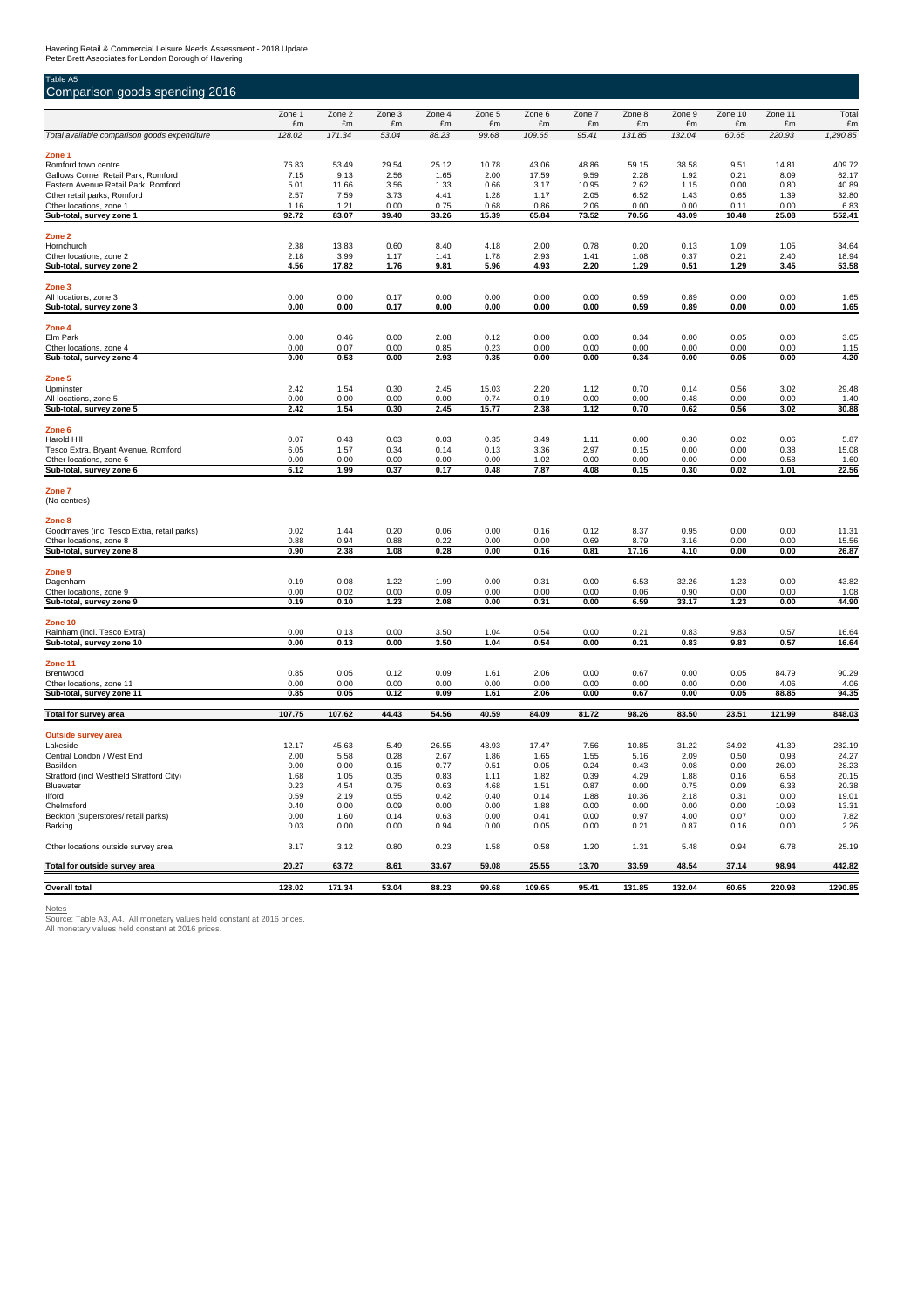Havering Retail & Commercial Leisure Needs Assessment - 2018 Update
Peter Brett Associates for London Borough of Havering

Table A5

## Comparison goods spending 2016

| | Zone 1 £m | Zone 2 £m | Zone 3 £m | Zone 4 £m | Zone 5 £m | Zone 6 £m | Zone 7 £m | Zone 8 £m | Zone 9 £m | Zone 10 £m | Zone 11 £m | Total £m |
|---|---|---|---|---|---|---|---|---|---|---|---|---|
| *Total available comparison goods expenditure* | *128.02* | *171.34* | *53.04* | *88.23* | *99.68* | *109.65* | *95.41* | *131.85* | *132.04* | *60.65* | *220.93* | *1,290.85* |
| **Zone 1** | | | | | | | | | | | | |
| Romford town centre | 76.83 | 53.49 | 29.54 | 25.12 | 10.78 | 43.06 | 48.86 | 59.15 | 38.58 | 9.51 | 14.81 | 409.72 |
| Gallows Corner Retail Park, Romford | 7.15 | 9.13 | 2.56 | 1.65 | 2.00 | 17.59 | 9.59 | 2.28 | 1.92 | 0.21 | 8.09 | 62.17 |
| Eastern Avenue Retail Park, Romford | 5.01 | 11.66 | 3.56 | 1.33 | 0.66 | 3.17 | 10.95 | 2.62 | 1.15 | 0.00 | 0.80 | 40.89 |
| Other retail parks, Romford | 2.57 | 7.59 | 3.73 | 4.41 | 1.28 | 1.17 | 2.05 | 6.52 | 1.43 | 0.65 | 1.39 | 32.80 |
| Other locations, zone 1 | 1.16 | 1.21 | 0.00 | 0.75 | 0.68 | 0.86 | 2.06 | 0.00 | 0.00 | 0.11 | 0.00 | 6.83 |
| **Sub-total, survey zone 1** | **92.72** | **83.07** | **39.40** | **33.26** | **15.39** | **65.84** | **73.52** | **70.56** | **43.09** | **10.48** | **25.08** | **552.41** |
| **Zone 2** | | | | | | | | | | | | |
| Hornchurch | 2.38 | 13.83 | 0.60 | 8.40 | 4.18 | 2.00 | 0.78 | 0.20 | 0.13 | 1.09 | 1.05 | 34.64 |
| Other locations, zone 2 | 2.18 | 3.99 | 1.17 | 1.41 | 1.78 | 2.93 | 1.41 | 1.08 | 0.37 | 0.21 | 2.40 | 18.94 |
| **Sub-total, survey zone 2** | **4.56** | **17.82** | **1.76** | **9.81** | **5.96** | **4.93** | **2.20** | **1.29** | **0.51** | **1.29** | **3.45** | **53.58** |
| **Zone 3** | | | | | | | | | | | | |
| All locations, zone 3 | 0.00 | 0.00 | 0.17 | 0.00 | 0.00 | 0.00 | 0.00 | 0.59 | 0.89 | 0.00 | 0.00 | 1.65 |
| **Sub-total, survey zone 3** | **0.00** | **0.00** | **0.17** | **0.00** | **0.00** | **0.00** | **0.00** | **0.59** | **0.89** | **0.00** | **0.00** | **1.65** |
| **Zone 4** | | | | | | | | | | | | |
| Elm Park | 0.00 | 0.46 | 0.00 | 2.08 | 0.12 | 0.00 | 0.00 | 0.34 | 0.00 | 0.05 | 0.00 | 3.05 |
| Other locations, zone 4 | 0.00 | 0.07 | 0.00 | 0.85 | 0.23 | 0.00 | 0.00 | 0.00 | 0.00 | 0.00 | 0.00 | 1.15 |
| **Sub-total, survey zone 4** | **0.00** | **0.53** | **0.00** | **2.93** | **0.35** | **0.00** | **0.00** | **0.34** | **0.00** | **0.05** | **0.00** | **4.20** |
| **Zone 5** | | | | | | | | | | | | |
| Upminster | 2.42 | 1.54 | 0.30 | 2.45 | 15.03 | 2.20 | 1.12 | 0.70 | 0.14 | 0.56 | 3.02 | 29.48 |
| All locations, zone 5 | 0.00 | 0.00 | 0.00 | 0.00 | 0.74 | 0.19 | 0.00 | 0.00 | 0.48 | 0.00 | 0.00 | 1.40 |
| **Sub-total, survey zone 5** | **2.42** | **1.54** | **0.30** | **2.45** | **15.77** | **2.38** | **1.12** | **0.70** | **0.62** | **0.56** | **3.02** | **30.88** |
| **Zone 6** | | | | | | | | | | | | |
| Harold Hill | 0.07 | 0.43 | 0.03 | 0.03 | 0.35 | 3.49 | 1.11 | 0.00 | 0.30 | 0.02 | 0.06 | 5.87 |
| Tesco Extra, Bryant Avenue, Romford | 6.05 | 1.57 | 0.34 | 0.14 | 0.13 | 3.36 | 2.97 | 0.15 | 0.00 | 0.00 | 0.38 | 15.08 |
| Other locations, zone 6 | 0.00 | 0.00 | 0.00 | 0.00 | 0.00 | 1.02 | 0.00 | 0.00 | 0.00 | 0.00 | 0.58 | 1.60 |
| **Sub-total, survey zone 6** | **6.12** | **1.99** | **0.37** | **0.17** | **0.48** | **7.87** | **4.08** | **0.15** | **0.30** | **0.02** | **1.01** | **22.56** |
| **Zone 7** | | | | | | | | | | | | |
| (No centres) | | | | | | | | | | | | |
| **Zone 8** | | | | | | | | | | | | |
| Goodmayes (incl Tesco Extra, retail parks) | 0.02 | 1.44 | 0.20 | 0.06 | 0.00 | 0.16 | 0.12 | 8.37 | 0.95 | 0.00 | 0.00 | 11.31 |
| Other locations, zone 8 | 0.88 | 0.94 | 0.88 | 0.22 | 0.00 | 0.00 | 0.69 | 8.79 | 3.16 | 0.00 | 0.00 | 15.56 |
| **Sub-total, survey zone 8** | **0.90** | **2.38** | **1.08** | **0.28** | **0.00** | **0.16** | **0.81** | **17.16** | **4.10** | **0.00** | **0.00** | **26.87** |
| **Zone 9** | | | | | | | | | | | | |
| Dagenham | 0.19 | 0.08 | 1.22 | 1.99 | 0.00 | 0.31 | 0.00 | 6.53 | 32.26 | 1.23 | 0.00 | 43.82 |
| Other locations, zone 9 | 0.00 | 0.02 | 0.00 | 0.09 | 0.00 | 0.00 | 0.00 | 0.06 | 0.90 | 0.00 | 0.00 | 1.08 |
| **Sub-total, survey zone 9** | **0.19** | **0.10** | **1.23** | **2.08** | **0.00** | **0.31** | **0.00** | **6.59** | **33.17** | **1.23** | **0.00** | **44.90** |
| **Zone 10** | | | | | | | | | | | | |
| Rainham (incl. Tesco Extra) | 0.00 | 0.13 | 0.00 | 3.50 | 1.04 | 0.54 | 0.00 | 0.21 | 0.83 | 9.83 | 0.57 | 16.64 |
| **Sub-total, survey zone 10** | **0.00** | **0.13** | **0.00** | **3.50** | **1.04** | **0.54** | **0.00** | **0.21** | **0.83** | **9.83** | **0.57** | **16.64** |
| **Zone 11** | | | | | | | | | | | | |
| Brentwood | 0.85 | 0.05 | 0.12 | 0.09 | 1.61 | 2.06 | 0.00 | 0.67 | 0.00 | 0.05 | 84.79 | 90.29 |
| Other locations, zone 11 | 0.00 | 0.00 | 0.00 | 0.00 | 0.00 | 0.00 | 0.00 | 0.00 | 0.00 | 0.00 | 4.06 | 4.06 |
| **Sub-total, survey zone 11** | **0.85** | **0.05** | **0.12** | **0.09** | **1.61** | **2.06** | **0.00** | **0.67** | **0.00** | **0.05** | **88.85** | **94.35** |
| **Total for survey area** | **107.75** | **107.62** | **44.43** | **54.56** | **40.59** | **84.09** | **81.72** | **98.26** | **83.50** | **23.51** | **121.99** | **848.03** |
| **Outside survey area** | | | | | | | | | | | | |
| Lakeside | 12.17 | 45.63 | 5.49 | 26.55 | 48.93 | 17.47 | 7.56 | 10.85 | 31.22 | 34.92 | 41.39 | 282.19 |
| Central London / West End | 2.00 | 5.58 | 0.28 | 2.67 | 1.86 | 1.65 | 1.55 | 5.16 | 2.09 | 0.50 | 0.93 | 24.27 |
| Basildon | 0.00 | 0.00 | 0.15 | 0.77 | 0.51 | 0.05 | 0.24 | 0.43 | 0.08 | 0.00 | 26.00 | 28.23 |
| Stratford (incl Westfield Stratford City) | 1.68 | 1.05 | 0.35 | 0.83 | 1.11 | 1.82 | 0.39 | 4.29 | 1.88 | 0.16 | 6.58 | 20.15 |
| Bluewater | 0.23 | 4.54 | 0.75 | 0.63 | 4.68 | 1.51 | 0.87 | 0.00 | 0.75 | 0.09 | 6.33 | 20.38 |
| Ilford | 0.59 | 2.19 | 0.55 | 0.42 | 0.40 | 0.14 | 1.88 | 10.36 | 2.18 | 0.31 | 0.00 | 19.01 |
| Chelmsford | 0.40 | 0.00 | 0.09 | 0.00 | 0.00 | 1.88 | 0.00 | 0.00 | 0.00 | 0.00 | 10.93 | 13.31 |
| Beckton (superstores/ retail parks) | 0.00 | 1.60 | 0.14 | 0.63 | 0.00 | 0.41 | 0.00 | 0.97 | 4.00 | 0.07 | 0.00 | 7.82 |
| Barking | 0.03 | 0.00 | 0.00 | 0.94 | 0.00 | 0.05 | 0.00 | 0.21 | 0.87 | 0.16 | 0.00 | 2.26 |
| Other locations outside survey area | 3.17 | 3.12 | 0.80 | 0.23 | 1.58 | 0.58 | 1.20 | 1.31 | 5.48 | 0.94 | 6.78 | 25.19 |
| **Total for outside survey area** | **20.27** | **63.72** | **8.61** | **33.67** | **59.08** | **25.55** | **13.70** | **33.59** | **48.54** | **37.14** | **98.94** | **442.82** |
| **Overall total** | **128.02** | **171.34** | **53.04** | **88.23** | **99.68** | **109.65** | **95.41** | **131.85** | **132.04** | **60.65** | **220.93** | **1290.85** |

Notes
Source: Table A3, A4. All monetary values held constant at 2016 prices.
All monetary values held constant at 2016 prices.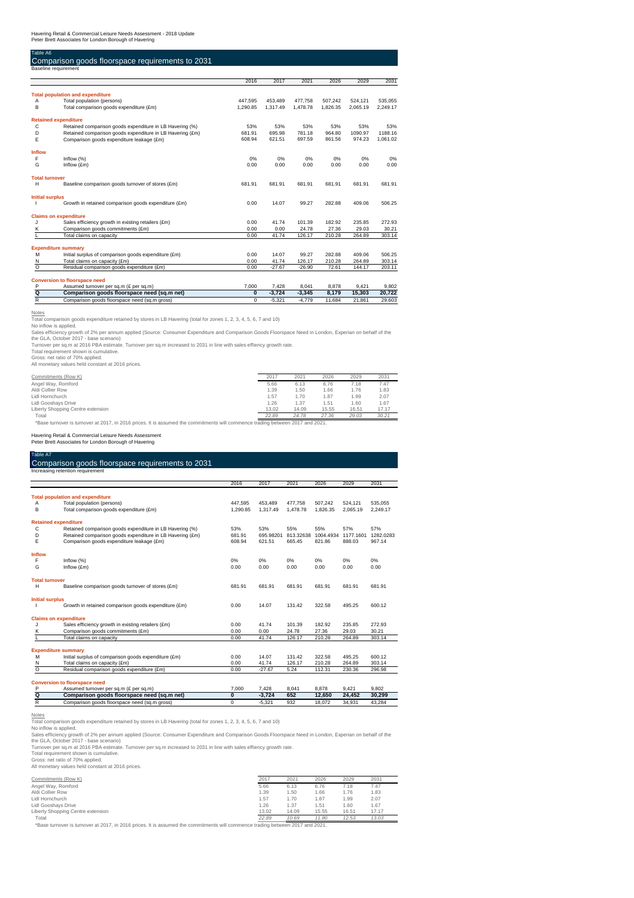Havering Retail & Commercial Leisure Needs Assessment - 2018 Update
Peter Brett Associates for London Borough of Havering

## Table A6
## Comparison goods floorspace requirements to 2031
Baseline requirement

| | | 2016 | 2017 | 2021 | 2026 | 2029 | 2031 |
|---|---|---|---|---|---|---|---|
| **Total population and expenditure** | | | | | | | |
| A | Total population (persons) | 447,595 | 453,489 | 477,758 | 507,242 | 524,121 | 535,055 |
| B | Total comparison goods expenditure (£m) | 1,290.85 | 1,317.49 | 1,478.78 | 1,826.35 | 2,065.19 | 2,249.17 |
| **Retained expenditure** | | | | | | | |
| C | Retained comparison goods expenditure in LB Havering (%) | 53% | 53% | 53% | 53% | 53% | 53% |
| D | Retained comparison goods expenditure in LB Havering (£m) | 681.91 | 695.98 | 781.18 | 964.80 | 1090.97 | 1188.16 |
| E | Comparison goods expenditure leakage (£m) | 608.94 | 621.51 | 697.59 | 861.56 | 974.23 | 1,061.02 |
| **Inflow** | | | | | | | |
| F | Inflow (%) | 0% | 0% | 0% | 0% | 0% | 0% |
| G | Inflow (£m) | 0.00 | 0.00 | 0.00 | 0.00 | 0.00 | 0.00 |
| **Total turnover** | | | | | | | |
| H | Baseline comparison goods turnover of stores (£m) | 681.91 | 681.91 | 681.91 | 681.91 | 681.91 | 681.91 |
| **Initial surplus** | | | | | | | |
| I | Growth in retained comparison goods expenditure (£m) | 0.00 | 14.07 | 99.27 | 282.88 | 409.06 | 506.25 |
| **Claims on expenditure** | | | | | | | |
| J | Sales efficiency growth in existing retailers (£m) | 0.00 | 41.74 | 101.39 | 182.92 | 235.85 | 272.93 |
| K | Comparison goods commitments (£m) | 0.00 | 0.00 | 24.78 | 27.36 | 29.03 | 30.21 |
| L | Total claims on capacity | 0.00 | 41.74 | 126.17 | 210.28 | 264.89 | 303.14 |
| **Expenditure summary** | | | | | | | |
| M | Initial surplus of comparison goods expenditure (£m) | 0.00 | 14.07 | 99.27 | 282.88 | 409.06 | 506.25 |
| N | Total claims on capacity (£m) | 0.00 | 41.74 | 126.17 | 210.28 | 264.89 | 303.14 |
| O | Residual comparison goods expenditure (£m) | 0.00 | -27.67 | -26.90 | 72.61 | 144.17 | 203.11 |
| **Conversion to floorspace need** | | | | | | | |
| P | Assumed turnover per sq.m (£ per sq.m) | 7,000 | 7,428 | 8,041 | 8,878 | 9,421 | 9,802 |
| **Q** | **Comparison goods floorspace need (sq.m net)** | **0** | **-3,724** | **-3,345** | **8,179** | **15,303** | **20,722** |
| R | Comparison goods floorspace need (sq.m gross) | 0 | -5,321 | -4,779 | 11,684 | 21,861 | 29,603 |

Notes
Total comparison goods expenditure retained by stores in LB Havering (total for zones 1, 2, 3, 4, 5, 6, 7 and 10)
No inflow is applied.
Sales efficiency growth of 2% per annum applied (Source: Consumer Expenditure and Comparison Goods Floorspace Need in London, Experian on behalf of the the GLA, October 2017 - base scenario)
Turnover per sq.m at 2016 PBA estimate. Turnover per sq.m increased to 2031 in line with sales effiency growth rate.
Total requirement shown is cumulative.
Gross: net ratio of 70% applied.
All monetary values held constant at 2016 prices.

| Commitments (Row K) | 2017 | 2021 | 2026 | 2029 | 2031 |
|---|---|---|---|---|---|
| Angel Way, Romford | 5.66 | 6.13 | 6.76 | 7.18 | 7.47 |
| Aldi Collier Row | 1.39 | 1.50 | 1.66 | 1.76 | 1.83 |
| Lidl Hornchurch | 1.57 | 1.70 | 1.87 | 1.99 | 2.07 |
| Lidl Gooshays Drive | 1.26 | 1.37 | 1.51 | 1.60 | 1.67 |
| Liberty Shopping Centre extension | 13.02 | 14.09 | 15.55 | 16.51 | 17.17 |
| Total | *22.89* | *24.78* | *27.36* | *29.03* | *30.21* |

*Base turnover is turnover at 2017, in 2016 prices. It is assumed the commitments will commence trading between 2017 and 2021.

Havering Retail & Commercial Leisure Needs Assessment
Peter Brett Associates for London Borough of Havering

## Table A7
## Comparison goods floorspace requirements to 2031
Increasing retention requirement

| | | 2016 | 2017 | 2021 | 2026 | 2029 | 2031 |
|---|---|---|---|---|---|---|---|
| **Total population and expenditure** | | | | | | | |
| A | Total population (persons) | 447,595 | 453,489 | 477,758 | 507,242 | 524,121 | 535,055 |
| B | Total comparison goods expenditure (£m) | 1,290.85 | 1,317.49 | 1,478.78 | 1,826.35 | 2,065.19 | 2,249.17 |
| **Retained expenditure** | | | | | | | |
| C | Retained comparison goods expenditure in LB Havering (%) | 53% | 53% | 55% | 55% | 57% | 57% |
| D | Retained comparison goods expenditure in LB Havering (£m) | 681.91 | 695.98201 | 813.32638 | 1004.4934 | 1177.1601 | 1282.0283 |
| E | Comparison goods expenditure leakage (£m) | 608.94 | 621.51 | 665.45 | 821.86 | 888.03 | 967.14 |
| **Inflow** | | | | | | | |
| F | Inflow (%) | 0% | 0% | 0% | 0% | 0% | 0% |
| G | Inflow (£m) | 0.00 | 0.00 | 0.00 | 0.00 | 0.00 | 0.00 |
| **Total turnover** | | | | | | | |
| H | Baseline comparison goods turnover of stores (£m) | 681.91 | 681.91 | 681.91 | 681.91 | 681.91 | 681.91 |
| **Initial surplus** | | | | | | | |
| I | Growth in retained comparison goods expenditure (£m) | 0.00 | 14.07 | 131.42 | 322.58 | 495.25 | 600.12 |
| **Claims on expenditure** | | | | | | | |
| J | Sales efficiency growth in existing retailers (£m) | 0.00 | 41.74 | 101.39 | 182.92 | 235.85 | 272.93 |
| K | Comparison goods commitments (£m) | 0.00 | 0.00 | 24.78 | 27.36 | 29.03 | 30.21 |
| L | Total claims on capacity | 0.00 | 41.74 | 126.17 | 210.28 | 264.89 | 303.14 |
| **Expenditure summary** | | | | | | | |
| M | Initial surplus of comparison goods expenditure (£m) | 0.00 | 14.07 | 131.42 | 322.58 | 495.25 | 600.12 |
| N | Total claims on capacity (£m) | 0.00 | 41.74 | 126.17 | 210.28 | 264.89 | 303.14 |
| O | Residual comparison goods expenditure (£m) | 0.00 | -27.67 | 5.24 | 112.31 | 230.36 | 296.98 |
| **Conversion to floorspace need** | | | | | | | |
| P | Assumed turnover per sq.m (£ per sq.m) | 7,000 | 7,428 | 8,041 | 8,878 | 9,421 | 9,802 |
| **Q** | **Comparison goods floorspace need (sq.m net)** | **0** | **-3,724** | **652** | **12,650** | **24,452** | **30,299** |
| R | Comparison goods floorspace need (sq.m gross) | 0 | -5,321 | 932 | 18,072 | 34,931 | 43,284 |

Notes
Total comparison goods expenditure retained by stores in LB Havering (total for zones 1, 2, 3, 4, 5, 6, 7 and 10)
No inflow is applied.
Sales efficiency growth of 2% per annum applied (Source: Consumer Expenditure and Comparison Goods Floorspace Need in London, Experian on behalf of the the GLA, October 2017 - base scenario)
Turnover per sq.m at 2016 PBA estimate. Turnover per sq.m increased to 2031 in line with sales effiency growth rate.
Total requirement shown is cumulative.
Gross: net ratio of 70% applied.
All monetary values held constant at 2016 prices.

| Commitments (Row K) | 2017 | 2021 | 2026 | 2029 | 2031 |
|---|---|---|---|---|---|
| Angel Way, Romford | 5.66 | 6.13 | 6.76 | 7.18 | 7.47 |
| Aldi Collier Row | 1.39 | 1.50 | 1.66 | 1.76 | 1.83 |
| Lidl Hornchurch | 1.57 | 1.70 | 1.87 | 1.99 | 2.07 |
| Lidl Gooshays Drive | 1.26 | 1.37 | 1.51 | 1.60 | 1.67 |
| Liberty Shopping Centre extension | 13.02 | 14.09 | 15.55 | 16.51 | 17.17 |
| Total | *22.89* | *10.69* | *11.80* | *12.53* | *13.03* |

*Base turnover is turnover at 2017, in 2016 prices. It is assumed the commitments will commence trading between 2017 and 2021.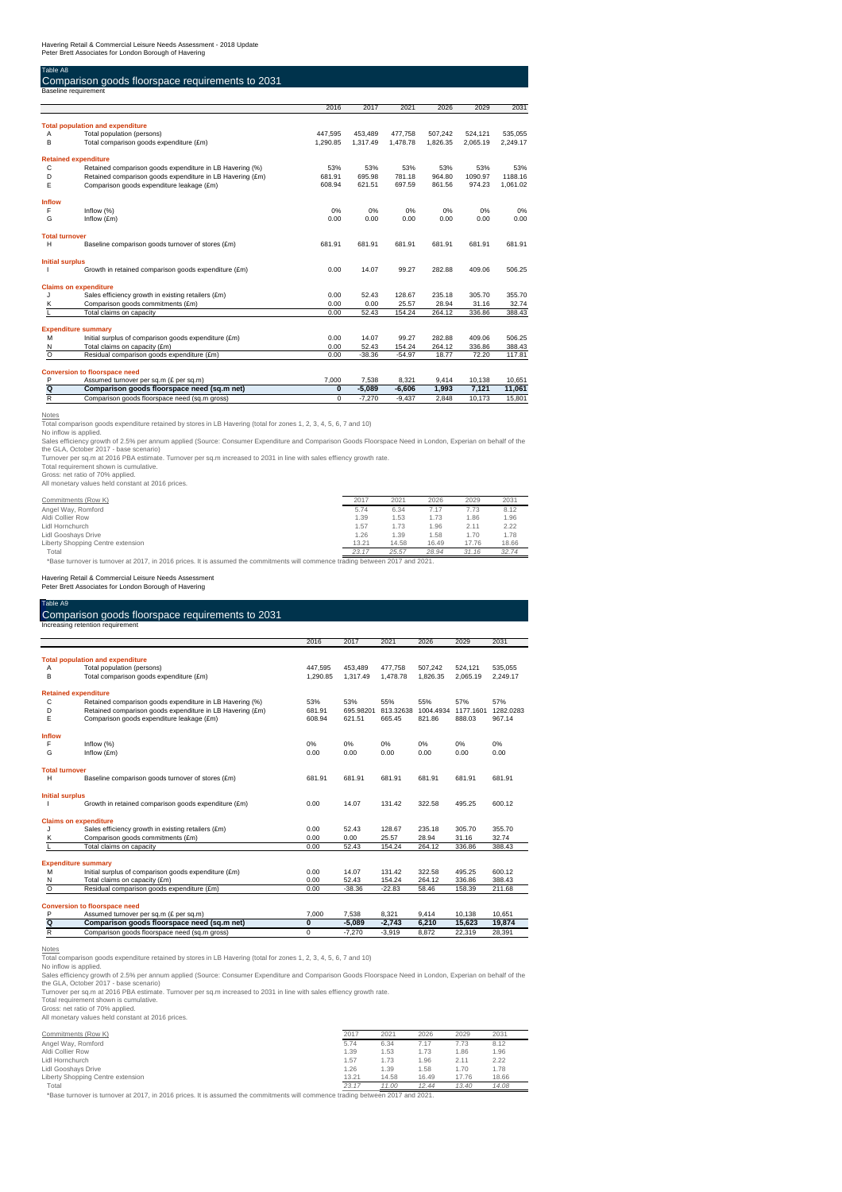Havering Retail & Commercial Leisure Needs Assessment - 2018 Update
Peter Brett Associates for London Borough of Havering

Table A8

## Comparison goods floorspace requirements to 2031

Baseline requirement

| | | 2016 | 2017 | 2021 | 2026 | 2029 | 2031 |
|---|---|---|---|---|---|---|---|
| **Total population and expenditure** | | | | | | | |
| A | Total population (persons) | 447,595 | 453,489 | 477,758 | 507,242 | 524,121 | 535,055 |
| B | Total comparison goods expenditure (£m) | 1,290.85 | 1,317.49 | 1,478.78 | 1,826.35 | 2,065.19 | 2,249.17 |
| **Retained expenditure** | | | | | | | |
| C | Retained comparison goods expenditure in LB Havering (%) | 53% | 53% | 53% | 53% | 53% | 53% |
| D | Retained comparison goods expenditure in LB Havering (£m) | 681.91 | 695.98 | 781.18 | 964.80 | 1090.97 | 1188.16 |
| E | Comparison goods expenditure leakage (£m) | 608.94 | 621.51 | 697.59 | 861.56 | 974.23 | 1,061.02 |
| **Inflow** | | | | | | | |
| F | Inflow (%) | 0% | 0% | 0% | 0% | 0% | 0% |
| G | Inflow (£m) | 0.00 | 0.00 | 0.00 | 0.00 | 0.00 | 0.00 |
| **Total turnover** | | | | | | | |
| H | Baseline comparison goods turnover of stores (£m) | 681.91 | 681.91 | 681.91 | 681.91 | 681.91 | 681.91 |
| **Initial surplus** | | | | | | | |
| I | Growth in retained comparison goods expenditure (£m) | 0.00 | 14.07 | 99.27 | 282.88 | 409.06 | 506.25 |
| **Claims on expenditure** | | | | | | | |
| J | Sales efficiency growth in existing retailers (£m) | 0.00 | 52.43 | 128.67 | 235.18 | 305.70 | 355.70 |
| K | Comparison goods commitments (£m) | 0.00 | 0.00 | 25.57 | 28.94 | 31.16 | 32.74 |
| L | Total claims on capacity | 0.00 | 52.43 | 154.24 | 264.12 | 336.86 | 388.43 |
| **Expenditure summary** | | | | | | | |
| M | Initial surplus of comparison goods expenditure (£m) | 0.00 | 14.07 | 99.27 | 282.88 | 409.06 | 506.25 |
| N | Total claims on capacity (£m) | 0.00 | 52.43 | 154.24 | 264.12 | 336.86 | 388.43 |
| O | Residual comparison goods expenditure (£m) | 0.00 | -38.36 | -54.97 | 18.77 | 72.20 | 117.81 |
| **Conversion to floorspace need** | | | | | | | |
| P | Assumed turnover per sq.m (£ per sq.m) | 7,000 | 7,538 | 8,321 | 9,414 | 10,138 | 10,651 |
| **Q** | **Comparison goods floorspace need (sq.m net)** | **0** | **-5,089** | **-6,606** | **1,993** | **7,121** | **11,061** |
| R | Comparison goods floorspace need (sq.m gross) | 0 | -7,270 | -9,437 | 2,848 | 10,173 | 15,801 |

Notes

Total comparison goods expenditure retained by stores in LB Havering (total for zones 1, 2, 3, 4, 5, 6, 7 and 10)
No inflow is applied.
Sales efficiency growth of 2.5% per annum applied (Source: Consumer Expenditure and Comparison Goods Floorspace Need in London, Experian on behalf of the the GLA, October 2017 - base scenario)
Turnover per sq.m at 2016 PBA estimate. Turnover per sq.m increased to 2031 in line with sales effiency growth rate.
Total requirement shown is cumulative.
Gross: net ratio of 70% applied.
All monetary values held constant at 2016 prices.

| Commitments (Row K) | 2017 | 2021 | 2026 | 2029 | 2031 |
|---|---|---|---|---|---|
| Angel Way, Romford | 5.74 | 6.34 | 7.17 | 7.73 | 8.12 |
| Aldi Collier Row | 1.39 | 1.53 | 1.73 | 1.86 | 1.96 |
| Lidl Hornchurch | 1.57 | 1.73 | 1.96 | 2.11 | 2.22 |
| Lidl Gooshays Drive | 1.26 | 1.39 | 1.58 | 1.70 | 1.78 |
| Liberty Shopping Centre extension | 13.21 | 14.58 | 16.49 | 17.76 | 18.66 |
| Total | *23.17* | *25.57* | *28.94* | *31.16* | *32.74* |

\*Base turnover is turnover at 2017, in 2016 prices. It is assumed the commitments will commence trading between 2017 and 2021.

Havering Retail & Commercial Leisure Needs Assessment
Peter Brett Associates for London Borough of Havering

Table A9

## Comparison goods floorspace requirements to 2031

Increasing retention requirement

| | | 2016 | 2017 | 2021 | 2026 | 2029 | 2031 |
|---|---|---|---|---|---|---|---|
| **Total population and expenditure** | | | | | | | |
| A | Total population (persons) | 447,595 | 453,489 | 477,758 | 507,242 | 524,121 | 535,055 |
| B | Total comparison goods expenditure (£m) | 1,290.85 | 1,317.49 | 1,478.78 | 1,826.35 | 2,065.19 | 2,249.17 |
| **Retained expenditure** | | | | | | | |
| C | Retained comparison goods expenditure in LB Havering (%) | 53% | 53% | 55% | 55% | 57% | 57% |
| D | Retained comparison goods expenditure in LB Havering (£m) | 681.91 | 695.98201 | 813.32638 | 1004.4934 | 1177.1601 | 1282.0283 |
| E | Comparison goods expenditure leakage (£m) | 608.94 | 621.51 | 665.45 | 821.86 | 888.03 | 967.14 |
| **Inflow** | | | | | | | |
| F | Inflow (%) | 0% | 0% | 0% | 0% | 0% | 0% |
| G | Inflow (£m) | 0.00 | 0.00 | 0.00 | 0.00 | 0.00 | 0.00 |
| **Total turnover** | | | | | | | |
| H | Baseline comparison goods turnover of stores (£m) | 681.91 | 681.91 | 681.91 | 681.91 | 681.91 | 681.91 |
| **Initial surplus** | | | | | | | |
| I | Growth in retained comparison goods expenditure (£m) | 0.00 | 14.07 | 131.42 | 322.58 | 495.25 | 600.12 |
| **Claims on expenditure** | | | | | | | |
| J | Sales efficiency growth in existing retailers (£m) | 0.00 | 52.43 | 128.67 | 235.18 | 305.70 | 355.70 |
| K | Comparison goods commitments (£m) | 0.00 | 0.00 | 25.57 | 28.94 | 31.16 | 32.74 |
| L | Total claims on capacity | 0.00 | 52.43 | 154.24 | 264.12 | 336.86 | 388.43 |
| **Expenditure summary** | | | | | | | |
| M | Initial surplus of comparison goods expenditure (£m) | 0.00 | 14.07 | 131.42 | 322.58 | 495.25 | 600.12 |
| N | Total claims on capacity (£m) | 0.00 | 52.43 | 154.24 | 264.12 | 336.86 | 388.43 |
| O | Residual comparison goods expenditure (£m) | 0.00 | -38.36 | -22.83 | 58.46 | 158.39 | 211.68 |
| **Conversion to floorspace need** | | | | | | | |
| P | Assumed turnover per sq.m (£ per sq.m) | 7,000 | 7,538 | 8,321 | 9,414 | 10,138 | 10,651 |
| **Q** | **Comparison goods floorspace need (sq.m net)** | **0** | **-5,089** | **-2,743** | **6,210** | **15,623** | **19,874** |
| R | Comparison goods floorspace need (sq.m gross) | 0 | -7,270 | -3,919 | 8,872 | 22,319 | 28,391 |

Notes

Total comparison goods expenditure retained by stores in LB Havering (total for zones 1, 2, 3, 4, 5, 6, 7 and 10)
No inflow is applied.
Sales efficiency growth of 2.5% per annum applied (Source: Consumer Expenditure and Comparison Goods Floorspace Need in London, Experian on behalf of the the GLA, October 2017 - base scenario)
Turnover per sq.m at 2016 PBA estimate. Turnover per sq.m increased to 2031 in line with sales effiency growth rate.
Total requirement shown is cumulative.
Gross: net ratio of 70% applied.
All monetary values held constant at 2016 prices.

| Commitments (Row K) | 2017 | 2021 | 2026 | 2029 | 2031 |
|---|---|---|---|---|---|
| Angel Way, Romford | 5.74 | 6.34 | 7.17 | 7.73 | 8.12 |
| Aldi Collier Row | 1.39 | 1.53 | 1.73 | 1.86 | 1.96 |
| Lidl Hornchurch | 1.57 | 1.73 | 1.96 | 2.11 | 2.22 |
| Lidl Gooshays Drive | 1.26 | 1.39 | 1.58 | 1.70 | 1.78 |
| Liberty Shopping Centre extension | 13.21 | 14.58 | 16.49 | 17.76 | 18.66 |
| Total | *23.17* | *11.00* | *12.44* | *13.40* | *14.08* |

\*Base turnover is turnover at 2017, in 2016 prices. It is assumed the commitments will commence trading between 2017 and 2021.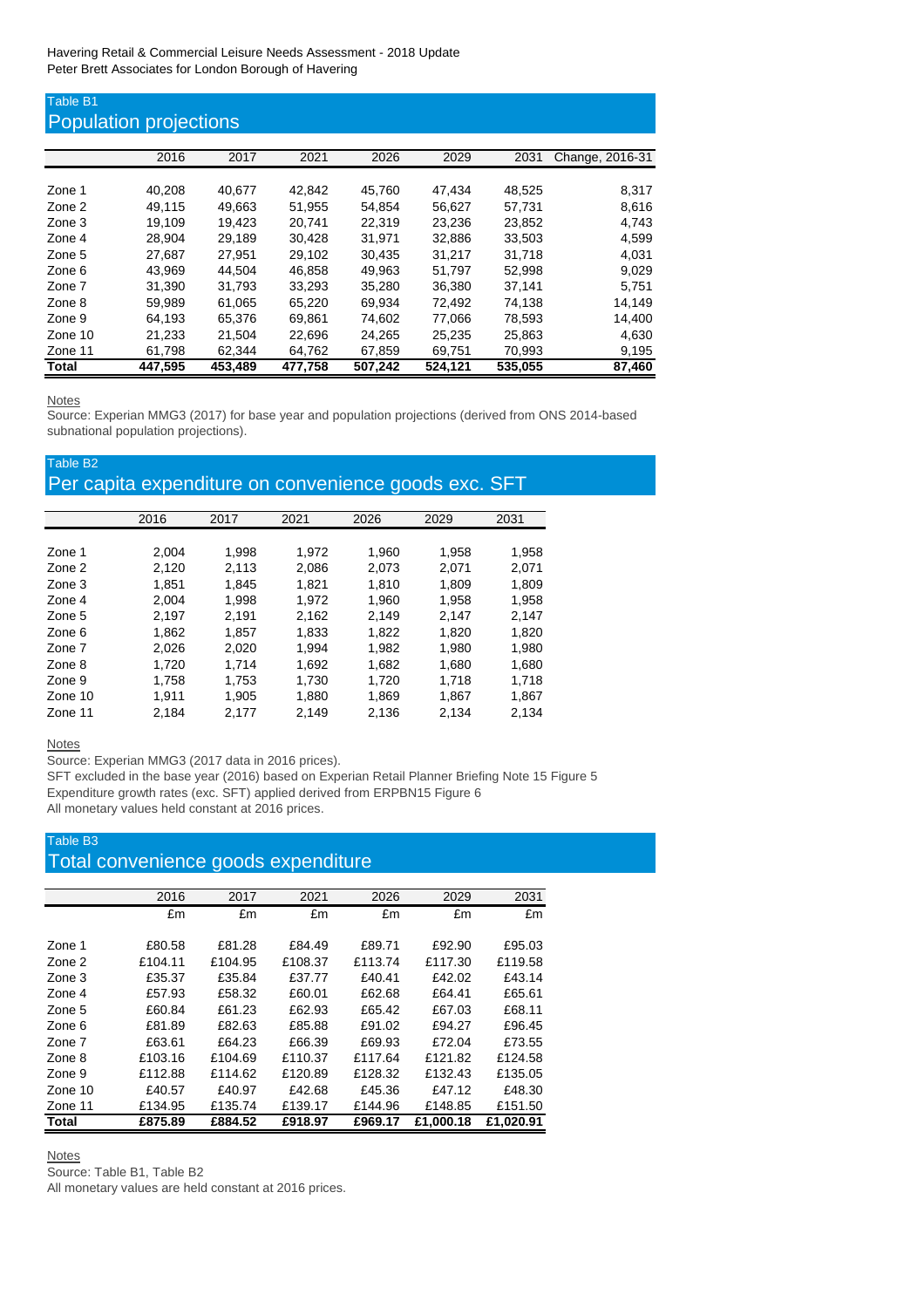Havering Retail & Commercial Leisure Needs Assessment - 2018 Update
Peter Brett Associates for London Borough of Havering

## Table B1
## Population projections

| | 2016 | 2017 | 2021 | 2026 | 2029 | 2031 | Change, 2016-31 |
|---|---|---|---|---|---|---|---|
| Zone 1 | 40,208 | 40,677 | 42,842 | 45,760 | 47,434 | 48,525 | 8,317 |
| Zone 2 | 49,115 | 49,663 | 51,955 | 54,854 | 56,627 | 57,731 | 8,616 |
| Zone 3 | 19,109 | 19,423 | 20,741 | 22,319 | 23,236 | 23,852 | 4,743 |
| Zone 4 | 28,904 | 29,189 | 30,428 | 31,971 | 32,886 | 33,503 | 4,599 |
| Zone 5 | 27,687 | 27,951 | 29,102 | 30,435 | 31,217 | 31,718 | 4,031 |
| Zone 6 | 43,969 | 44,504 | 46,858 | 49,963 | 51,797 | 52,998 | 9,029 |
| Zone 7 | 31,390 | 31,793 | 33,293 | 35,280 | 36,380 | 37,141 | 5,751 |
| Zone 8 | 59,989 | 61,065 | 65,220 | 69,934 | 72,492 | 74,138 | 14,149 |
| Zone 9 | 64,193 | 65,376 | 69,861 | 74,602 | 77,066 | 78,593 | 14,400 |
| Zone 10 | 21,233 | 21,504 | 22,696 | 24,265 | 25,235 | 25,863 | 4,630 |
| Zone 11 | 61,798 | 62,344 | 64,762 | 67,859 | 69,751 | 70,993 | 9,195 |
| **Total** | **447,595** | **453,489** | **477,758** | **507,242** | **524,121** | **535,055** | **87,460** |

Notes
Source: Experian MMG3 (2017) for base year and population projections (derived from ONS 2014-based subnational population projections).

## Table B2
## Per capita expenditure on convenience goods exc. SFT

| | 2016 | 2017 | 2021 | 2026 | 2029 | 2031 |
|---|---|---|---|---|---|---|
| Zone 1 | 2,004 | 1,998 | 1,972 | 1,960 | 1,958 | 1,958 |
| Zone 2 | 2,120 | 2,113 | 2,086 | 2,073 | 2,071 | 2,071 |
| Zone 3 | 1,851 | 1,845 | 1,821 | 1,810 | 1,809 | 1,809 |
| Zone 4 | 2,004 | 1,998 | 1,972 | 1,960 | 1,958 | 1,958 |
| Zone 5 | 2,197 | 2,191 | 2,162 | 2,149 | 2,147 | 2,147 |
| Zone 6 | 1,862 | 1,857 | 1,833 | 1,822 | 1,820 | 1,820 |
| Zone 7 | 2,026 | 2,020 | 1,994 | 1,982 | 1,980 | 1,980 |
| Zone 8 | 1,720 | 1,714 | 1,692 | 1,682 | 1,680 | 1,680 |
| Zone 9 | 1,758 | 1,753 | 1,730 | 1,720 | 1,718 | 1,718 |
| Zone 10 | 1,911 | 1,905 | 1,880 | 1,869 | 1,867 | 1,867 |
| Zone 11 | 2,184 | 2,177 | 2,149 | 2,136 | 2,134 | 2,134 |

Notes
Source: Experian MMG3 (2017 data in 2016 prices).
SFT excluded in the base year (2016) based on Experian Retail Planner Briefing Note 15 Figure 5
Expenditure growth rates (exc. SFT) applied derived from ERPBN15 Figure 6
All monetary values held constant at 2016 prices.

## Table B3
## Total convenience goods expenditure

| | 2016 | 2017 | 2021 | 2026 | 2029 | 2031 |
|---|---|---|---|---|---|---|
| | £m | £m | £m | £m | £m | £m |
| Zone 1 | £80.58 | £81.28 | £84.49 | £89.71 | £92.90 | £95.03 |
| Zone 2 | £104.11 | £104.95 | £108.37 | £113.74 | £117.30 | £119.58 |
| Zone 3 | £35.37 | £35.84 | £37.77 | £40.41 | £42.02 | £43.14 |
| Zone 4 | £57.93 | £58.32 | £60.01 | £62.68 | £64.41 | £65.61 |
| Zone 5 | £60.84 | £61.23 | £62.93 | £65.42 | £67.03 | £68.11 |
| Zone 6 | £81.89 | £82.63 | £85.88 | £91.02 | £94.27 | £96.45 |
| Zone 7 | £63.61 | £64.23 | £66.39 | £69.93 | £72.04 | £73.55 |
| Zone 8 | £103.16 | £104.69 | £110.37 | £117.64 | £121.82 | £124.58 |
| Zone 9 | £112.88 | £114.62 | £120.89 | £128.32 | £132.43 | £135.05 |
| Zone 10 | £40.57 | £40.97 | £42.68 | £45.36 | £47.12 | £48.30 |
| Zone 11 | £134.95 | £135.74 | £139.17 | £144.96 | £148.85 | £151.50 |
| **Total** | **£875.89** | **£884.52** | **£918.97** | **£969.17** | **£1,000.18** | **£1,020.91** |

Notes
Source: Table B1, Table B2
All monetary values are held constant at 2016 prices.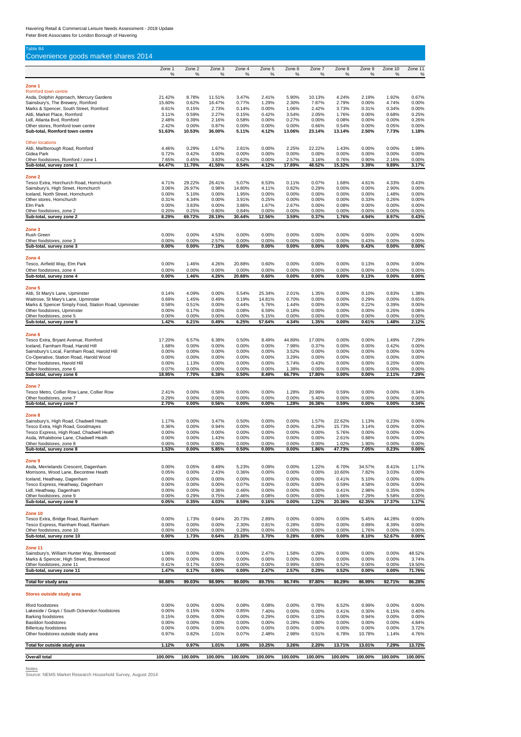Havering Retail & Commercial Leisure Needs Assessment - 2018 Update
Peter Brett Associates for London Borough of Havering

Table B4

## Convenience goods market shares 2014

| | Zone 1 % | Zone 2 % | Zone 3 % | Zone 4 % | Zone 5 % | Zone 6 % | Zone 7 % | Zone 8 % | Zone 9 % | Zone 10 % | Zone 11 % |
|---|---|---|---|---|---|---|---|---|---|---|---|
| **Zone 1** | | | | | | | | | | | |
| Romford town centre | | | | | | | | | | | |
| Asda, Dolphin Approach, Mercury Gardens | 21.42% | 8.78% | 11.51% | 3.47% | 2.41% | 5.90% | 10.13% | 4.24% | 2.19% | 1.92% | 0.67% |
| Sainsbury's, The Brewery, Romford | 15.60% | 0.62% | 16.47% | 0.77% | 1.29% | 2.30% | 7.87% | 2.79% | 0.00% | 4.74% | 0.00% |
| Marks & Spencer, South Street, Romford | 6.61% | 0.15% | 2.73% | 0.14% | 0.00% | 1.06% | 2.42% | 3.73% | 0.31% | 0.34% | 0.00% |
| Aldi, Market Place, Romford | 3.11% | 0.59% | 2.27% | 0.15% | 0.42% | 3.54% | 2.05% | 1.76% | 0.00% | 0.68% | 0.25% |
| Lidl, Atlanta Bvd, Romford | 2.48% | 0.39% | 2.16% | 0.58% | 0.00% | 0.27% | 0.00% | 0.08% | 0.00% | 0.00% | 0.26% |
| Other stores, Romford town centre | 2.42% | 0.00% | 0.87% | 0.00% | 0.00% | 0.00% | 0.66% | 0.54% | 0.00% | 0.05% | 0.00% |
| **Sub-total, Romford town centre** | **51.63%** | **10.53%** | **36.00%** | **5.11%** | **4.12%** | **13.06%** | **23.14%** | **13.14%** | **2.50%** | **7.73%** | **1.18%** |
| Other locations | | | | | | | | | | | |
| Aldi, Marlborough Road, Romford | 4.46% | 0.29% | 1.67% | 2.81% | 0.00% | 2.25% | 22.22% | 1.43% | 0.00% | 0.00% | 1.99% |
| Gidea Park | 0.72% | 0.42% | 0.00% | 0.00% | 0.00% | 0.00% | 0.00% | 0.00% | 0.00% | 0.00% | 0.00% |
| Other foodstores, Romford / zone 1 | 7.65% | 0.45% | 3.83% | 0.62% | 0.00% | 2.57% | 3.16% | 0.76% | 0.90% | 2.16% | 0.00% |
| **Sub-total, survey zone 1** | **64.47%** | **11.70%** | **41.50%** | **8.54%** | **4.12%** | **17.89%** | **48.52%** | **15.32%** | **3.39%** | **9.89%** | **3.17%** |
| **Zone 2** | | | | | | | | | | | |
| Tesco Extra, Horchurch Road, Hornchurch | 4.71% | 29.22% | 26.41% | 5.07% | 6.53% | 0.11% | 0.07% | 1.68% | 4.61% | 4.33% | 0.43% |
| Sainsbury's, High Street, Hornchurch | 3.06% | 26.97% | 0.98% | 14.80% | 4.11% | 0.82% | 0.29% | 0.00% | 0.00% | 2.90% | 0.00% |
| Iceland, North Street, Hornchurch | 0.00% | 5.10% | 0.00% | 1.95% | 0.00% | 0.00% | 0.00% | 0.00% | 0.00% | 1.48% | 0.00% |
| Other stores, Hornchurch | 0.31% | 4.34% | 0.00% | 3.91% | 0.25% | 0.00% | 0.00% | 0.00% | 0.33% | 0.26% | 0.00% |
| Elm Park | 0.00% | 3.83% | 0.00% | 3.86% | 1.67% | 2.67% | 0.00% | 0.08% | 0.00% | 0.00% | 0.00% |
| Other foodstores, zone 2 | 0.20% | 0.25% | 0.80% | 0.84% | 0.00% | 0.00% | 0.00% | 0.00% | 0.00% | 0.00% | 0.00% |
| **Sub-total, survey zone 2** | **8.29%** | **69.72%** | **28.19%** | **30.44%** | **12.56%** | **3.59%** | **0.37%** | **1.76%** | **4.94%** | **8.97%** | **0.43%** |
| **Zone 3** | | | | | | | | | | | |
| Rush Green | 0.00% | 0.00% | 4.53% | 0.00% | 0.00% | 0.00% | 0.00% | 0.00% | 0.00% | 0.00% | 0.00% |
| Other foodstores, zone 3 | 0.00% | 0.00% | 2.57% | 0.00% | 0.00% | 0.00% | 0.00% | 0.00% | 0.43% | 0.00% | 0.00% |
| **Sub-total, survey zone 3** | **0.00%** | **0.00%** | **7.10%** | **0.00%** | **0.00%** | **0.00%** | **0.00%** | **0.00%** | **0.43%** | **0.00%** | **0.00%** |
| **Zone 4** | | | | | | | | | | | |
| Tesco, Airfield Way, Elm Park | 0.00% | 1.46% | 4.26% | 20.88% | 0.60% | 0.00% | 0.00% | 0.00% | 0.13% | 0.00% | 0.00% |
| Other foodstores, zone 4 | 0.00% | 0.00% | 0.00% | 0.00% | 0.00% | 0.00% | 0.00% | 0.00% | 0.00% | 0.00% | 0.00% |
| **Sub-total, survey zone 4** | **0.00%** | **1.46%** | **4.26%** | **20.88%** | **0.60%** | **0.00%** | **0.00%** | **0.00%** | **0.13%** | **0.00%** | **0.00%** |
| **Zone 5** | | | | | | | | | | | |
| Aldi, St Mary's Lane, Upminster | 0.14% | 4.09% | 0.00% | 5.54% | 25.34% | 2.01% | 1.35% | 0.00% | 0.10% | 0.83% | 1.38% |
| Waitrose, St Mary's Lane, Upminster | 0.69% | 1.45% | 0.49% | 0.19% | 14.81% | 0.70% | 0.00% | 0.00% | 0.29% | 0.00% | 0.65% |
| Marks & Spencer Simply Food, Station Road, Upminster | 0.58% | 0.51% | 0.00% | 0.44% | 5.76% | 1.44% | 0.00% | 0.00% | 0.22% | 0.39% | 0.00% |
| Other foodstores, Upminster | 0.00% | 0.17% | 0.00% | 0.08% | 6.59% | 0.18% | 0.00% | 0.00% | 0.00% | 0.26% | 0.08% |
| Other foodstores, zone 5 | 0.00% | 0.00% | 0.00% | 0.00% | 5.15% | 0.00% | 0.00% | 0.00% | 0.00% | 0.00% | 0.00% |
| **Sub-total, survey zone 5** | **1.42%** | **6.21%** | **0.49%** | **6.25%** | **57.64%** | **4.34%** | **1.35%** | **0.00%** | **0.61%** | **1.48%** | **2.12%** |
| **Zone 6** | | | | | | | | | | | |
| Tesco Extra, Bryant Avenue, Romford | 17.20% | 6.57% | 6.38% | 0.50% | 8.49% | 44.89% | 17.00% | 0.00% | 0.00% | 1.49% | 7.29% |
| Iceland, Farnham Road, Harold Hill | 1.68% | 0.00% | 0.00% | 0.00% | 0.00% | 7.98% | 0.37% | 0.00% | 0.00% | 0.42% | 0.00% |
| Sainsbury's Local, Farnham Road, Harold Hill | 0.00% | 0.00% | 0.00% | 0.00% | 0.00% | 3.52% | 0.00% | 0.00% | 0.00% | 0.00% | 0.00% |
| Co-Operative, Station Road, Harold Wood | 0.00% | 0.00% | 0.00% | 0.00% | 0.00% | 3.29% | 0.00% | 0.00% | 0.00% | 0.00% | 0.00% |
| Other foodstores, Harold Hill | 0.00% | 1.13% | 0.00% | 0.00% | 0.00% | 5.74% | 0.43% | 0.00% | 0.00% | 0.20% | 0.00% |
| Other foodstores, zone 6 | 0.07% | 0.00% | 0.00% | 0.00% | 0.00% | 1.38% | 0.00% | 0.00% | 0.00% | 0.00% | 0.00% |
| **Sub-total, survey zone 6** | **18.95%** | **7.70%** | **6.38%** | **0.50%** | **8.49%** | **66.79%** | **17.80%** | **0.00%** | **0.00%** | **2.11%** | **7.29%** |
| **Zone 7** | | | | | | | | | | | |
| Tesco Metro, Collier Row Lane, Collier Row | 2.41% | 0.00% | 0.56% | 0.00% | 0.00% | 1.28% | 20.99% | 0.59% | 0.00% | 0.00% | 0.34% |
| Other foodstores, zone 7 | 0.29% | 0.00% | 0.00% | 0.00% | 0.00% | 0.00% | 5.40% | 0.00% | 0.00% | 0.00% | 0.00% |
| **Sub-total, survey zone 7** | **2.70%** | **0.00%** | **0.56%** | **0.00%** | **0.00%** | **1.28%** | **26.38%** | **0.59%** | **0.00%** | **0.00%** | **0.34%** |
| **Zone 8** | | | | | | | | | | | |
| Sainsbury's, High Road, Chadwell Heath | 1.17% | 0.00% | 3.47% | 0.50% | 0.00% | 0.00% | 1.57% | 22.62% | 1.13% | 0.23% | 0.00% |
| Tesco Extra, High Road, Goodmayes | 0.36% | 0.00% | 0.94% | 0.00% | 0.00% | 0.00% | 0.29% | 15.73% | 3.14% | 0.00% | 0.00% |
| Tesco Express, High Road, Chadwell Heath | 0.00% | 0.00% | 0.00% | 0.00% | 0.00% | 0.00% | 0.00% | 5.76% | 0.00% | 0.00% | 0.00% |
| Asda, Whalebone Lane, Chadwell Heath | 0.00% | 0.00% | 1.43% | 0.00% | 0.00% | 0.00% | 0.00% | 2.61% | 0.88% | 0.00% | 0.00% |
| Other foodstores, zone 8 | 0.00% | 0.00% | 0.00% | 0.00% | 0.00% | 0.00% | 0.00% | 1.02% | 1.90% | 0.00% | 0.00% |
| **Sub-total, survey zone 8** | **1.53%** | **0.00%** | **5.85%** | **0.50%** | **0.00%** | **0.00%** | **1.86%** | **47.73%** | **7.05%** | **0.23%** | **0.00%** |
| **Zone 9** | | | | | | | | | | | |
| Asda, Merrielands Crescent, Dagenham | 0.00% | 0.05% | 0.49% | 5.23% | 0.09% | 0.00% | 1.22% | 6.70% | 34.57% | 8.41% | 1.17% |
| Morrisons, Wood Lane, Becontree Heath | 0.05% | 0.00% | 2.43% | 0.36% | 0.00% | 0.00% | 0.00% | 10.60% | 7.82% | 3.03% | 0.00% |
| Iceland, Heathway, Dagenham | 0.00% | 0.00% | 0.00% | 0.00% | 0.00% | 0.00% | 0.00% | 0.41% | 5.10% | 0.00% | 0.00% |
| Tesco Express, Heathway, Dagenham | 0.00% | 0.00% | 0.00% | 0.07% | 0.00% | 0.00% | 0.00% | 0.59% | 4.58% | 0.00% | 0.00% |
| Lidl, Heathway, Dagenham | 0.00% | 0.00% | 0.36% | 0.46% | 0.00% | 0.00% | 0.00% | 0.41% | 2.98% | 0.35% | 0.00% |
| Other foodstores, zone 9 | 0.00% | 0.29% | 0.75% | 2.46% | 0.08% | 0.00% | 0.00% | 1.66% | 7.29% | 5.58% | 0.00% |
| **Sub-total, survey zone 9** | **0.05%** | **0.35%** | **4.03%** | **8.59%** | **0.16%** | **0.00%** | **1.22%** | **20.36%** | **62.35%** | **17.37%** | **1.17%** |
| **Zone 10** | | | | | | | | | | | |
| Tesco Extra, Bridge Road, Rainham | 0.00% | 1.73% | 0.64% | 20.73% | 2.89% | 0.00% | 0.00% | 0.00% | 5.45% | 44.28% | 0.00% |
| Tesco Express, Rainham Road, Rainham | 0.00% | 0.00% | 0.00% | 2.30% | 0.81% | 0.28% | 0.00% | 0.00% | 0.89% | 8.39% | 0.00% |
| Other foodstores, zone 10 | 0.00% | 0.00% | 0.00% | 0.28% | 0.00% | 0.00% | 0.00% | 0.00% | 1.76% | 0.00% | 0.00% |
| **Sub-total, survey zone 10** | **0.00%** | **1.73%** | **0.64%** | **23.30%** | **3.70%** | **0.28%** | **0.00%** | **0.00%** | **8.10%** | **52.67%** | **0.00%** |
| **Zone 11** | | | | | | | | | | | |
| Sainsbury's, William Hunter Way, Brentwood | 1.06% | 0.00% | 0.00% | 0.00% | 2.47% | 1.58% | 0.29% | 0.00% | 0.00% | 0.00% | 48.52% |
| Marks & Spencer, High Street, Brentwood | 0.00% | 0.00% | 0.00% | 0.00% | 0.00% | 0.00% | 0.00% | 0.00% | 0.00% | 0.00% | 3.74% |
| Other foodstores, zone 11 | 0.41% | 0.17% | 0.00% | 0.00% | 0.00% | 0.99% | 0.00% | 0.52% | 0.00% | 0.00% | 19.50% |
| **Sub-total, survey zone 11** | **1.47%** | **0.17%** | **0.00%** | **0.00%** | **2.47%** | **2.57%** | **0.29%** | **0.52%** | **0.00%** | **0.00%** | **71.76%** |
| **Total for study area** | **98.88%** | **99.03%** | **98.99%** | **99.00%** | **89.75%** | **96.74%** | **97.80%** | **86.29%** | **86.99%** | **92.71%** | **86.28%** |
| **Stores outside study area** | | | | | | | | | | | |
| Ilford foodstores | 0.00% | 0.00% | 0.00% | 0.08% | 0.08% | 0.00% | 0.78% | 6.52% | 0.99% | 0.00% | 0.00% |
| Lakeside / Grays / South Ockendon foodstores | 0.00% | 0.15% | 0.00% | 0.85% | 7.40% | 0.00% | 0.00% | 0.41% | 0.30% | 6.15% | 0.40% |
| Barking foodstores | 0.15% | 0.00% | 0.00% | 0.00% | 0.29% | 0.00% | 0.10% | 0.00% | 0.94% | 0.00% | 0.00% |
| Basildon foodstores | 0.00% | 0.00% | 0.00% | 0.00% | 0.00% | 0.28% | 0.80% | 0.00% | 0.00% | 0.00% | 4.84% |
| Billericay foodstores | 0.00% | 0.00% | 0.00% | 0.00% | 0.00% | 0.00% | 0.00% | 0.00% | 0.00% | 0.00% | 3.72% |
| Other foodstores outside study area | 0.97% | 0.82% | 1.01% | 0.07% | 2.48% | 2.98% | 0.51% | 6.78% | 10.78% | 1.14% | 4.76% |
| **Total for outside study area** | **1.12%** | **0.97%** | **1.01%** | **1.00%** | **10.25%** | **3.26%** | **2.20%** | **13.71%** | **13.01%** | **7.29%** | **13.72%** |
| **Overall total** | **100.00%** | **100.00%** | **100.00%** | **100.00%** | **100.00%** | **100.00%** | **100.00%** | **100.00%** | **100.00%** | **100.00%** | **100.00%** |

Notes
Source: NEMS Market Research Household Survey, August 2014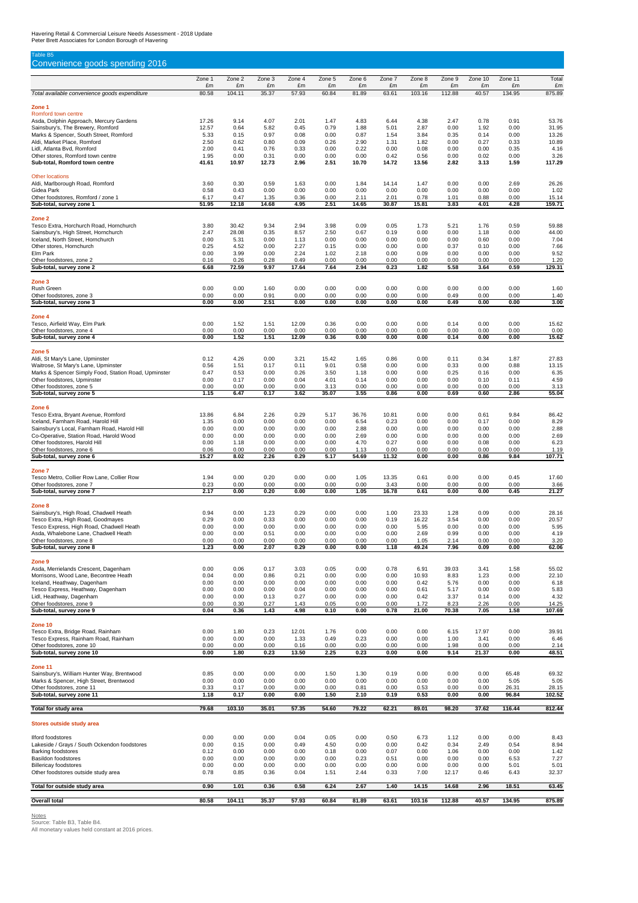Havering Retail & Commercial Leisure Needs Assessment - 2018 Update
Peter Brett Associates for London Borough of Havering

Table B5

## Convenience goods spending 2016

| | Zone 1 £m | Zone 2 £m | Zone 3 £m | Zone 4 £m | Zone 5 £m | Zone 6 £m | Zone 7 £m | Zone 8 £m | Zone 9 £m | Zone 10 £m | Zone 11 £m | Total £m |
|---|---|---|---|---|---|---|---|---|---|---|---|---|
| *Total available convenience goods expenditure* | 80.58 | 104.11 | 35.37 | 57.93 | 60.84 | 81.89 | 63.61 | 103.16 | 112.88 | 40.57 | 134.95 | 875.89 |
| **Zone 1** | | | | | | | | | | | | |
| Romford town centre | | | | | | | | | | | | |
| Asda, Dolphin Approach, Mercury Gardens | 17.26 | 9.14 | 4.07 | 2.01 | 1.47 | 4.83 | 6.44 | 4.38 | 2.47 | 0.78 | 0.91 | 53.76 |
| Sainsbury's, The Brewery, Romford | 12.57 | 0.64 | 5.82 | 0.45 | 0.79 | 1.88 | 5.01 | 2.87 | 0.00 | 1.92 | 0.00 | 31.95 |
| Marks & Spencer, South Street, Romford | 5.33 | 0.15 | 0.97 | 0.08 | 0.00 | 0.87 | 1.54 | 3.84 | 0.35 | 0.14 | 0.00 | 13.26 |
| Aldi, Market Place, Romford | 2.50 | 0.62 | 0.80 | 0.09 | 0.26 | 2.90 | 1.31 | 1.82 | 0.00 | 0.27 | 0.33 | 10.89 |
| Lidl, Atlanta Bvd, Romford | 2.00 | 0.41 | 0.76 | 0.33 | 0.00 | 0.22 | 0.00 | 0.08 | 0.00 | 0.00 | 0.35 | 4.16 |
| Other stores, Romford town centre | 1.95 | 0.00 | 0.31 | 0.00 | 0.00 | 0.00 | 0.42 | 0.56 | 0.00 | 0.02 | 0.00 | 3.26 |
| **Sub-total, Romford town centre** | **41.61** | **10.97** | **12.73** | **2.96** | **2.51** | **10.70** | **14.72** | **13.56** | **2.82** | **3.13** | **1.59** | **117.29** |
| Other locations | | | | | | | | | | | | |
| Aldi, Marlborough Road, Romford | 3.60 | 0.30 | 0.59 | 1.63 | 0.00 | 1.84 | 14.14 | 1.47 | 0.00 | 0.00 | 2.69 | 26.26 |
| Gidea Park | 0.58 | 0.43 | 0.00 | 0.00 | 0.00 | 0.00 | 0.00 | 0.00 | 0.00 | 0.00 | 0.00 | 1.02 |
| Other foodstores, Romford / zone 1 | 6.17 | 0.47 | 1.35 | 0.36 | 0.00 | 2.11 | 2.01 | 0.78 | 1.01 | 0.88 | 0.00 | 15.14 |
| **Sub-total, survey zone 1** | **51.95** | **12.18** | **14.68** | **4.95** | **2.51** | **14.65** | **30.87** | **15.81** | **3.83** | **4.01** | **4.28** | **159.71** |
| **Zone 2** | | | | | | | | | | | | |
| Tesco Extra, Horchurch Road, Hornchurch | 3.80 | 30.42 | 9.34 | 2.94 | 3.98 | 0.09 | 0.05 | 1.73 | 5.21 | 1.76 | 0.59 | 59.88 |
| Sainsbury's, High Street, Hornchurch | 2.47 | 28.08 | 0.35 | 8.57 | 2.50 | 0.67 | 0.19 | 0.00 | 0.00 | 1.18 | 0.00 | 44.00 |
| Iceland, North Street, Hornchurch | 0.00 | 5.31 | 0.00 | 1.13 | 0.00 | 0.00 | 0.00 | 0.00 | 0.00 | 0.60 | 0.00 | 7.04 |
| Other stores, Hornchurch | 0.25 | 4.52 | 0.00 | 2.27 | 0.15 | 0.00 | 0.00 | 0.00 | 0.37 | 0.10 | 0.00 | 7.66 |
| Elm Park | 0.00 | 3.99 | 0.00 | 2.24 | 1.02 | 2.18 | 0.00 | 0.09 | 0.00 | 0.00 | 0.00 | 9.52 |
| Other foodstores, zone 2 | 0.16 | 0.26 | 0.28 | 0.49 | 0.00 | 0.00 | 0.00 | 0.00 | 0.00 | 0.00 | 0.00 | 1.20 |
| **Sub-total, survey zone 2** | **6.68** | **72.59** | **9.97** | **17.64** | **7.64** | **2.94** | **0.23** | **1.82** | **5.58** | **3.64** | **0.59** | **129.31** |
| **Zone 3** | | | | | | | | | | | | |
| Rush Green | 0.00 | 0.00 | 1.60 | 0.00 | 0.00 | 0.00 | 0.00 | 0.00 | 0.00 | 0.00 | 0.00 | 1.60 |
| Other foodstores, zone 3 | 0.00 | 0.00 | 0.91 | 0.00 | 0.00 | 0.00 | 0.00 | 0.00 | 0.49 | 0.00 | 0.00 | 1.40 |
| **Sub-total, survey zone 3** | **0.00** | **0.00** | **2.51** | **0.00** | **0.00** | **0.00** | **0.00** | **0.00** | **0.49** | **0.00** | **0.00** | **3.00** |
| **Zone 4** | | | | | | | | | | | | |
| Tesco, Airfield Way, Elm Park | 0.00 | 1.52 | 1.51 | 12.09 | 0.36 | 0.00 | 0.00 | 0.00 | 0.14 | 0.00 | 0.00 | 15.62 |
| Other foodstores, zone 4 | 0.00 | 0.00 | 0.00 | 0.00 | 0.00 | 0.00 | 0.00 | 0.00 | 0.00 | 0.00 | 0.00 | 0.00 |
| **Sub-total, survey zone 4** | **0.00** | **1.52** | **1.51** | **12.09** | **0.36** | **0.00** | **0.00** | **0.00** | **0.14** | **0.00** | **0.00** | **15.62** |
| **Zone 5** | | | | | | | | | | | | |
| Aldi, St Mary's Lane, Upminster | 0.12 | 4.26 | 0.00 | 3.21 | 15.42 | 1.65 | 0.86 | 0.00 | 0.11 | 0.34 | 1.87 | 27.83 |
| Waitrose, St Mary's Lane, Upminster | 0.56 | 1.51 | 0.17 | 0.11 | 9.01 | 0.58 | 0.00 | 0.00 | 0.33 | 0.00 | 0.88 | 13.15 |
| Marks & Spencer Simply Food, Station Road, Upminster | 0.47 | 0.53 | 0.00 | 0.26 | 3.50 | 1.18 | 0.00 | 0.00 | 0.25 | 0.16 | 0.00 | 6.35 |
| Other foodstores, Upminster | 0.00 | 0.17 | 0.00 | 0.04 | 4.01 | 0.14 | 0.00 | 0.00 | 0.00 | 0.10 | 0.11 | 4.59 |
| Other foodstores, zone 5 | 0.00 | 0.00 | 0.00 | 0.00 | 3.13 | 0.00 | 0.00 | 0.00 | 0.00 | 0.00 | 0.00 | 3.13 |
| **Sub-total, survey zone 5** | **1.15** | **6.47** | **0.17** | **3.62** | **35.07** | **3.55** | **0.86** | **0.00** | **0.69** | **0.60** | **2.86** | **55.04** |
| **Zone 6** | | | | | | | | | | | | |
| Tesco Extra, Bryant Avenue, Romford | 13.86 | 6.84 | 2.26 | 0.29 | 5.17 | 36.76 | 10.81 | 0.00 | 0.00 | 0.61 | 9.84 | 86.42 |
| Iceland, Farnham Road, Harold Hill | 1.35 | 0.00 | 0.00 | 0.00 | 0.00 | 6.54 | 0.23 | 0.00 | 0.00 | 0.17 | 0.00 | 8.29 |
| Sainsbury's Local, Farnham Road, Harold Hill | 0.00 | 0.00 | 0.00 | 0.00 | 0.00 | 2.88 | 0.00 | 0.00 | 0.00 | 0.00 | 0.00 | 2.88 |
| Co-Operative, Station Road, Harold Wood | 0.00 | 0.00 | 0.00 | 0.00 | 0.00 | 2.69 | 0.00 | 0.00 | 0.00 | 0.00 | 0.00 | 2.69 |
| Other foodstores, Harold Hill | 0.00 | 1.18 | 0.00 | 0.00 | 0.00 | 4.70 | 0.27 | 0.00 | 0.00 | 0.08 | 0.00 | 6.23 |
| Other foodstores, zone 6 | 0.06 | 0.00 | 0.00 | 0.00 | 0.00 | 1.13 | 0.00 | 0.00 | 0.00 | 0.00 | 0.00 | 1.19 |
| **Sub-total, survey zone 6** | **15.27** | **8.02** | **2.26** | **0.29** | **5.17** | **54.69** | **11.32** | **0.00** | **0.00** | **0.86** | **9.84** | **107.71** |
| **Zone 7** | | | | | | | | | | | | |
| Tesco Metro, Collier Row Lane, Collier Row | 1.94 | 0.00 | 0.20 | 0.00 | 0.00 | 1.05 | 13.35 | 0.61 | 0.00 | 0.00 | 0.45 | 17.60 |
| Other foodstores, zone 7 | 0.23 | 0.00 | 0.00 | 0.00 | 0.00 | 0.00 | 3.43 | 0.00 | 0.00 | 0.00 | 0.00 | 3.66 |
| **Sub-total, survey zone 7** | **2.17** | **0.00** | **0.20** | **0.00** | **0.00** | **1.05** | **16.78** | **0.61** | **0.00** | **0.00** | **0.45** | **21.27** |
| **Zone 8** | | | | | | | | | | | | |
| Sainsbury's, High Road, Chadwell Heath | 0.94 | 0.00 | 1.23 | 0.29 | 0.00 | 0.00 | 1.00 | 23.33 | 1.28 | 0.09 | 0.00 | 28.16 |
| Tesco Extra, High Road, Goodmayes | 0.29 | 0.00 | 0.33 | 0.00 | 0.00 | 0.00 | 0.19 | 16.22 | 3.54 | 0.00 | 0.00 | 20.57 |
| Tesco Express, High Road, Chadwell Heath | 0.00 | 0.00 | 0.00 | 0.00 | 0.00 | 0.00 | 0.00 | 5.95 | 0.00 | 0.00 | 0.00 | 5.95 |
| Asda, Whalebone Lane, Chadwell Heath | 0.00 | 0.00 | 0.51 | 0.00 | 0.00 | 0.00 | 0.00 | 2.69 | 0.99 | 0.00 | 0.00 | 4.19 |
| Other foodstores, zone 8 | 0.00 | 0.00 | 0.00 | 0.00 | 0.00 | 0.00 | 0.00 | 1.05 | 2.14 | 0.00 | 0.00 | 3.20 |
| **Sub-total, survey zone 8** | **1.23** | **0.00** | **2.07** | **0.29** | **0.00** | **0.00** | **1.18** | **49.24** | **7.96** | **0.09** | **0.00** | **62.06** |
| **Zone 9** | | | | | | | | | | | | |
| Asda, Merrielands Crescent, Dagenham | 0.00 | 0.06 | 0.17 | 3.03 | 0.05 | 0.00 | 0.78 | 6.91 | 39.03 | 3.41 | 1.58 | 55.02 |
| Morrisons, Wood Lane, Becontree Heath | 0.04 | 0.00 | 0.86 | 0.21 | 0.00 | 0.00 | 0.00 | 10.93 | 8.83 | 1.23 | 0.00 | 22.10 |
| Iceland, Heathway, Dagenham | 0.00 | 0.00 | 0.00 | 0.00 | 0.00 | 0.00 | 0.00 | 0.42 | 5.76 | 0.00 | 0.00 | 6.18 |
| Tesco Express, Heathway, Dagenham | 0.00 | 0.00 | 0.00 | 0.04 | 0.00 | 0.00 | 0.00 | 0.61 | 5.17 | 0.00 | 0.00 | 5.83 |
| Lidl, Heathway, Dagenham | 0.00 | 0.00 | 0.13 | 0.27 | 0.00 | 0.00 | 0.00 | 0.42 | 3.37 | 0.14 | 0.00 | 4.32 |
| Other foodstores, zone 9 | 0.00 | 0.30 | 0.27 | 1.43 | 0.05 | 0.00 | 0.00 | 1.72 | 8.23 | 2.26 | 0.00 | 14.25 |
| **Sub-total, survey zone 9** | **0.04** | **0.36** | **1.43** | **4.98** | **0.10** | **0.00** | **0.78** | **21.00** | **70.38** | **7.05** | **1.58** | **107.69** |
| **Zone 10** | | | | | | | | | | | | |
| Tesco Extra, Bridge Road, Rainham | 0.00 | 1.80 | 0.23 | 12.01 | 1.76 | 0.00 | 0.00 | 0.00 | 6.15 | 17.97 | 0.00 | 39.91 |
| Tesco Express, Rainham Road, Rainham | 0.00 | 0.00 | 0.00 | 1.33 | 0.49 | 0.23 | 0.00 | 0.00 | 1.00 | 3.41 | 0.00 | 6.46 |
| Other foodstores, zone 10 | 0.00 | 0.00 | 0.00 | 0.16 | 0.00 | 0.00 | 0.00 | 0.00 | 1.98 | 0.00 | 0.00 | 2.14 |
| **Sub-total, survey zone 10** | **0.00** | **1.80** | **0.23** | **13.50** | **2.25** | **0.23** | **0.00** | **0.00** | **9.14** | **21.37** | **0.00** | **48.51** |
| **Zone 11** | | | | | | | | | | | | |
| Sainsbury's, William Hunter Way, Brentwood | 0.85 | 0.00 | 0.00 | 0.00 | 1.50 | 1.30 | 0.19 | 0.00 | 0.00 | 0.00 | 65.48 | 69.32 |
| Marks & Spencer, High Street, Brentwood | 0.00 | 0.00 | 0.00 | 0.00 | 0.00 | 0.00 | 0.00 | 0.00 | 0.00 | 0.00 | 5.05 | 5.05 |
| Other foodstores, zone 11 | 0.33 | 0.17 | 0.00 | 0.00 | 0.00 | 0.81 | 0.00 | 0.53 | 0.00 | 0.00 | 26.31 | 28.15 |
| **Sub-total, survey zone 11** | **1.18** | **0.17** | **0.00** | **0.00** | **1.50** | **2.10** | **0.19** | **0.53** | **0.00** | **0.00** | **96.84** | **102.52** |
| **Total for study area** | **79.68** | **103.10** | **35.01** | **57.35** | **54.60** | **79.22** | **62.21** | **89.01** | **98.20** | **37.62** | **116.44** | **812.44** |
| **Stores outside study area** | | | | | | | | | | | | |
| Ilford foodstores | 0.00 | 0.00 | 0.00 | 0.04 | 0.05 | 0.00 | 0.50 | 6.73 | 1.12 | 0.00 | 0.00 | 8.43 |
| Lakeside / Grays / South Ockendon foodstores | 0.00 | 0.15 | 0.00 | 0.49 | 4.50 | 0.00 | 0.00 | 0.42 | 0.34 | 2.49 | 0.54 | 8.94 |
| Barking foodstores | 0.12 | 0.00 | 0.00 | 0.00 | 0.18 | 0.00 | 0.07 | 0.00 | 1.06 | 0.00 | 0.00 | 1.42 |
| Basildon foodstores | 0.00 | 0.00 | 0.00 | 0.00 | 0.00 | 0.23 | 0.51 | 0.00 | 0.00 | 0.00 | 6.53 | 7.27 |
| Billericay foodstores | 0.00 | 0.00 | 0.00 | 0.00 | 0.00 | 0.00 | 0.00 | 0.00 | 0.00 | 0.00 | 5.01 | 5.01 |
| Other foodstores outside study area | 0.78 | 0.85 | 0.36 | 0.04 | 1.51 | 2.44 | 0.33 | 7.00 | 12.17 | 0.46 | 6.43 | 32.37 |
| **Total for outside study area** | **0.90** | **1.01** | **0.36** | **0.58** | **6.24** | **2.67** | **1.40** | **14.15** | **14.68** | **2.96** | **18.51** | **63.45** |
| **Overall total** | **80.58** | **104.11** | **35.37** | **57.93** | **60.84** | **81.89** | **63.61** | **103.16** | **112.88** | **40.57** | **134.95** | **875.89** |

Notes
Source: Table B3, Table B4.
All monetary values held constant at 2016 prices.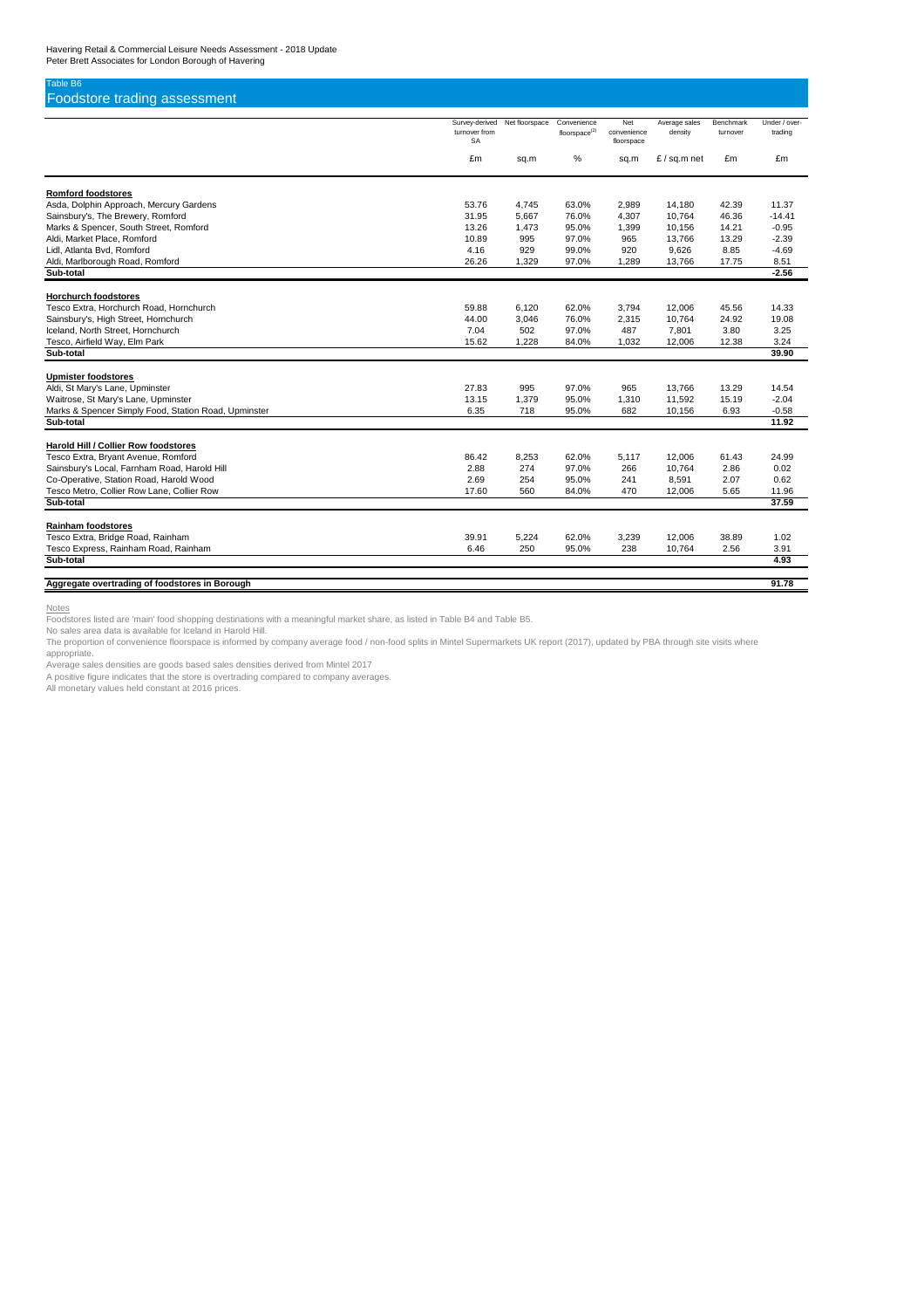Havering Retail & Commercial Leisure Needs Assessment - 2018 Update
Peter Brett Associates for London Borough of Havering

Table B6

## Foodstore trading assessment

| | Survey-derived turnover from SA | Net floorspace | Convenience floorspace[2] | Net convenience floorspace | Average sales density | Benchmark turnover | Under / over-trading |
|---|---|---|---|---|---|---|---|
| | £m | sq.m | % | sq.m | £ / sq.m net | £m | £m |
| **Romford foodstores** | | | | | | | |
| Asda, Dolphin Approach, Mercury Gardens | 53.76 | 4,745 | 63.0% | 2,989 | 14,180 | 42.39 | 11.37 |
| Sainsbury's, The Brewery, Romford | 31.95 | 5,667 | 76.0% | 4,307 | 10,764 | 46.36 | -14.41 |
| Marks & Spencer, South Street, Romford | 13.26 | 1,473 | 95.0% | 1,399 | 10,156 | 14.21 | -0.95 |
| Aldi, Market Place, Romford | 10.89 | 995 | 97.0% | 965 | 13,766 | 13.29 | -2.39 |
| Lidl, Atlanta Bvd, Romford | 4.16 | 929 | 99.0% | 920 | 9,626 | 8.85 | -4.69 |
| Aldi, Marlborough Road, Romford | 26.26 | 1,329 | 97.0% | 1,289 | 13,766 | 17.75 | 8.51 |
| **Sub-total** | | | | | | | **-2.56** |
| **Horchurch foodstores** | | | | | | | |
| Tesco Extra, Horchurch Road, Hornchurch | 59.88 | 6,120 | 62.0% | 3,794 | 12,006 | 45.56 | 14.33 |
| Sainsbury's, High Street, Hornchurch | 44.00 | 3,046 | 76.0% | 2,315 | 10,764 | 24.92 | 19.08 |
| Iceland, North Street, Hornchurch | 7.04 | 502 | 97.0% | 487 | 7,801 | 3.80 | 3.25 |
| Tesco, Airfield Way, Elm Park | 15.62 | 1,228 | 84.0% | 1,032 | 12,006 | 12.38 | 3.24 |
| **Sub-total** | | | | | | | **39.90** |
| **Upmister foodstores** | | | | | | | |
| Aldi, St Mary's Lane, Upminster | 27.83 | 995 | 97.0% | 965 | 13,766 | 13.29 | 14.54 |
| Waitrose, St Mary's Lane, Upminster | 13.15 | 1,379 | 95.0% | 1,310 | 11,592 | 15.19 | -2.04 |
| Marks & Spencer Simply Food, Station Road, Upminster | 6.35 | 718 | 95.0% | 682 | 10,156 | 6.93 | -0.58 |
| **Sub-total** | | | | | | | **11.92** |
| **Harold Hill / Collier Row foodstores** | | | | | | | |
| Tesco Extra, Bryant Avenue, Romford | 86.42 | 8,253 | 62.0% | 5,117 | 12,006 | 61.43 | 24.99 |
| Sainsbury's Local, Farnham Road, Harold Hill | 2.88 | 274 | 97.0% | 266 | 10,764 | 2.86 | 0.02 |
| Co-Operative, Station Road, Harold Wood | 2.69 | 254 | 95.0% | 241 | 8,591 | 2.07 | 0.62 |
| Tesco Metro, Collier Row Lane, Collier Row | 17.60 | 560 | 84.0% | 470 | 12,006 | 5.65 | 11.96 |
| **Sub-total** | | | | | | | **37.59** |
| **Rainham foodstores** | | | | | | | |
| Tesco Extra, Bridge Road, Rainham | 39.91 | 5,224 | 62.0% | 3,239 | 12,006 | 38.89 | 1.02 |
| Tesco Express, Rainham Road, Rainham | 6.46 | 250 | 95.0% | 238 | 10,764 | 2.56 | 3.91 |
| **Sub-total** | | | | | | | **4.93** |
| **Aggregate overtrading of foodstores in Borough** | | | | | | | **91.78** |

Notes

Foodstores listed are 'main' food shopping destinations with a meaningful market share, as listed in Table B4 and Table B5.

No sales area data is available for Iceland in Harold Hill.

The proportion of convenience floorspace is informed by company average food / non-food splits in Mintel Supermarkets UK report (2017), updated by PBA through site visits where appropriate.

Average sales densities are goods based sales densities derived from Mintel 2017

A positive figure indicates that the store is overtrading compared to company averages.

All monetary values held constant at 2016 prices.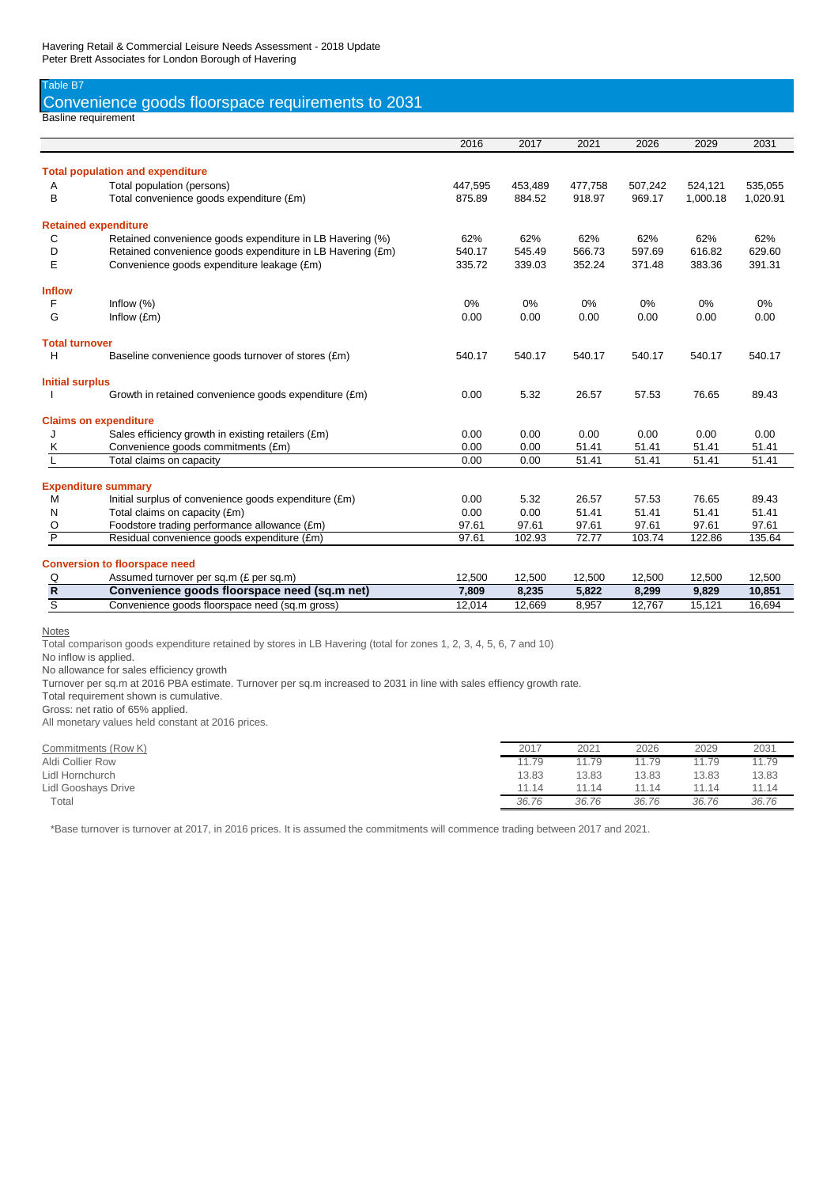Havering Retail & Commercial Leisure Needs Assessment - 2018 Update
Peter Brett Associates for London Borough of Havering

Table B7

## Convenience goods floorspace requirements to 2031

Basline requirement

| | | 2016 | 2017 | 2021 | 2026 | 2029 | 2031 |
|---|---|---|---|---|---|---|---|
| **Total population and expenditure** | | | | | | | |
| A | Total population (persons) | 447,595 | 453,489 | 477,758 | 507,242 | 524,121 | 535,055 |
| B | Total convenience goods expenditure (£m) | 875.89 | 884.52 | 918.97 | 969.17 | 1,000.18 | 1,020.91 |
| **Retained expenditure** | | | | | | | |
| C | Retained convenience goods expenditure in LB Havering (%) | 62% | 62% | 62% | 62% | 62% | 62% |
| D | Retained convenience goods expenditure in LB Havering (£m) | 540.17 | 545.49 | 566.73 | 597.69 | 616.82 | 629.60 |
| E | Convenience goods expenditure leakage (£m) | 335.72 | 339.03 | 352.24 | 371.48 | 383.36 | 391.31 |
| **Inflow** | | | | | | | |
| F | Inflow (%) | 0% | 0% | 0% | 0% | 0% | 0% |
| G | Inflow (£m) | 0.00 | 0.00 | 0.00 | 0.00 | 0.00 | 0.00 |
| **Total turnover** | | | | | | | |
| H | Baseline convenience goods turnover of stores (£m) | 540.17 | 540.17 | 540.17 | 540.17 | 540.17 | 540.17 |
| **Initial surplus** | | | | | | | |
| I | Growth in retained convenience goods expenditure (£m) | 0.00 | 5.32 | 26.57 | 57.53 | 76.65 | 89.43 |
| **Claims on expenditure** | | | | | | | |
| J | Sales efficiency growth in existing retailers (£m) | 0.00 | 0.00 | 0.00 | 0.00 | 0.00 | 0.00 |
| K | Convenience goods commitments (£m) | 0.00 | 0.00 | 51.41 | 51.41 | 51.41 | 51.41 |
| L | Total claims on capacity | 0.00 | 0.00 | 51.41 | 51.41 | 51.41 | 51.41 |
| **Expenditure summary** | | | | | | | |
| M | Initial surplus of convenience goods expenditure (£m) | 0.00 | 5.32 | 26.57 | 57.53 | 76.65 | 89.43 |
| N | Total claims on capacity (£m) | 0.00 | 0.00 | 51.41 | 51.41 | 51.41 | 51.41 |
| O | Foodstore trading performance allowance (£m) | 97.61 | 97.61 | 97.61 | 97.61 | 97.61 | 97.61 |
| P | Residual convenience goods expenditure (£m) | 97.61 | 102.93 | 72.77 | 103.74 | 122.86 | 135.64 |
| **Conversion to floorspace need** | | | | | | | |
| Q | Assumed turnover per sq.m (£ per sq.m) | 12,500 | 12,500 | 12,500 | 12,500 | 12,500 | 12,500 |
| **R** | **Convenience goods floorspace need (sq.m net)** | **7,809** | **8,235** | **5,822** | **8,299** | **9,829** | **10,851** |
| S | Convenience goods floorspace need (sq.m gross) | 12,014 | 12,669 | 8,957 | 12,767 | 15,121 | 16,694 |

Notes

Total comparison goods expenditure retained by stores in LB Havering (total for zones 1, 2, 3, 4, 5, 6, 7 and 10)
No inflow is applied.
No allowance for sales efficiency growth
Turnover per sq.m at 2016 PBA estimate. Turnover per sq.m increased to 2031 in line with sales effiency growth rate.
Total requirement shown is cumulative.
Gross: net ratio of 65% applied.
All monetary values held constant at 2016 prices.

| Commitments (Row K) | 2017 | 2021 | 2026 | 2029 | 2031 |
|---|---|---|---|---|---|
| Aldi Collier Row | 11.79 | 11.79 | 11.79 | 11.79 | 11.79 |
| Lidl Hornchurch | 13.83 | 13.83 | 13.83 | 13.83 | 13.83 |
| Lidl Gooshays Drive | 11.14 | 11.14 | 11.14 | 11.14 | 11.14 |
| Total | *36.76* | *36.76* | *36.76* | *36.76* | *36.76* |

*Base turnover is turnover at 2017, in 2016 prices. It is assumed the commitments will commence trading between 2017 and 2021.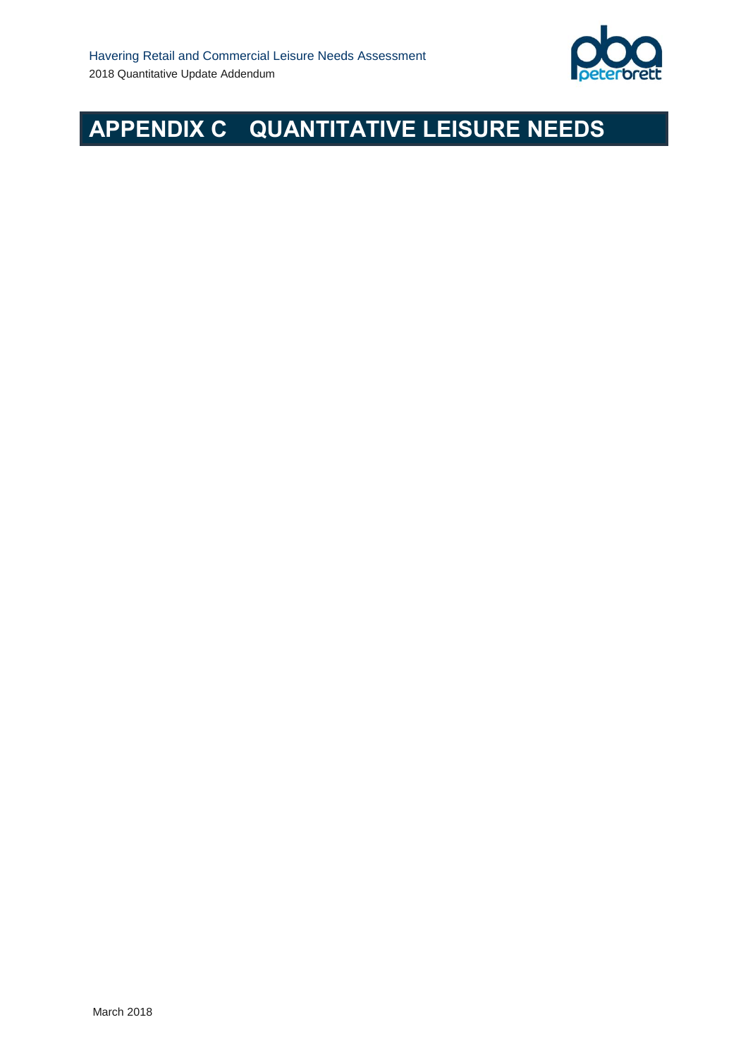# APPENDIX C QUANTITATIVE LEISURE NEEDS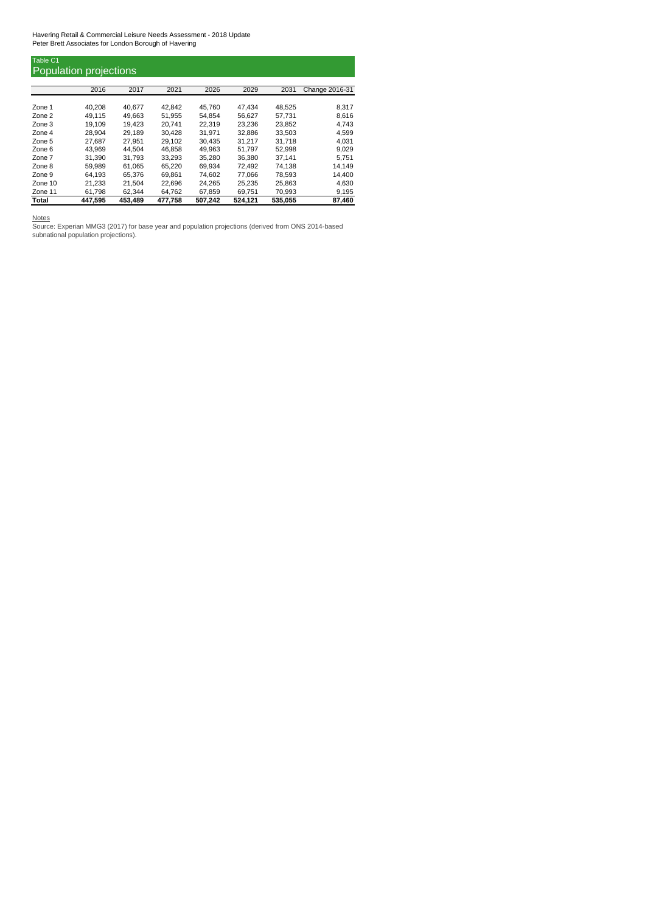Havering Retail & Commercial Leisure Needs Assessment - 2018 Update
Peter Brett Associates for London Borough of Havering

## Table C1
## Population projections

| | 2016 | 2017 | 2021 | 2026 | 2029 | 2031 | Change 2016-31 |
|---|---|---|---|---|---|---|---|
| Zone 1 | 40,208 | 40,677 | 42,842 | 45,760 | 47,434 | 48,525 | 8,317 |
| Zone 2 | 49,115 | 49,663 | 51,955 | 54,854 | 56,627 | 57,731 | 8,616 |
| Zone 3 | 19,109 | 19,423 | 20,741 | 22,319 | 23,236 | 23,852 | 4,743 |
| Zone 4 | 28,904 | 29,189 | 30,428 | 31,971 | 32,886 | 33,503 | 4,599 |
| Zone 5 | 27,687 | 27,951 | 29,102 | 30,435 | 31,217 | 31,718 | 4,031 |
| Zone 6 | 43,969 | 44,504 | 46,858 | 49,963 | 51,797 | 52,998 | 9,029 |
| Zone 7 | 31,390 | 31,793 | 33,293 | 35,280 | 36,380 | 37,141 | 5,751 |
| Zone 8 | 59,989 | 61,065 | 65,220 | 69,934 | 72,492 | 74,138 | 14,149 |
| Zone 9 | 64,193 | 65,376 | 69,861 | 74,602 | 77,066 | 78,593 | 14,400 |
| Zone 10 | 21,233 | 21,504 | 22,696 | 24,265 | 25,235 | 25,863 | 4,630 |
| Zone 11 | 61,798 | 62,344 | 64,762 | 67,859 | 69,751 | 70,993 | 9,195 |
| **Total** | **447,595** | **453,489** | **477,758** | **507,242** | **524,121** | **535,055** | **87,460** |

Notes

Source: Experian MMG3 (2017) for base year and population projections (derived from ONS 2014-based subnational population projections).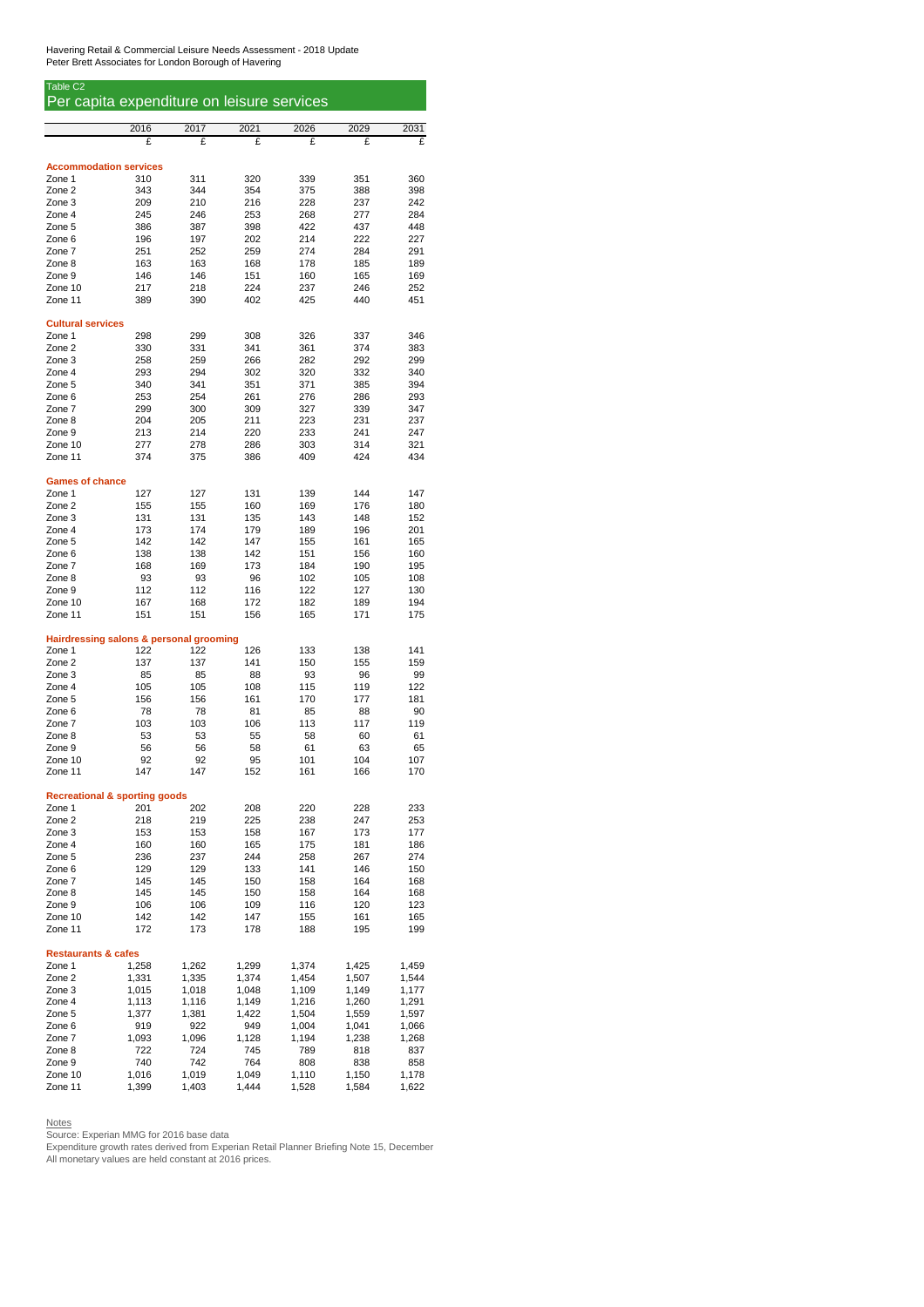Havering Retail & Commercial Leisure Needs Assessment - 2018 Update
Peter Brett Associates for London Borough of Havering

## Table C2
## Per capita expenditure on leisure services

| | 2016 | 2017 | 2021 | 2026 | 2029 | 2031 |
|---|---|---|---|---|---|---|
| | £ | £ | £ | £ | £ | £ |
| **Accommodation services** | | | | | | |
| Zone 1 | 310 | 311 | 320 | 339 | 351 | 360 |
| Zone 2 | 343 | 344 | 354 | 375 | 388 | 398 |
| Zone 3 | 209 | 210 | 216 | 228 | 237 | 242 |
| Zone 4 | 245 | 246 | 253 | 268 | 277 | 284 |
| Zone 5 | 386 | 387 | 398 | 422 | 437 | 448 |
| Zone 6 | 196 | 197 | 202 | 214 | 222 | 227 |
| Zone 7 | 251 | 252 | 259 | 274 | 284 | 291 |
| Zone 8 | 163 | 163 | 168 | 178 | 185 | 189 |
| Zone 9 | 146 | 146 | 151 | 160 | 165 | 169 |
| Zone 10 | 217 | 218 | 224 | 237 | 246 | 252 |
| Zone 11 | 389 | 390 | 402 | 425 | 440 | 451 |
| **Cultural services** | | | | | | |
| Zone 1 | 298 | 299 | 308 | 326 | 337 | 346 |
| Zone 2 | 330 | 331 | 341 | 361 | 374 | 383 |
| Zone 3 | 258 | 259 | 266 | 282 | 292 | 299 |
| Zone 4 | 293 | 294 | 302 | 320 | 332 | 340 |
| Zone 5 | 340 | 341 | 351 | 371 | 385 | 394 |
| Zone 6 | 253 | 254 | 261 | 276 | 286 | 293 |
| Zone 7 | 299 | 300 | 309 | 327 | 339 | 347 |
| Zone 8 | 204 | 205 | 211 | 223 | 231 | 237 |
| Zone 9 | 213 | 214 | 220 | 233 | 241 | 247 |
| Zone 10 | 277 | 278 | 286 | 303 | 314 | 321 |
| Zone 11 | 374 | 375 | 386 | 409 | 424 | 434 |
| **Games of chance** | | | | | | |
| Zone 1 | 127 | 127 | 131 | 139 | 144 | 147 |
| Zone 2 | 155 | 155 | 160 | 169 | 176 | 180 |
| Zone 3 | 131 | 131 | 135 | 143 | 148 | 152 |
| Zone 4 | 173 | 174 | 179 | 189 | 196 | 201 |
| Zone 5 | 142 | 142 | 147 | 155 | 161 | 165 |
| Zone 6 | 138 | 138 | 142 | 151 | 156 | 160 |
| Zone 7 | 168 | 169 | 173 | 184 | 190 | 195 |
| Zone 8 | 93 | 93 | 96 | 102 | 105 | 108 |
| Zone 9 | 112 | 112 | 116 | 122 | 127 | 130 |
| Zone 10 | 167 | 168 | 172 | 182 | 189 | 194 |
| Zone 11 | 151 | 151 | 156 | 165 | 171 | 175 |
| **Hairdressing salons & personal grooming** | | | | | | |
| Zone 1 | 122 | 122 | 126 | 133 | 138 | 141 |
| Zone 2 | 137 | 137 | 141 | 150 | 155 | 159 |
| Zone 3 | 85 | 85 | 88 | 93 | 96 | 99 |
| Zone 4 | 105 | 105 | 108 | 115 | 119 | 122 |
| Zone 5 | 156 | 156 | 161 | 170 | 177 | 181 |
| Zone 6 | 78 | 78 | 81 | 85 | 88 | 90 |
| Zone 7 | 103 | 103 | 106 | 113 | 117 | 119 |
| Zone 8 | 53 | 53 | 55 | 58 | 60 | 61 |
| Zone 9 | 56 | 56 | 58 | 61 | 63 | 65 |
| Zone 10 | 92 | 92 | 95 | 101 | 104 | 107 |
| Zone 11 | 147 | 147 | 152 | 161 | 166 | 170 |
| **Recreational & sporting goods** | | | | | | |
| Zone 1 | 201 | 202 | 208 | 220 | 228 | 233 |
| Zone 2 | 218 | 219 | 225 | 238 | 247 | 253 |
| Zone 3 | 153 | 153 | 158 | 167 | 173 | 177 |
| Zone 4 | 160 | 160 | 165 | 175 | 181 | 186 |
| Zone 5 | 236 | 237 | 244 | 258 | 267 | 274 |
| Zone 6 | 129 | 129 | 133 | 141 | 146 | 150 |
| Zone 7 | 145 | 145 | 150 | 158 | 164 | 168 |
| Zone 8 | 145 | 145 | 150 | 158 | 164 | 168 |
| Zone 9 | 106 | 106 | 109 | 116 | 120 | 123 |
| Zone 10 | 142 | 142 | 147 | 155 | 161 | 165 |
| Zone 11 | 172 | 173 | 178 | 188 | 195 | 199 |
| **Restaurants & cafes** | | | | | | |
| Zone 1 | 1,258 | 1,262 | 1,299 | 1,374 | 1,425 | 1,459 |
| Zone 2 | 1,331 | 1,335 | 1,374 | 1,454 | 1,507 | 1,544 |
| Zone 3 | 1,015 | 1,018 | 1,048 | 1,109 | 1,149 | 1,177 |
| Zone 4 | 1,113 | 1,116 | 1,149 | 1,216 | 1,260 | 1,291 |
| Zone 5 | 1,377 | 1,381 | 1,422 | 1,504 | 1,559 | 1,597 |
| Zone 6 | 919 | 922 | 949 | 1,004 | 1,041 | 1,066 |
| Zone 7 | 1,093 | 1,096 | 1,128 | 1,194 | 1,238 | 1,268 |
| Zone 8 | 722 | 724 | 745 | 789 | 818 | 837 |
| Zone 9 | 740 | 742 | 764 | 808 | 838 | 858 |
| Zone 10 | 1,016 | 1,019 | 1,049 | 1,110 | 1,150 | 1,178 |
| Zone 11 | 1,399 | 1,403 | 1,444 | 1,528 | 1,584 | 1,622 |

Notes
Source: Experian MMG for 2016 base data
Expenditure growth rates derived from Experian Retail Planner Briefing Note 15, December
All monetary values are held constant at 2016 prices.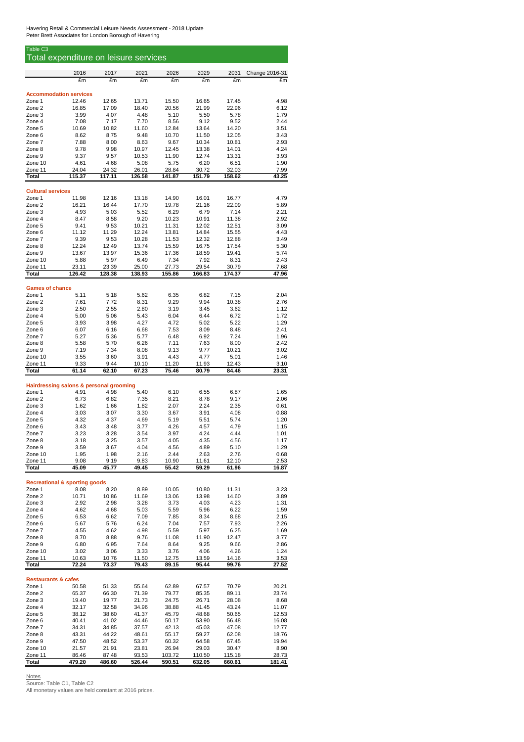Havering Retail & Commercial Leisure Needs Assessment - 2018 Update
Peter Brett Associates for London Borough of Havering

## Table C3
## Total expenditure on leisure services

| | 2016 | 2017 | 2021 | 2026 | 2029 | 2031 | Change 2016-31 |
|---|---|---|---|---|---|---|---|
| | £m | £m | £m | £m | £m | £m | £m |
| **Accommodation services** | | | | | | | |
| Zone 1 | 12.46 | 12.65 | 13.71 | 15.50 | 16.65 | 17.45 | 4.98 |
| Zone 2 | 16.85 | 17.09 | 18.40 | 20.56 | 21.99 | 22.96 | 6.12 |
| Zone 3 | 3.99 | 4.07 | 4.48 | 5.10 | 5.50 | 5.78 | 1.79 |
| Zone 4 | 7.08 | 7.17 | 7.70 | 8.56 | 9.12 | 9.52 | 2.44 |
| Zone 5 | 10.69 | 10.82 | 11.60 | 12.84 | 13.64 | 14.20 | 3.51 |
| Zone 6 | 8.62 | 8.75 | 9.48 | 10.70 | 11.50 | 12.05 | 3.43 |
| Zone 7 | 7.88 | 8.00 | 8.63 | 9.67 | 10.34 | 10.81 | 2.93 |
| Zone 8 | 9.78 | 9.98 | 10.97 | 12.45 | 13.38 | 14.01 | 4.24 |
| Zone 9 | 9.37 | 9.57 | 10.53 | 11.90 | 12.74 | 13.31 | 3.93 |
| Zone 10 | 4.61 | 4.68 | 5.08 | 5.75 | 6.20 | 6.51 | 1.90 |
| Zone 11 | 24.04 | 24.32 | 26.01 | 28.84 | 30.72 | 32.03 | 7.99 |
| **Total** | **115.37** | **117.11** | **126.58** | **141.87** | **151.79** | **158.62** | **43.25** |
| **Cultural services** | | | | | | | |
| Zone 1 | 11.98 | 12.16 | 13.18 | 14.90 | 16.01 | 16.77 | 4.79 |
| Zone 2 | 16.21 | 16.44 | 17.70 | 19.78 | 21.16 | 22.09 | 5.89 |
| Zone 3 | 4.93 | 5.03 | 5.52 | 6.29 | 6.79 | 7.14 | 2.21 |
| Zone 4 | 8.47 | 8.58 | 9.20 | 10.23 | 10.91 | 11.38 | 2.92 |
| Zone 5 | 9.41 | 9.53 | 10.21 | 11.31 | 12.02 | 12.51 | 3.09 |
| Zone 6 | 11.12 | 11.29 | 12.24 | 13.81 | 14.84 | 15.55 | 4.43 |
| Zone 7 | 9.39 | 9.53 | 10.28 | 11.53 | 12.32 | 12.88 | 3.49 |
| Zone 8 | 12.24 | 12.49 | 13.74 | 15.59 | 16.75 | 17.54 | 5.30 |
| Zone 9 | 13.67 | 13.97 | 15.36 | 17.36 | 18.59 | 19.41 | 5.74 |
| Zone 10 | 5.88 | 5.97 | 6.49 | 7.34 | 7.92 | 8.31 | 2.43 |
| Zone 11 | 23.11 | 23.39 | 25.00 | 27.73 | 29.54 | 30.79 | 7.68 |
| **Total** | **126.42** | **128.38** | **138.93** | **155.86** | **166.83** | **174.37** | **47.96** |
| **Games of chance** | | | | | | | |
| Zone 1 | 5.11 | 5.18 | 5.62 | 6.35 | 6.82 | 7.15 | 2.04 |
| Zone 2 | 7.61 | 7.72 | 8.31 | 9.29 | 9.94 | 10.38 | 2.76 |
| Zone 3 | 2.50 | 2.55 | 2.80 | 3.19 | 3.45 | 3.62 | 1.12 |
| Zone 4 | 5.00 | 5.06 | 5.43 | 6.04 | 6.44 | 6.72 | 1.72 |
| Zone 5 | 3.93 | 3.98 | 4.27 | 4.72 | 5.02 | 5.22 | 1.29 |
| Zone 6 | 6.07 | 6.16 | 6.68 | 7.53 | 8.09 | 8.48 | 2.41 |
| Zone 7 | 5.27 | 5.36 | 5.77 | 6.48 | 6.92 | 7.24 | 1.96 |
| Zone 8 | 5.58 | 5.70 | 6.26 | 7.11 | 7.63 | 8.00 | 2.42 |
| Zone 9 | 7.19 | 7.34 | 8.08 | 9.13 | 9.77 | 10.21 | 3.02 |
| Zone 10 | 3.55 | 3.60 | 3.91 | 4.43 | 4.77 | 5.01 | 1.46 |
| Zone 11 | 9.33 | 9.44 | 10.10 | 11.20 | 11.93 | 12.43 | 3.10 |
| **Total** | **61.14** | **62.10** | **67.23** | **75.46** | **80.79** | **84.46** | **23.31** |
| **Hairdressing salons & personal grooming** | | | | | | | |
| Zone 1 | 4.91 | 4.98 | 5.40 | 6.10 | 6.55 | 6.87 | 1.65 |
| Zone 2 | 6.73 | 6.82 | 7.35 | 8.21 | 8.78 | 9.17 | 2.06 |
| Zone 3 | 1.62 | 1.66 | 1.82 | 2.07 | 2.24 | 2.35 | 0.61 |
| Zone 4 | 3.03 | 3.07 | 3.30 | 3.67 | 3.91 | 4.08 | 0.88 |
| Zone 5 | 4.32 | 4.37 | 4.69 | 5.19 | 5.51 | 5.74 | 1.20 |
| Zone 6 | 3.43 | 3.48 | 3.77 | 4.26 | 4.57 | 4.79 | 1.15 |
| Zone 7 | 3.23 | 3.28 | 3.54 | 3.97 | 4.24 | 4.44 | 1.01 |
| Zone 8 | 3.18 | 3.25 | 3.57 | 4.05 | 4.35 | 4.56 | 1.17 |
| Zone 9 | 3.59 | 3.67 | 4.04 | 4.56 | 4.89 | 5.10 | 1.29 |
| Zone 10 | 1.95 | 1.98 | 2.16 | 2.44 | 2.63 | 2.76 | 0.68 |
| Zone 11 | 9.08 | 9.19 | 9.83 | 10.90 | 11.61 | 12.10 | 2.53 |
| **Total** | **45.09** | **45.77** | **49.45** | **55.42** | **59.29** | **61.96** | **16.87** |
| **Recreational & sporting goods** | | | | | | | |
| Zone 1 | 8.08 | 8.20 | 8.89 | 10.05 | 10.80 | 11.31 | 3.23 |
| Zone 2 | 10.71 | 10.86 | 11.69 | 13.06 | 13.98 | 14.60 | 3.89 |
| Zone 3 | 2.92 | 2.98 | 3.28 | 3.73 | 4.03 | 4.23 | 1.31 |
| Zone 4 | 4.62 | 4.68 | 5.03 | 5.59 | 5.96 | 6.22 | 1.59 |
| Zone 5 | 6.53 | 6.62 | 7.09 | 7.85 | 8.34 | 8.68 | 2.15 |
| Zone 6 | 5.67 | 5.76 | 6.24 | 7.04 | 7.57 | 7.93 | 2.26 |
| Zone 7 | 4.55 | 4.62 | 4.98 | 5.59 | 5.97 | 6.25 | 1.69 |
| Zone 8 | 8.70 | 8.88 | 9.76 | 11.08 | 11.90 | 12.47 | 3.77 |
| Zone 9 | 6.80 | 6.95 | 7.64 | 8.64 | 9.25 | 9.66 | 2.86 |
| Zone 10 | 3.02 | 3.06 | 3.33 | 3.76 | 4.06 | 4.26 | 1.24 |
| Zone 11 | 10.63 | 10.76 | 11.50 | 12.75 | 13.59 | 14.16 | 3.53 |
| **Total** | **72.24** | **73.37** | **79.43** | **89.15** | **95.44** | **99.76** | **27.52** |
| **Restaurants & cafes** | | | | | | | |
| Zone 1 | 50.58 | 51.33 | 55.64 | 62.89 | 67.57 | 70.79 | 20.21 |
| Zone 2 | 65.37 | 66.30 | 71.39 | 79.77 | 85.35 | 89.11 | 23.74 |
| Zone 3 | 19.40 | 19.77 | 21.73 | 24.75 | 26.71 | 28.08 | 8.68 |
| Zone 4 | 32.17 | 32.58 | 34.96 | 38.88 | 41.45 | 43.24 | 11.07 |
| Zone 5 | 38.12 | 38.60 | 41.37 | 45.79 | 48.68 | 50.65 | 12.53 |
| Zone 6 | 40.41 | 41.02 | 44.46 | 50.17 | 53.90 | 56.48 | 16.08 |
| Zone 7 | 34.31 | 34.85 | 37.57 | 42.13 | 45.03 | 47.08 | 12.77 |
| Zone 8 | 43.31 | 44.22 | 48.61 | 55.17 | 59.27 | 62.08 | 18.76 |
| Zone 9 | 47.50 | 48.52 | 53.37 | 60.32 | 64.58 | 67.45 | 19.94 |
| Zone 10 | 21.57 | 21.91 | 23.81 | 26.94 | 29.03 | 30.47 | 8.90 |
| Zone 11 | 86.46 | 87.48 | 93.53 | 103.72 | 110.50 | 115.18 | 28.73 |
| **Total** | **479.20** | **486.60** | **526.44** | **590.51** | **632.05** | **660.61** | **181.41** |

Notes
Source: Table C1, Table C2
All monetary values are held constant at 2016 prices.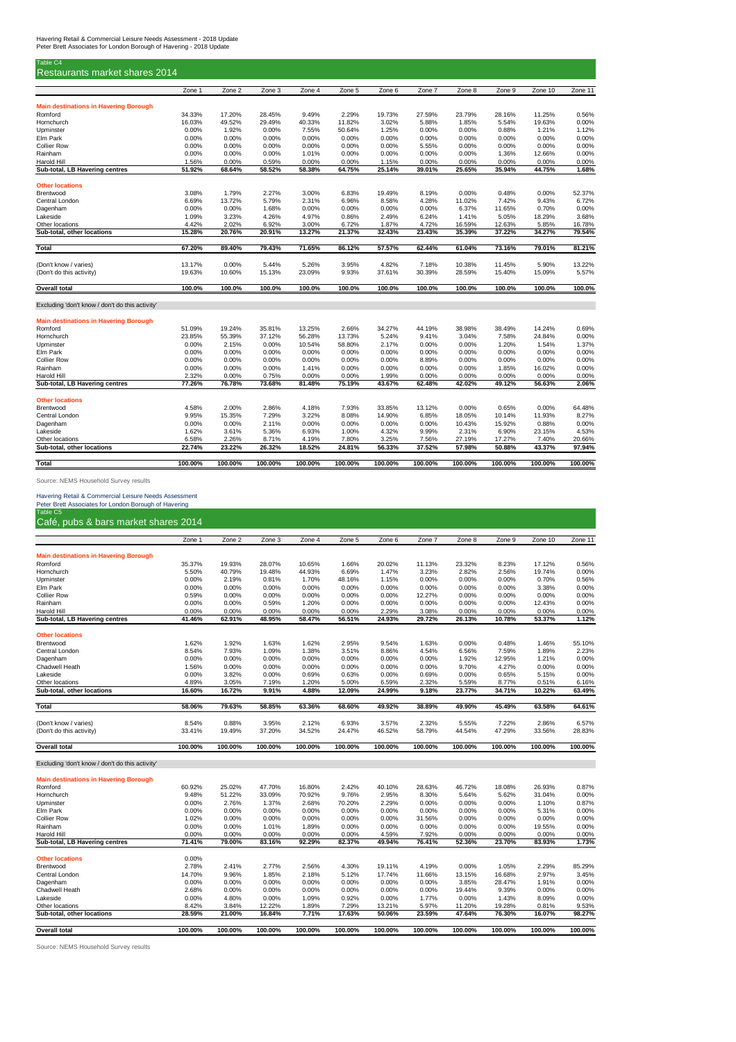Havering Retail & Commercial Leisure Needs Assessment - 2018 Update
Peter Brett Associates for London Borough of Havering - 2018 Update

Table C4

## Restaurants market shares 2014

| | Zone 1 | Zone 2 | Zone 3 | Zone 4 | Zone 5 | Zone 6 | Zone 7 | Zone 8 | Zone 9 | Zone 10 | Zone 11 |
|---|---|---|---|---|---|---|---|---|---|---|---|
| **Main destinations in Havering Borough** | | | | | | | | | | | |
| Romford | 34.33% | 17.20% | 28.45% | 9.49% | 2.29% | 19.73% | 27.59% | 23.79% | 28.16% | 11.25% | 0.56% |
| Hornchurch | 16.03% | 49.52% | 29.49% | 40.33% | 11.82% | 3.02% | 5.88% | 1.85% | 5.54% | 19.63% | 0.00% |
| Upminster | 0.00% | 1.92% | 0.00% | 7.55% | 50.64% | 1.25% | 0.00% | 0.00% | 0.88% | 1.21% | 1.12% |
| Elm Park | 0.00% | 0.00% | 0.00% | 0.00% | 0.00% | 0.00% | 0.00% | 0.00% | 0.00% | 0.00% | 0.00% |
| Collier Row | 0.00% | 0.00% | 0.00% | 0.00% | 0.00% | 0.00% | 5.55% | 0.00% | 0.00% | 0.00% | 0.00% |
| Rainham | 0.00% | 0.00% | 0.00% | 1.01% | 0.00% | 0.00% | 0.00% | 0.00% | 1.36% | 12.66% | 0.00% |
| Harold Hill | 1.56% | 0.00% | 0.59% | 0.00% | 0.00% | 1.15% | 0.00% | 0.00% | 0.00% | 0.00% | 0.00% |
| **Sub-total, LB Havering centres** | **51.92%** | **68.64%** | **58.52%** | **58.38%** | **64.75%** | **25.14%** | **39.01%** | **25.65%** | **35.94%** | **44.75%** | **1.68%** |
| **Other locations** | | | | | | | | | | | |
| Brentwood | 3.08% | 1.79% | 2.27% | 3.00% | 6.83% | 19.49% | 8.19% | 0.00% | 0.48% | 0.00% | 52.37% |
| Central London | 6.69% | 13.72% | 5.79% | 2.31% | 6.96% | 8.58% | 4.28% | 11.02% | 7.42% | 9.43% | 6.72% |
| Dagenham | 0.00% | 0.00% | 1.68% | 0.00% | 0.00% | 0.00% | 0.00% | 6.37% | 11.65% | 0.70% | 0.00% |
| Lakeside | 1.09% | 3.23% | 4.26% | 4.97% | 0.86% | 2.49% | 6.24% | 1.41% | 5.05% | 18.29% | 3.68% |
| Other locations | 4.42% | 2.02% | 6.92% | 3.00% | 6.72% | 1.87% | 4.72% | 16.59% | 12.63% | 5.85% | 16.78% |
| **Sub-total, other locations** | **15.28%** | **20.76%** | **20.91%** | **13.27%** | **21.37%** | **32.43%** | **23.43%** | **35.39%** | **37.22%** | **34.27%** | **79.54%** |
| **Total** | **67.20%** | **89.40%** | **79.43%** | **71.65%** | **86.12%** | **57.57%** | **62.44%** | **61.04%** | **73.16%** | **79.01%** | **81.21%** |
| (Don't know / varies) | 13.17% | 0.00% | 5.44% | 5.26% | 3.95% | 4.82% | 7.18% | 10.38% | 11.45% | 5.90% | 13.22% |
| (Don't do this activity) | 19.63% | 10.60% | 15.13% | 23.09% | 9.93% | 37.61% | 30.39% | 28.59% | 15.40% | 15.09% | 5.57% |
| **Overall total** | **100.0%** | **100.0%** | **100.0%** | **100.0%** | **100.0%** | **100.0%** | **100.0%** | **100.0%** | **100.0%** | **100.0%** | **100.0%** |
| Excluding 'don't know / don't do this activity' | | | | | | | | | | | |
| **Main destinations in Havering Borough** | | | | | | | | | | | |
| Romford | 51.09% | 19.24% | 35.81% | 13.25% | 2.66% | 34.27% | 44.19% | 38.98% | 38.49% | 14.24% | 0.69% |
| Hornchurch | 23.85% | 55.39% | 37.12% | 56.28% | 13.73% | 5.24% | 9.41% | 3.04% | 7.58% | 24.84% | 0.00% |
| Upminster | 0.00% | 2.15% | 0.00% | 10.54% | 58.80% | 2.17% | 0.00% | 0.00% | 1.20% | 1.54% | 1.37% |
| Elm Park | 0.00% | 0.00% | 0.00% | 0.00% | 0.00% | 0.00% | 0.00% | 0.00% | 0.00% | 0.00% | 0.00% |
| Collier Row | 0.00% | 0.00% | 0.00% | 0.00% | 0.00% | 0.00% | 8.89% | 0.00% | 0.00% | 0.00% | 0.00% |
| Rainham | 0.00% | 0.00% | 0.00% | 1.41% | 0.00% | 0.00% | 0.00% | 0.00% | 1.85% | 16.02% | 0.00% |
| Harold Hill | 2.32% | 0.00% | 0.75% | 0.00% | 0.00% | 1.99% | 0.00% | 0.00% | 0.00% | 0.00% | 0.00% |
| **Sub-total, LB Havering centres** | **77.26%** | **76.78%** | **73.68%** | **81.48%** | **75.19%** | **43.67%** | **62.48%** | **42.02%** | **49.12%** | **56.63%** | **2.06%** |
| **Other locations** | | | | | | | | | | | |
| Brentwood | 4.58% | 2.00% | 2.86% | 4.18% | 7.93% | 33.85% | 13.12% | 0.00% | 0.65% | 0.00% | 64.48% |
| Central London | 9.95% | 15.35% | 7.29% | 3.22% | 8.08% | 14.90% | 6.85% | 18.05% | 10.14% | 11.93% | 8.27% |
| Dagenham | 0.00% | 0.00% | 2.11% | 0.00% | 0.00% | 0.00% | 0.00% | 10.43% | 15.92% | 0.88% | 0.00% |
| Lakeside | 1.62% | 3.61% | 5.36% | 6.93% | 1.00% | 4.32% | 9.99% | 2.31% | 6.90% | 23.15% | 4.53% |
| Other locations | 6.58% | 2.26% | 8.71% | 4.19% | 7.80% | 3.25% | 7.56% | 27.19% | 17.27% | 7.40% | 20.66% |
| **Sub-total, other locations** | **22.74%** | **23.22%** | **26.32%** | **18.52%** | **24.81%** | **56.33%** | **37.52%** | **57.98%** | **50.88%** | **43.37%** | **97.94%** |
| **Total** | **100.00%** | **100.00%** | **100.00%** | **100.00%** | **100.00%** | **100.00%** | **100.00%** | **100.00%** | **100.00%** | **100.00%** | **100.00%** |

Source: NEMS Household Survey results

Havering Retail & Commercial Leisure Needs Assessment
Peter Brett Associates for London Borough of Havering

Table C5

## Café, pubs & bars market shares 2014

| | Zone 1 | Zone 2 | Zone 3 | Zone 4 | Zone 5 | Zone 6 | Zone 7 | Zone 8 | Zone 9 | Zone 10 | Zone 11 |
|---|---|---|---|---|---|---|---|---|---|---|---|
| **Main destinations in Havering Borough** | | | | | | | | | | | |
| Romford | 35.37% | 19.93% | 28.07% | 10.65% | 1.66% | 20.02% | 11.13% | 23.32% | 8.23% | 17.12% | 0.56% |
| Hornchurch | 5.50% | 40.79% | 19.48% | 44.93% | 6.69% | 1.47% | 3.23% | 2.82% | 2.56% | 19.74% | 0.00% |
| Upminster | 0.00% | 2.19% | 0.81% | 1.70% | 48.16% | 1.15% | 0.00% | 0.00% | 0.00% | 0.70% | 0.56% |
| Elm Park | 0.00% | 0.00% | 0.00% | 0.00% | 0.00% | 0.00% | 0.00% | 0.00% | 0.00% | 3.38% | 0.00% |
| Collier Row | 0.59% | 0.00% | 0.00% | 0.00% | 0.00% | 0.00% | 12.27% | 0.00% | 0.00% | 0.00% | 0.00% |
| Rainham | 0.00% | 0.00% | 0.59% | 1.20% | 0.00% | 0.00% | 0.00% | 0.00% | 0.00% | 12.43% | 0.00% |
| Harold Hill | 0.00% | 0.00% | 0.00% | 0.00% | 0.00% | 2.29% | 3.08% | 0.00% | 0.00% | 0.00% | 0.00% |
| **Sub-total, LB Havering centres** | **41.46%** | **62.91%** | **48.95%** | **58.47%** | **56.51%** | **24.93%** | **29.72%** | **26.13%** | **10.78%** | **53.37%** | **1.12%** |
| **Other locations** | | | | | | | | | | | |
| Brentwood | 1.62% | 1.92% | 1.63% | 1.62% | 2.95% | 9.54% | 1.63% | 0.00% | 0.48% | 1.46% | 55.10% |
| Central London | 8.54% | 7.93% | 1.09% | 1.38% | 3.51% | 8.86% | 4.54% | 6.56% | 7.59% | 1.89% | 2.23% |
| Dagenham | 0.00% | 0.00% | 0.00% | 0.00% | 0.00% | 0.00% | 0.00% | 1.92% | 12.95% | 1.21% | 0.00% |
| Chadwell Heath | 1.56% | 0.00% | 0.00% | 0.00% | 0.00% | 0.00% | 0.00% | 9.70% | 4.27% | 0.00% | 0.00% |
| Lakeside | 0.00% | 3.82% | 0.00% | 0.69% | 0.63% | 0.00% | 0.69% | 0.00% | 0.65% | 5.15% | 0.00% |
| Other locations | 4.89% | 3.05% | 7.19% | 1.20% | 5.00% | 6.59% | 2.32% | 5.59% | 8.77% | 0.51% | 6.16% |
| **Sub-total, other locations** | **16.60%** | **16.72%** | **9.91%** | **4.88%** | **12.09%** | **24.99%** | **9.18%** | **23.77%** | **34.71%** | **10.22%** | **63.49%** |
| **Total** | **58.06%** | **79.63%** | **58.85%** | **63.36%** | **68.60%** | **49.92%** | **38.89%** | **49.90%** | **45.49%** | **63.58%** | **64.61%** |
| (Don't know / varies) | 8.54% | 0.88% | 3.95% | 2.12% | 6.93% | 3.57% | 2.32% | 5.55% | 7.22% | 2.86% | 6.57% |
| (Don't do this activity) | 33.41% | 19.49% | 37.20% | 34.52% | 24.47% | 46.52% | 58.79% | 44.54% | 47.29% | 33.56% | 28.83% |
| **Overall total** | **100.00%** | **100.00%** | **100.00%** | **100.00%** | **100.00%** | **100.00%** | **100.00%** | **100.00%** | **100.00%** | **100.00%** | **100.00%** |
| Excluding 'don't know / don't do this activity' | | | | | | | | | | | |
| **Main destinations in Havering Borough** | | | | | | | | | | | |
| Romford | 60.92% | 25.02% | 47.70% | 16.80% | 2.42% | 40.10% | 28.63% | 46.72% | 18.08% | 26.93% | 0.87% |
| Hornchurch | 9.48% | 51.22% | 33.09% | 70.92% | 9.76% | 2.95% | 8.30% | 5.64% | 5.62% | 31.04% | 0.00% |
| Upminster | 0.00% | 2.76% | 1.37% | 2.68% | 70.20% | 2.29% | 0.00% | 0.00% | 0.00% | 1.10% | 0.87% |
| Elm Park | 0.00% | 0.00% | 0.00% | 0.00% | 0.00% | 0.00% | 0.00% | 0.00% | 0.00% | 5.31% | 0.00% |
| Collier Row | 1.02% | 0.00% | 0.00% | 0.00% | 0.00% | 0.00% | 31.56% | 0.00% | 0.00% | 0.00% | 0.00% |
| Rainham | 0.00% | 0.00% | 1.01% | 1.89% | 0.00% | 0.00% | 0.00% | 0.00% | 0.00% | 19.55% | 0.00% |
| Harold Hill | 0.00% | 0.00% | 0.00% | 0.00% | 0.00% | 4.59% | 7.92% | 0.00% | 0.00% | 0.00% | 0.00% |
| **Sub-total, LB Havering centres** | **71.41%** | **79.00%** | **83.16%** | **92.29%** | **82.37%** | **49.94%** | **76.41%** | **52.36%** | **23.70%** | **83.93%** | **1.73%** |
| **Other locations** | 0.00% | | | | | | | | | | |
| Brentwood | 2.78% | 2.41% | 2.77% | 2.56% | 4.30% | 19.11% | 4.19% | 0.00% | 1.05% | 2.29% | 85.29% |
| Central London | 14.70% | 9.96% | 1.85% | 2.18% | 5.12% | 17.74% | 11.66% | 13.15% | 16.68% | 2.97% | 3.45% |
| Dagenham | 0.00% | 0.00% | 0.00% | 0.00% | 0.00% | 0.00% | 0.00% | 3.85% | 28.47% | 1.91% | 0.00% |
| Chadwell Heath | 2.68% | 0.00% | 0.00% | 0.00% | 0.00% | 0.00% | 0.00% | 19.44% | 9.39% | 0.00% | 0.00% |
| Lakeside | 0.00% | 4.80% | 0.00% | 1.09% | 0.92% | 0.00% | 1.77% | 0.00% | 1.43% | 8.09% | 0.00% |
| Other locations | 8.42% | 3.84% | 12.22% | 1.89% | 7.29% | 13.21% | 5.97% | 11.20% | 19.28% | 0.81% | 9.53% |
| **Sub-total, other locations** | **28.59%** | **21.00%** | **16.84%** | **7.71%** | **17.63%** | **50.06%** | **23.59%** | **47.64%** | **76.30%** | **16.07%** | **98.27%** |
| **Overall total** | **100.00%** | **100.00%** | **100.00%** | **100.00%** | **100.00%** | **100.00%** | **100.00%** | **100.00%** | **100.00%** | **100.00%** | **100.00%** |

Source: NEMS Household Survey results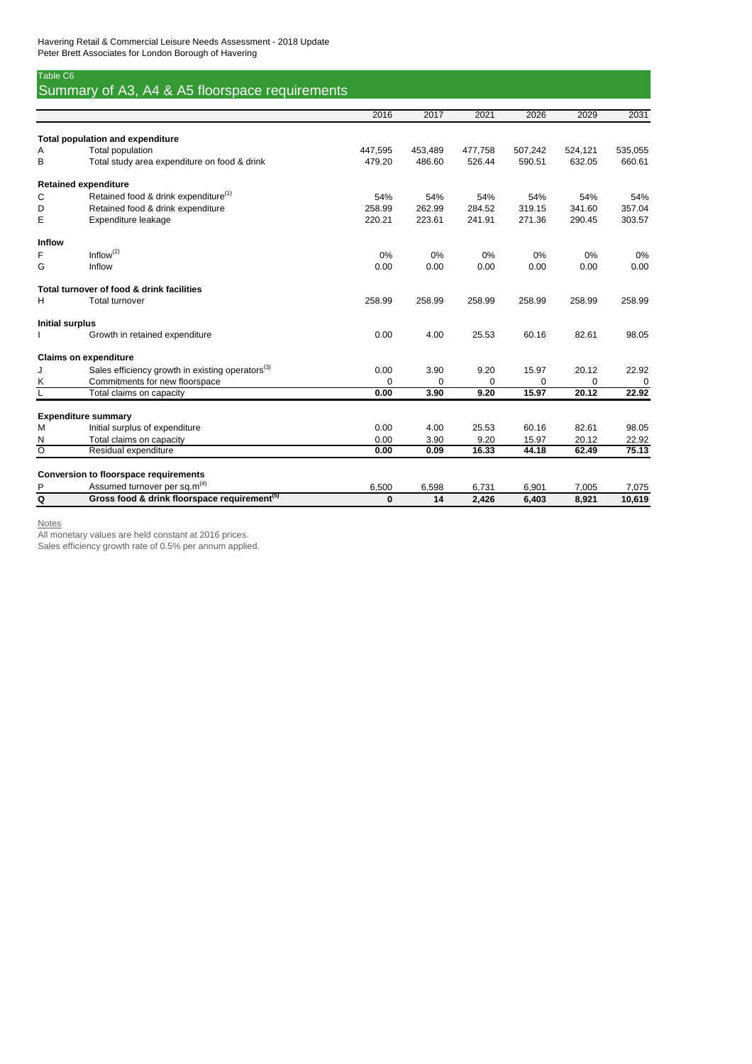Havering Retail & Commercial Leisure Needs Assessment - 2018 Update
Peter Brett Associates for London Borough of Havering

Table C6

## Summary of A3, A4 & A5 floorspace requirements

| | | 2016 | 2017 | 2021 | 2026 | 2029 | 2031 |
|---|---|---|---|---|---|---|---|
| **Total population and expenditure** | | | | | | | |
| A | Total population | 447,595 | 453,489 | 477,758 | 507,242 | 524,121 | 535,055 |
| B | Total study area expenditure on food & drink | 479.20 | 486.60 | 526.44 | 590.51 | 632.05 | 660.61 |
| **Retained expenditure** | | | | | | | |
| C | Retained food & drink expenditure[1] | 54% | 54% | 54% | 54% | 54% | 54% |
| D | Retained food & drink expenditure | 258.99 | 262.99 | 284.52 | 319.15 | 341.60 | 357.04 |
| E | Expenditure leakage | 220.21 | 223.61 | 241.91 | 271.36 | 290.45 | 303.57 |
| **Inflow** | | | | | | | |
| F | Inflow[2] | 0% | 0% | 0% | 0% | 0% | 0% |
| G | Inflow | 0.00 | 0.00 | 0.00 | 0.00 | 0.00 | 0.00 |
| **Total turnover of food & drink facilities** | | | | | | | |
| H | Total turnover | 258.99 | 258.99 | 258.99 | 258.99 | 258.99 | 258.99 |
| **Initial surplus** | | | | | | | |
| I | Growth in retained expenditure | 0.00 | 4.00 | 25.53 | 60.16 | 82.61 | 98.05 |
| **Claims on expenditure** | | | | | | | |
| J | Sales efficiency growth in existing operators[3] | 0.00 | 3.90 | 9.20 | 15.97 | 20.12 | 22.92 |
| K | Commitments for new floorspace | 0 | 0 | 0 | 0 | 0 | 0 |
| L | Total claims on capacity | **0.00** | **3.90** | **9.20** | **15.97** | **20.12** | **22.92** |
| **Expenditure summary** | | | | | | | |
| M | Initial surplus of expenditure | 0.00 | 4.00 | 25.53 | 60.16 | 82.61 | 98.05 |
| N | Total claims on capacity | 0.00 | 3.90 | 9.20 | 15.97 | 20.12 | 22.92 |
| O | Residual expenditure | **0.00** | **0.09** | **16.33** | **44.18** | **62.49** | **75.13** |
| **Conversion to floorspace requirements** | | | | | | | |
| P | Assumed turnover per sq.m[4] | 6,500 | 6,598 | 6,731 | 6,901 | 7,005 | 7,075 |
| **Q** | **Gross food & drink floorspace requirement[5]** | **0** | **14** | **2,426** | **6,403** | **8,921** | **10,619** |

Notes
All monetary values are held constant at 2016 prices.
Sales efficiency growth rate of 0.5% per annum applied.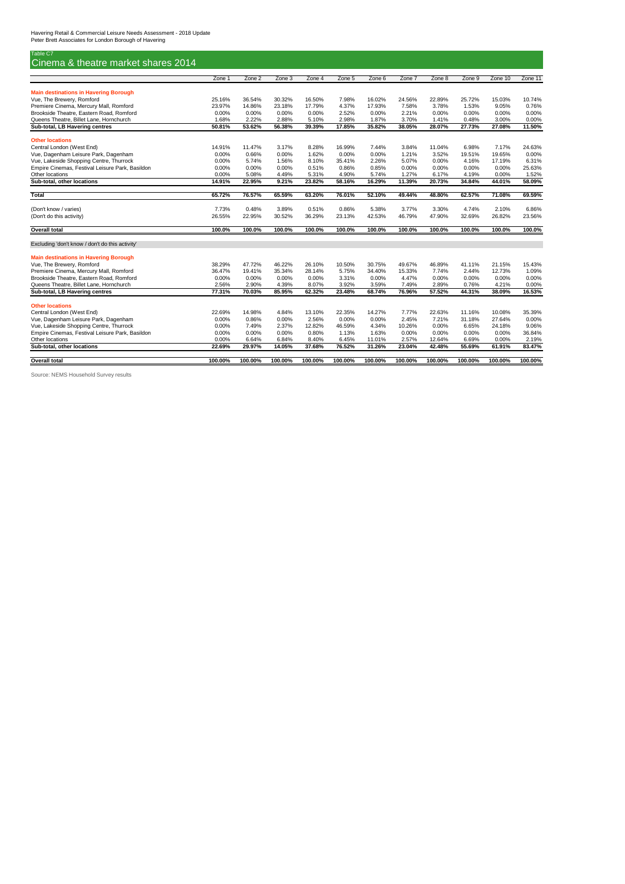Havering Retail & Commercial Leisure Needs Assessment - 2018 Update
Peter Brett Associates for London Borough of Havering

Table C7

## Cinema & theatre market shares 2014

| | Zone 1 | Zone 2 | Zone 3 | Zone 4 | Zone 5 | Zone 6 | Zone 7 | Zone 8 | Zone 9 | Zone 10 | Zone 11 |
|---|---|---|---|---|---|---|---|---|---|---|---|
| **Main destinations in Havering Borough** | | | | | | | | | | | |
| Vue, The Brewery, Romford | 25.16% | 36.54% | 30.32% | 16.50% | 7.98% | 16.02% | 24.56% | 22.89% | 25.72% | 15.03% | 10.74% |
| Premiere Cinema, Mercury Mall, Romford | 23.97% | 14.86% | 23.18% | 17.79% | 4.37% | 17.93% | 7.58% | 3.78% | 1.53% | 9.05% | 0.76% |
| Brookside Theatre, Eastern Road, Romford | 0.00% | 0.00% | 0.00% | 0.00% | 2.52% | 0.00% | 2.21% | 0.00% | 0.00% | 0.00% | 0.00% |
| Queens Theatre, Billet Lane, Hornchurch | 1.68% | 2.22% | 2.88% | 5.10% | 2.98% | 1.87% | 3.70% | 1.41% | 0.48% | 3.00% | 0.00% |
| **Sub-total, LB Havering centres** | **50.81%** | **53.62%** | **56.38%** | **39.39%** | **17.85%** | **35.82%** | **38.05%** | **28.07%** | **27.73%** | **27.08%** | **11.50%** |
| **Other locations** | | | | | | | | | | | |
| Central London (West End) | 14.91% | 11.47% | 3.17% | 8.28% | 16.99% | 7.44% | 3.84% | 11.04% | 6.98% | 7.17% | 24.63% |
| Vue, Dagenham Leisure Park, Dagenham | 0.00% | 0.66% | 0.00% | 1.62% | 0.00% | 0.00% | 1.21% | 3.52% | 19.51% | 19.65% | 0.00% |
| Vue, Lakeside Shopping Centre, Thurrock | 0.00% | 5.74% | 1.56% | 8.10% | 35.41% | 2.26% | 5.07% | 0.00% | 4.16% | 17.19% | 6.31% |
| Empire Cinemas, Festival Leisure Park, Basildon | 0.00% | 0.00% | 0.00% | 0.51% | 0.86% | 0.85% | 0.00% | 0.00% | 0.00% | 0.00% | 25.63% |
| Other locations | 0.00% | 5.08% | 4.49% | 5.31% | 4.90% | 5.74% | 1.27% | 6.17% | 4.19% | 0.00% | 1.52% |
| **Sub-total, other locations** | **14.91%** | **22.95%** | **9.21%** | **23.82%** | **58.16%** | **16.29%** | **11.39%** | **20.73%** | **34.84%** | **44.01%** | **58.09%** |
| **Total** | **65.72%** | **76.57%** | **65.59%** | **63.20%** | **76.01%** | **52.10%** | **49.44%** | **48.80%** | **62.57%** | **71.08%** | **69.59%** |
| (Don't know / varies) | 7.73% | 0.48% | 3.89% | 0.51% | 0.86% | 5.38% | 3.77% | 3.30% | 4.74% | 2.10% | 6.86% |
| (Don't do this activity) | 26.55% | 22.95% | 30.52% | 36.29% | 23.13% | 42.53% | 46.79% | 47.90% | 32.69% | 26.82% | 23.56% |
| **Overall total** | **100.0%** | **100.0%** | **100.0%** | **100.0%** | **100.0%** | **100.0%** | **100.0%** | **100.0%** | **100.0%** | **100.0%** | **100.0%** |
| Excluding 'don't know / don't do this activity' | | | | | | | | | | | |
| **Main destinations in Havering Borough** | | | | | | | | | | | |
| Vue, The Brewery, Romford | 38.29% | 47.72% | 46.22% | 26.10% | 10.50% | 30.75% | 49.67% | 46.89% | 41.11% | 21.15% | 15.43% |
| Premiere Cinema, Mercury Mall, Romford | 36.47% | 19.41% | 35.34% | 28.14% | 5.75% | 34.40% | 15.33% | 7.74% | 2.44% | 12.73% | 1.09% |
| Brookside Theatre, Eastern Road, Romford | 0.00% | 0.00% | 0.00% | 0.00% | 3.31% | 0.00% | 4.47% | 0.00% | 0.00% | 0.00% | 0.00% |
| Queens Theatre, Billet Lane, Hornchurch | 2.56% | 2.90% | 4.39% | 8.07% | 3.92% | 3.59% | 7.49% | 2.89% | 0.76% | 4.21% | 0.00% |
| **Sub-total, LB Havering centres** | **77.31%** | **70.03%** | **85.95%** | **62.32%** | **23.48%** | **68.74%** | **76.96%** | **57.52%** | **44.31%** | **38.09%** | **16.53%** |
| **Other locations** | | | | | | | | | | | |
| Central London (West End) | 22.69% | 14.98% | 4.84% | 13.10% | 22.35% | 14.27% | 7.77% | 22.63% | 11.16% | 10.08% | 35.39% |
| Vue, Dagenham Leisure Park, Dagenham | 0.00% | 0.86% | 0.00% | 2.56% | 0.00% | 0.00% | 2.45% | 7.21% | 31.18% | 27.64% | 0.00% |
| Vue, Lakeside Shopping Centre, Thurrock | 0.00% | 7.49% | 2.37% | 12.82% | 46.59% | 4.34% | 10.26% | 0.00% | 6.65% | 24.18% | 9.06% |
| Empire Cinemas, Festival Leisure Park, Basildon | 0.00% | 0.00% | 0.00% | 0.80% | 1.13% | 1.63% | 0.00% | 0.00% | 0.00% | 0.00% | 36.84% |
| Other locations | 0.00% | 6.64% | 6.84% | 8.40% | 6.45% | 11.01% | 2.57% | 12.64% | 6.69% | 0.00% | 2.19% |
| **Sub-total, other locations** | **22.69%** | **29.97%** | **14.05%** | **37.68%** | **76.52%** | **31.26%** | **23.04%** | **42.48%** | **55.69%** | **61.91%** | **83.47%** |
| **Overall total** | **100.00%** | **100.00%** | **100.00%** | **100.00%** | **100.00%** | **100.00%** | **100.00%** | **100.00%** | **100.00%** | **100.00%** | **100.00%** |

Source: NEMS Household Survey results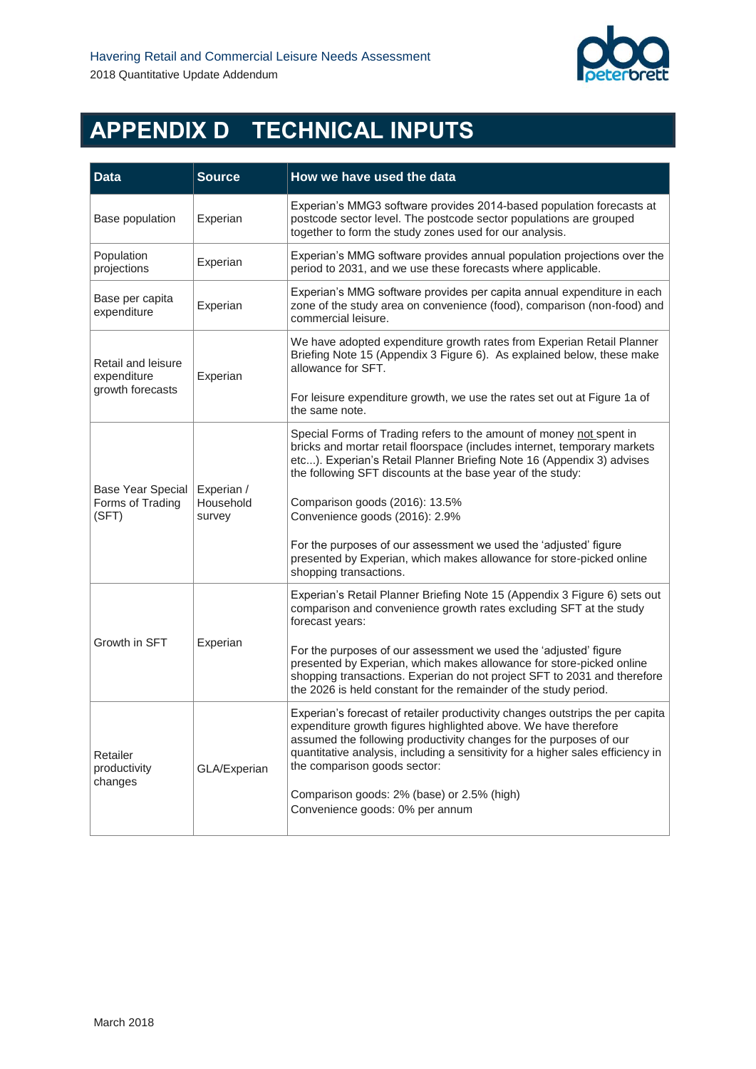# APPENDIX D TECHNICAL INPUTS

| Data | Source | How we have used the data |
|---|---|---|
| Base population | Experian | Experian's MMG3 software provides 2014-based population forecasts at postcode sector level. The postcode sector populations are grouped together to form the study zones used for our analysis. |
| Population projections | Experian | Experian's MMG software provides annual population projections over the period to 2031, and we use these forecasts where applicable. |
| Base per capita expenditure | Experian | Experian's MMG software provides per capita annual expenditure in each zone of the study area on convenience (food), comparison (non-food) and commercial leisure. |
| Retail and leisure expenditure growth forecasts | Experian | We have adopted expenditure growth rates from Experian Retail Planner Briefing Note 15 (Appendix 3 Figure 6). As explained below, these make allowance for SFT.<br><br>For leisure expenditure growth, we use the rates set out at Figure 1a of the same note. |
| Base Year Special Forms of Trading (SFT) | Experian / Household survey | Special Forms of Trading refers to the amount of money not spent in bricks and mortar retail floorspace (includes internet, temporary markets etc...). Experian's Retail Planner Briefing Note 16 (Appendix 3) advises the following SFT discounts at the base year of the study:<br><br>Comparison goods (2016): 13.5%<br>Convenience goods (2016): 2.9%<br><br>For the purposes of our assessment we used the 'adjusted' figure presented by Experian, which makes allowance for store-picked online shopping transactions. |
| Growth in SFT | Experian | Experian's Retail Planner Briefing Note 15 (Appendix 3 Figure 6) sets out comparison and convenience growth rates excluding SFT at the study forecast years:<br><br>For the purposes of our assessment we used the 'adjusted' figure presented by Experian, which makes allowance for store-picked online shopping transactions. Experian do not project SFT to 2031 and therefore the 2026 is held constant for the remainder of the study period. |
| Retailer productivity changes | GLA/Experian | Experian's forecast of retailer productivity changes outstrips the per capita expenditure growth figures highlighted above. We have therefore assumed the following productivity changes for the purposes of our quantitative analysis, including a sensitivity for a higher sales efficiency in the comparison goods sector:<br><br>Comparison goods: 2% (base) or 2.5% (high)<br>Convenience goods: 0% per annum |